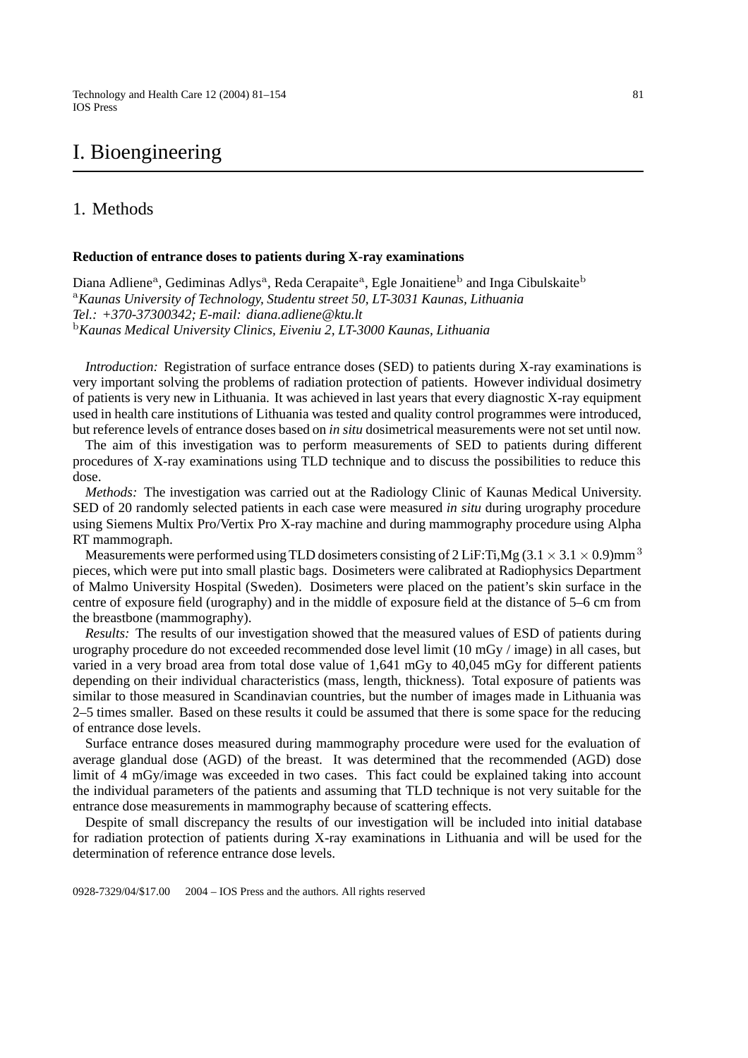# I. Bioengineering

## 1. Methods

### Reduction of entrance doses to patients during X-ray examinations

Diana Adliene[a], Gediminas Adlys[a], Reda Cerapaite[a], Egle Jonaitiene[b] and Inga Cibulskaite[b]
[a]*Kaunas University of Technology, Studentu street 50, LT-3031 Kaunas, Lithuania*
*Tel.: +370-37300342; E-mail: diana.adliene@ktu.lt*
[b]*Kaunas Medical University Clinics, Eiveniu 2, LT-3000 Kaunas, Lithuania*

*Introduction:* Registration of surface entrance doses (SED) to patients during X-ray examinations is very important solving the problems of radiation protection of patients. However individual dosimetry of patients is very new in Lithuania. It was achieved in last years that every diagnostic X-ray equipment used in health care institutions of Lithuania was tested and quality control programmes were introduced, but reference levels of entrance doses based on *in situ* dosimetrical measurements were not set until now.

The aim of this investigation was to perform measurements of SED to patients during different procedures of X-ray examinations using TLD technique and to discuss the possibilities to reduce this dose.

*Methods:* The investigation was carried out at the Radiology Clinic of Kaunas Medical University. SED of 20 randomly selected patients in each case were measured *in situ* during urography procedure using Siemens Multix Pro/Vertix Pro X-ray machine and during mammography procedure using Alpha RT mammograph.

Measurements were performed using TLD dosimeters consisting of 2 LiF:Ti,Mg $(3.1 \times 3.1 \times 0.9)\text{mm}^3$ pieces, which were put into small plastic bags. Dosimeters were calibrated at Radiophysics Department of Malmo University Hospital (Sweden). Dosimeters were placed on the patient's skin surface in the centre of exposure field (urography) and in the middle of exposure field at the distance of 5–6 cm from the breastbone (mammography).

*Results:* The results of our investigation showed that the measured values of ESD of patients during urography procedure do not exceeded recommended dose level limit (10 mGy / image) in all cases, but varied in a very broad area from total dose value of 1,641 mGy to 40,045 mGy for different patients depending on their individual characteristics (mass, length, thickness). Total exposure of patients was similar to those measured in Scandinavian countries, but the number of images made in Lithuania was 2–5 times smaller. Based on these results it could be assumed that there is some space for the reducing of entrance dose levels.

Surface entrance doses measured during mammography procedure were used for the evaluation of average glandual dose (AGD) of the breast. It was determined that the recommended (AGD) dose limit of 4 mGy/image was exceeded in two cases. This fact could be explained taking into account the individual parameters of the patients and assuming that TLD technique is not very suitable for the entrance dose measurements in mammography because of scattering effects.

Despite of small discrepancy the results of our investigation will be included into initial database for radiation protection of patients during X-ray examinations in Lithuania and will be used for the determination of reference entrance dose levels.

0928-7329/04/$17.00 2004 – IOS Press and the authors. All rights reserved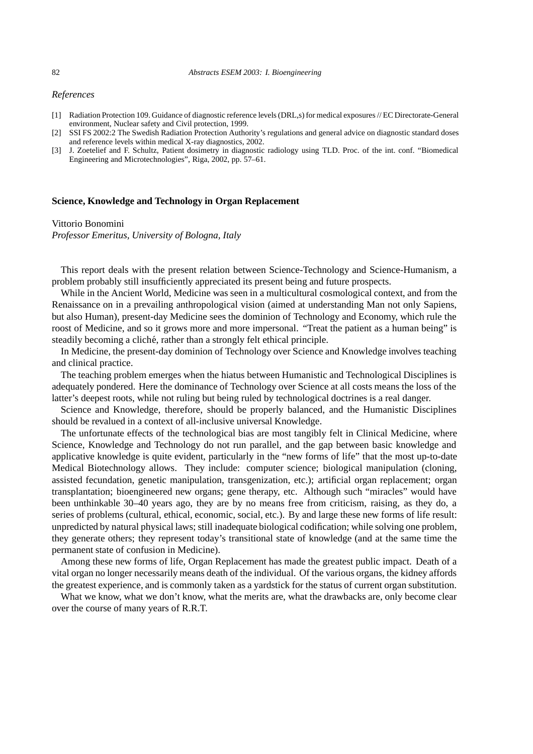*References*

[1] Radiation Protection 109. Guidance of diagnostic reference levels (DRL,s) for medical exposures // EC Directorate-General environment, Nuclear safety and Civil protection, 1999.

[2] SSI FS 2002:2 The Swedish Radiation Protection Authority's regulations and general advice on diagnostic standard doses and reference levels within medical X-ray diagnostics, 2002.

[3] J. Zoetelief and F. Schultz, Patient dosimetry in diagnostic radiology using TLD. Proc. of the int. conf. "Biomedical Engineering and Microtechnologies", Riga, 2002, pp. 57–61.

## Science, Knowledge and Technology in Organ Replacement

Vittorio Bonomini
*Professor Emeritus, University of Bologna, Italy*

This report deals with the present relation between Science-Technology and Science-Humanism, a problem probably still insufficiently appreciated its present being and future prospects.

While in the Ancient World, Medicine was seen in a multicultural cosmological context, and from the Renaissance on in a prevailing anthropological vision (aimed at understanding Man not only Sapiens, but also Human), present-day Medicine sees the dominion of Technology and Economy, which rule the roost of Medicine, and so it grows more and more impersonal. "Treat the patient as a human being" is steadily becoming a cliché, rather than a strongly felt ethical principle.

In Medicine, the present-day dominion of Technology over Science and Knowledge involves teaching and clinical practice.

The teaching problem emerges when the hiatus between Humanistic and Technological Disciplines is adequately pondered. Here the dominance of Technology over Science at all costs means the loss of the latter's deepest roots, while not ruling but being ruled by technological doctrines is a real danger.

Science and Knowledge, therefore, should be properly balanced, and the Humanistic Disciplines should be revalued in a context of all-inclusive universal Knowledge.

The unfortunate effects of the technological bias are most tangibly felt in Clinical Medicine, where Science, Knowledge and Technology do not run parallel, and the gap between basic knowledge and applicative knowledge is quite evident, particularly in the "new forms of life" that the most up-to-date Medical Biotechnology allows. They include: computer science; biological manipulation (cloning, assisted fecundation, genetic manipulation, transgenization, etc.); artificial organ replacement; organ transplantation; bioengineered new organs; gene therapy, etc. Although such "miracles" would have been unthinkable 30–40 years ago, they are by no means free from criticism, raising, as they do, a series of problems (cultural, ethical, economic, social, etc.). By and large these new forms of life result: unpredicted by natural physical laws; still inadequate biological codification; while solving one problem, they generate others; they represent today's transitional state of knowledge (and at the same time the permanent state of confusion in Medicine).

Among these new forms of life, Organ Replacement has made the greatest public impact. Death of a vital organ no longer necessarily means death of the individual. Of the various organs, the kidney affords the greatest experience, and is commonly taken as a yardstick for the status of current organ substitution.

What we know, what we don't know, what the merits are, what the drawbacks are, only become clear over the course of many years of R.R.T.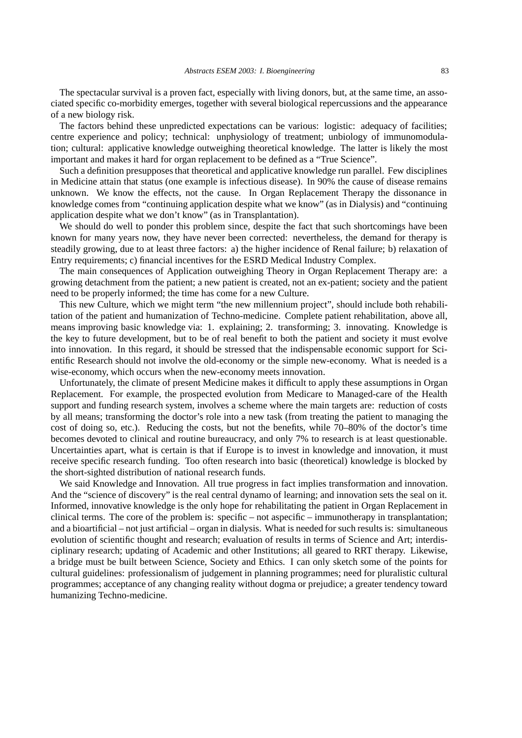The spectacular survival is a proven fact, especially with living donors, but, at the same time, an associated specific co-morbidity emerges, together with several biological repercussions and the appearance of a new biology risk.

The factors behind these unpredicted expectations can be various: logistic: adequacy of facilities; centre experience and policy; technical: unphysiology of treatment; unbiology of immunomodulation; cultural: applicative knowledge outweighing theoretical knowledge. The latter is likely the most important and makes it hard for organ replacement to be defined as a "True Science".

Such a definition presupposes that theoretical and applicative knowledge run parallel. Few disciplines in Medicine attain that status (one example is infectious disease). In 90% the cause of disease remains unknown. We know the effects, not the cause. In Organ Replacement Therapy the dissonance in knowledge comes from "continuing application despite what we know" (as in Dialysis) and "continuing application despite what we don't know" (as in Transplantation).

We should do well to ponder this problem since, despite the fact that such shortcomings have been known for many years now, they have never been corrected: nevertheless, the demand for therapy is steadily growing, due to at least three factors: a) the higher incidence of Renal failure; b) relaxation of Entry requirements; c) financial incentives for the ESRD Medical Industry Complex.

The main consequences of Application outweighing Theory in Organ Replacement Therapy are: a growing detachment from the patient; a new patient is created, not an ex-patient; society and the patient need to be properly informed; the time has come for a new Culture.

This new Culture, which we might term "the new millennium project", should include both rehabilitation of the patient and humanization of Techno-medicine. Complete patient rehabilitation, above all, means improving basic knowledge via: 1. explaining; 2. transforming; 3. innovating. Knowledge is the key to future development, but to be of real benefit to both the patient and society it must evolve into innovation. In this regard, it should be stressed that the indispensable economic support for Scientific Research should not involve the old-economy or the simple new-economy. What is needed is a wise-economy, which occurs when the new-economy meets innovation.

Unfortunately, the climate of present Medicine makes it difficult to apply these assumptions in Organ Replacement. For example, the prospected evolution from Medicare to Managed-care of the Health support and funding research system, involves a scheme where the main targets are: reduction of costs by all means; transforming the doctor's role into a new task (from treating the patient to managing the cost of doing so, etc.). Reducing the costs, but not the benefits, while 70–80% of the doctor's time becomes devoted to clinical and routine bureaucracy, and only 7% to research is at least questionable. Uncertainties apart, what is certain is that if Europe is to invest in knowledge and innovation, it must receive specific research funding. Too often research into basic (theoretical) knowledge is blocked by the short-sighted distribution of national research funds.

We said Knowledge and Innovation. All true progress in fact implies transformation and innovation. And the "science of discovery" is the real central dynamo of learning; and innovation sets the seal on it. Informed, innovative knowledge is the only hope for rehabilitating the patient in Organ Replacement in clinical terms. The core of the problem is: specific – not aspecific – immunotherapy in transplantation; and a bioartificial – not just artificial – organ in dialysis. What is needed for such results is: simultaneous evolution of scientific thought and research; evaluation of results in terms of Science and Art; interdisciplinary research; updating of Academic and other Institutions; all geared to RRT therapy. Likewise, a bridge must be built between Science, Society and Ethics. I can only sketch some of the points for cultural guidelines: professionalism of judgement in planning programmes; need for pluralistic cultural programmes; acceptance of any changing reality without dogma or prejudice; a greater tendency toward humanizing Techno-medicine.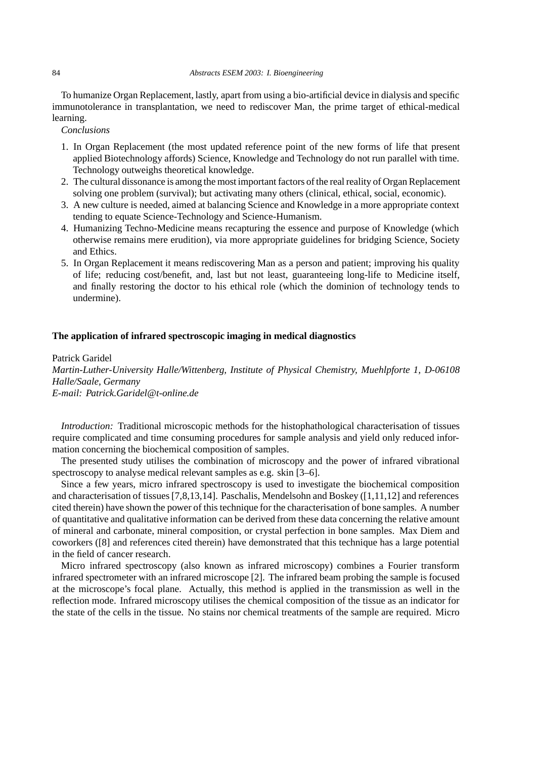To humanize Organ Replacement, lastly, apart from using a bio-artificial device in dialysis and specific immunotolerance in transplantation, we need to rediscover Man, the prime target of ethical-medical learning.

*Conclusions*

1. In Organ Replacement (the most updated reference point of the new forms of life that present applied Biotechnology affords) Science, Knowledge and Technology do not run parallel with time. Technology outweighs theoretical knowledge.
2. The cultural dissonance is among the most important factors of the real reality of Organ Replacement solving one problem (survival); but activating many others (clinical, ethical, social, economic).
3. A new culture is needed, aimed at balancing Science and Knowledge in a more appropriate context tending to equate Science-Technology and Science-Humanism.
4. Humanizing Techno-Medicine means recapturing the essence and purpose of Knowledge (which otherwise remains mere erudition), via more appropriate guidelines for bridging Science, Society and Ethics.
5. In Organ Replacement it means rediscovering Man as a person and patient; improving his quality of life; reducing cost/benefit, and, last but not least, guaranteeing long-life to Medicine itself, and finally restoring the doctor to his ethical role (which the dominion of technology tends to undermine).

## The application of infrared spectroscopic imaging in medical diagnostics

Patrick Garidel

*Martin-Luther-University Halle/Wittenberg, Institute of Physical Chemistry, Muehlpforte 1, D-06108 Halle/Saale, Germany*

*E-mail: Patrick.Garidel@t-online.de*

*Introduction:* Traditional microscopic methods for the histophathological characterisation of tissues require complicated and time consuming procedures for sample analysis and yield only reduced information concerning the biochemical composition of samples.

The presented study utilises the combination of microscopy and the power of infrared vibrational spectroscopy to analyse medical relevant samples as e.g. skin [3–6].

Since a few years, micro infrared spectroscopy is used to investigate the biochemical composition and characterisation of tissues [7,8,13,14]. Paschalis, Mendelsohn and Boskey ([1,11,12] and references cited therein) have shown the power of this technique for the characterisation of bone samples. A number of quantitative and qualitative information can be derived from these data concerning the relative amount of mineral and carbonate, mineral composition, or crystal perfection in bone samples. Max Diem and coworkers ([8] and references cited therein) have demonstrated that this technique has a large potential in the field of cancer research.

Micro infrared spectroscopy (also known as infrared microscopy) combines a Fourier transform infrared spectrometer with an infrared microscope [2]. The infrared beam probing the sample is focused at the microscope's focal plane. Actually, this method is applied in the transmission as well in the reflection mode. Infrared microscopy utilises the chemical composition of the tissue as an indicator for the state of the cells in the tissue. No stains nor chemical treatments of the sample are required. Micro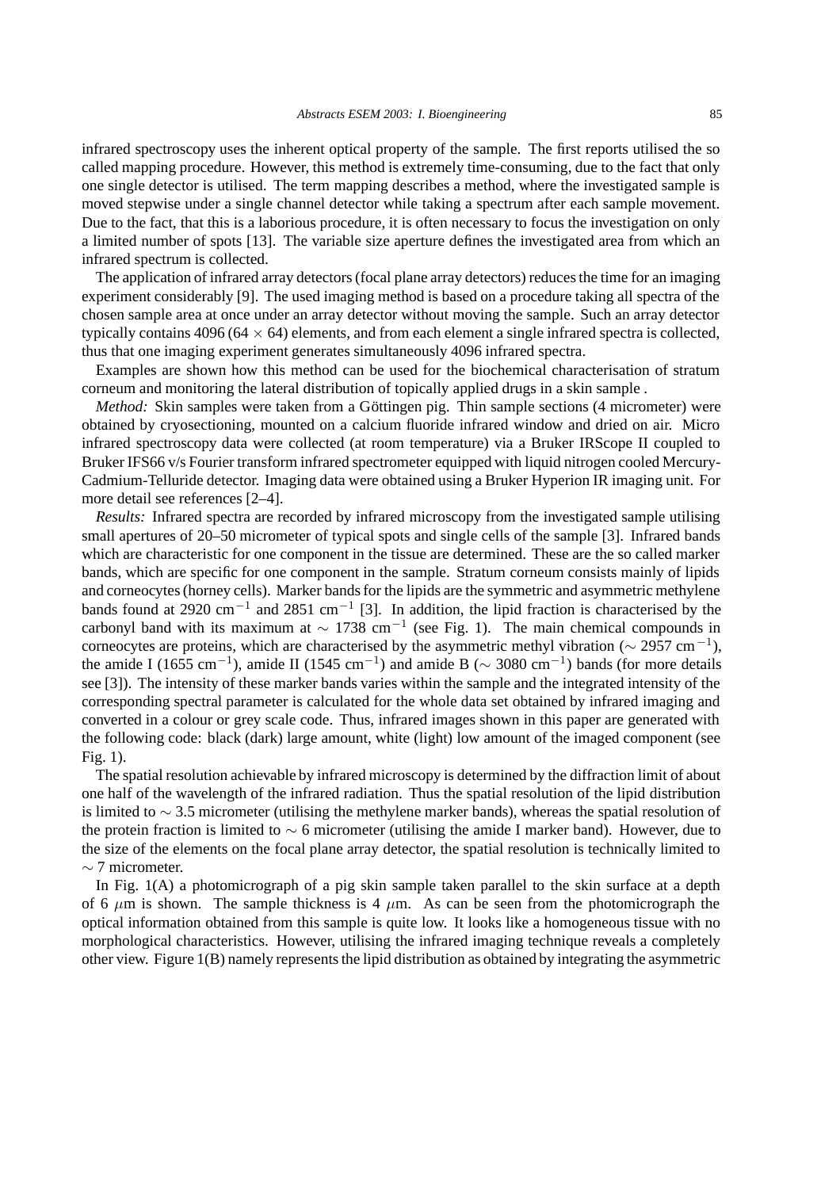infrared spectroscopy uses the inherent optical property of the sample. The first reports utilised the so called mapping procedure. However, this method is extremely time-consuming, due to the fact that only one single detector is utilised. The term mapping describes a method, where the investigated sample is moved stepwise under a single channel detector while taking a spectrum after each sample movement. Due to the fact, that this is a laborious procedure, it is often necessary to focus the investigation on only a limited number of spots [13]. The variable size aperture defines the investigated area from which an infrared spectrum is collected.

The application of infrared array detectors (focal plane array detectors) reduces the time for an imaging experiment considerably [9]. The used imaging method is based on a procedure taking all spectra of the chosen sample area at once under an array detector without moving the sample. Such an array detector typically contains 4096 ($64 \times 64$) elements, and from each element a single infrared spectra is collected, thus that one imaging experiment generates simultaneously 4096 infrared spectra.

Examples are shown how this method can be used for the biochemical characterisation of stratum corneum and monitoring the lateral distribution of topically applied drugs in a skin sample .

*Method:* Skin samples were taken from a Göttingen pig. Thin sample sections (4 micrometer) were obtained by cryosectioning, mounted on a calcium fluoride infrared window and dried on air. Micro infrared spectroscopy data were collected (at room temperature) via a Bruker IRScope II coupled to Bruker IFS66 v/s Fourier transform infrared spectrometer equipped with liquid nitrogen cooled Mercury-Cadmium-Telluride detector. Imaging data were obtained using a Bruker Hyperion IR imaging unit. For more detail see references [2–4].

*Results:* Infrared spectra are recorded by infrared microscopy from the investigated sample utilising small apertures of 20–50 micrometer of typical spots and single cells of the sample [3]. Infrared bands which are characteristic for one component in the tissue are determined. These are the so called marker bands, which are specific for one component in the sample. Stratum corneum consists mainly of lipids and corneocytes (horney cells). Marker bands for the lipids are the symmetric and asymmetric methylene bands found at 2920 $cm^{-1}$ and 2851 $cm^{-1}$ [3]. In addition, the lipid fraction is characterised by the carbonyl band with its maximum at $\sim$ 1738 $cm^{-1}$ (see Fig. 1). The main chemical compounds in corneocytes are proteins, which are characterised by the asymmetric methyl vibration ($\sim$ 2957 $cm^{-1}$), the amide I (1655 $cm^{-1}$), amide II (1545 $cm^{-1}$) and amide B ($\sim$ 3080 $cm^{-1}$) bands (for more details see [3]). The intensity of these marker bands varies within the sample and the integrated intensity of the corresponding spectral parameter is calculated for the whole data set obtained by infrared imaging and converted in a colour or grey scale code. Thus, infrared images shown in this paper are generated with the following code: black (dark) large amount, white (light) low amount of the imaged component (see Fig. 1).

The spatial resolution achievable by infrared microscopy is determined by the diffraction limit of about one half of the wavelength of the infrared radiation. Thus the spatial resolution of the lipid distribution is limited to $\sim$ 3.5 micrometer (utilising the methylene marker bands), whereas the spatial resolution of the protein fraction is limited to $\sim$ 6 micrometer (utilising the amide I marker band). However, due to the size of the elements on the focal plane array detector, the spatial resolution is technically limited to $\sim$ 7 micrometer.

In Fig. 1(A) a photomicrograph of a pig skin sample taken parallel to the skin surface at a depth of 6 $\mu$m is shown. The sample thickness is 4 $\mu$m. As can be seen from the photomicrograph the optical information obtained from this sample is quite low. It looks like a homogeneous tissue with no morphological characteristics. However, utilising the infrared imaging technique reveals a completely other view. Figure 1(B) namely represents the lipid distribution as obtained by integrating the asymmetric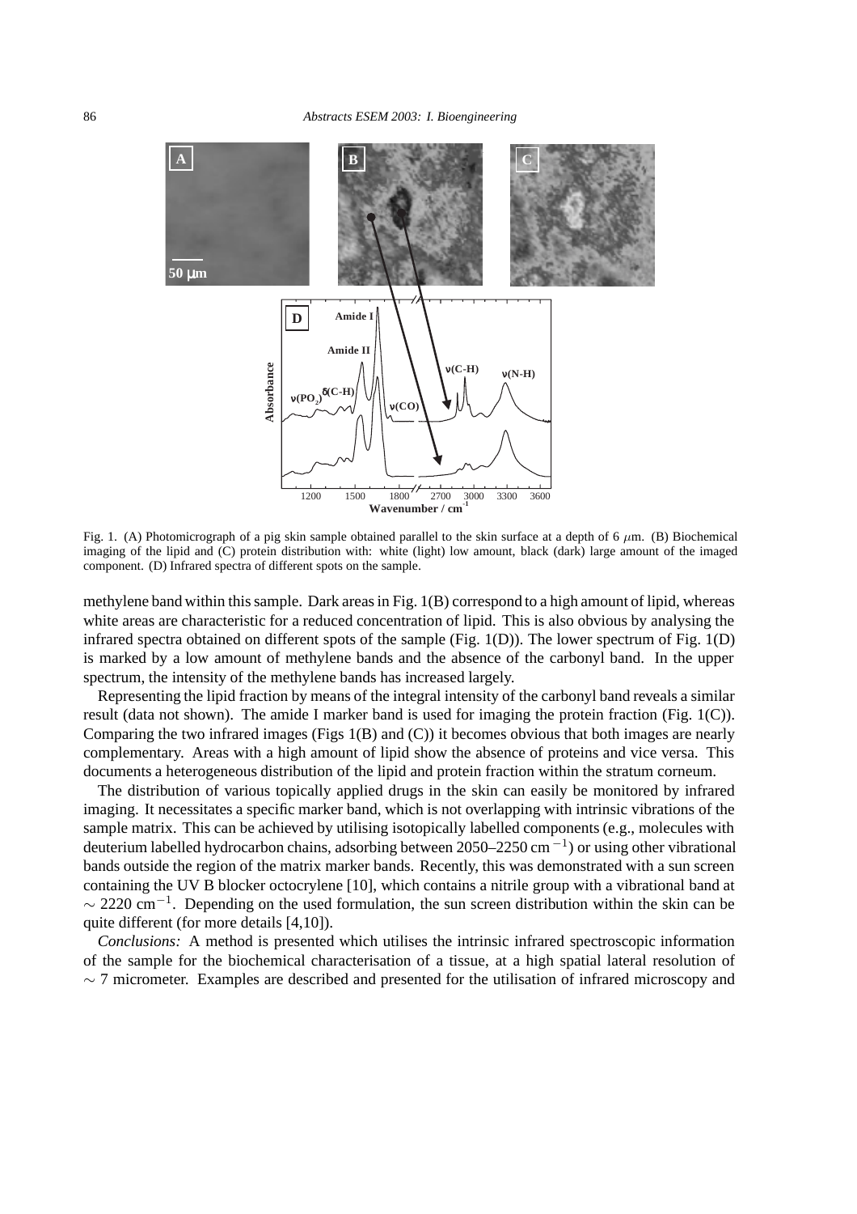Fig. 1. (A) Photomicrograph of a pig skin sample obtained parallel to the skin surface at a depth of 6 $\mu$m. (B) Biochemical imaging of the lipid and (C) protein distribution with: white (light) low amount, black (dark) large amount of the imaged component. (D) Infrared spectra of different spots on the sample.

methylene band within this sample. Dark areas in Fig. 1(B) correspond to a high amount of lipid, whereas white areas are characteristic for a reduced concentration of lipid. This is also obvious by analysing the infrared spectra obtained on different spots of the sample (Fig. 1(D)). The lower spectrum of Fig. 1(D) is marked by a low amount of methylene bands and the absence of the carbonyl band. In the upper spectrum, the intensity of the methylene bands has increased largely.

Representing the lipid fraction by means of the integral intensity of the carbonyl band reveals a similar result (data not shown). The amide I marker band is used for imaging the protein fraction (Fig. 1(C)). Comparing the two infrared images (Figs 1(B) and (C)) it becomes obvious that both images are nearly complementary. Areas with a high amount of lipid show the absence of proteins and vice versa. This documents a heterogeneous distribution of the lipid and protein fraction within the stratum corneum.

The distribution of various topically applied drugs in the skin can easily be monitored by infrared imaging. It necessitates a specific marker band, which is not overlapping with intrinsic vibrations of the sample matrix. This can be achieved by utilising isotopically labelled components (e.g., molecules with deuterium labelled hydrocarbon chains, adsorbing between 2050–2250 $cm^{-1}$) or using other vibrational bands outside the region of the matrix marker bands. Recently, this was demonstrated with a sun screen containing the UV B blocker octocrylene [10], which contains a nitrile group with a vibrational band at $\sim 2220$ $cm^{-1}$. Depending on the used formulation, the sun screen distribution within the skin can be quite different (for more details [4,10]).

*Conclusions:* A method is presented which utilises the intrinsic infrared spectroscopic information of the sample for the biochemical characterisation of a tissue, at a high spatial lateral resolution of $\sim 7$ micrometer. Examples are described and presented for the utilisation of infrared microscopy and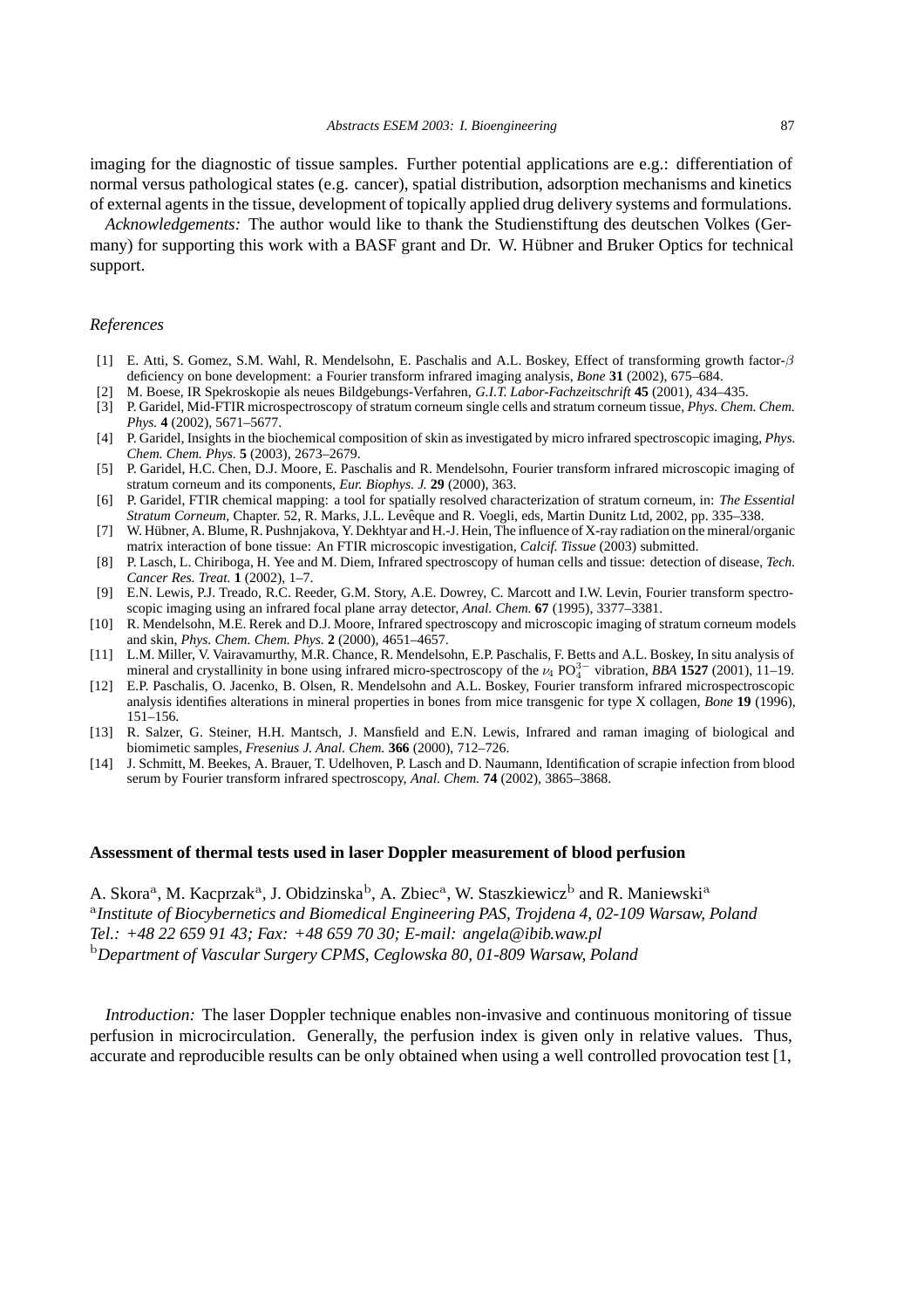imaging for the diagnostic of tissue samples. Further potential applications are e.g.: differentiation of normal versus pathological states (e.g. cancer), spatial distribution, adsorption mechanisms and kinetics of external agents in the tissue, development of topically applied drug delivery systems and formulations.

*Acknowledgements:* The author would like to thank the Studienstiftung des deutschen Volkes (Germany) for supporting this work with a BASF grant and Dr. W. Hübner and Bruker Optics for technical support.

### *References*

[1] E. Atti, S. Gomez, S.M. Wahl, R. Mendelsohn, E. Paschalis and A.L. Boskey, Effect of transforming growth factor-$\beta$ deficiency on bone development: a Fourier transform infrared imaging analysis, *Bone* **31** (2002), 675–684.

[2] M. Boese, IR Spekroskopie als neues Bildgebungs-Verfahren, *G.I.T. Labor-Fachzeitschrift* **45** (2001), 434–435.

[3] P. Garidel, Mid-FTIR microspectroscopy of stratum corneum single cells and stratum corneum tissue, *Phys. Chem. Chem. Phys.* **4** (2002), 5671–5677.

[4] P. Garidel, Insights in the biochemical composition of skin as investigated by micro infrared spectroscopic imaging, *Phys. Chem. Chem. Phys.* **5** (2003), 2673–2679.

[5] P. Garidel, H.C. Chen, D.J. Moore, E. Paschalis and R. Mendelsohn, Fourier transform infrared microscopic imaging of stratum corneum and its components, *Eur. Biophys. J.* **29** (2000), 363.

[6] P. Garidel, FTIR chemical mapping: a tool for spatially resolved characterization of stratum corneum, in: *The Essential Stratum Corneum*, Chapter. 52, R. Marks, J.L. Levêque and R. Voegli, eds, Martin Dunitz Ltd, 2002, pp. 335–338.

[7] W. Hübner, A. Blume, R. Pushnjakova, Y. Dekhtyar and H.-J. Hein, The influence of X-ray radiation on the mineral/organic matrix interaction of bone tissue: An FTIR microscopic investigation, *Calcif. Tissue* (2003) submitted.

[8] P. Lasch, L. Chiriboga, H. Yee and M. Diem, Infrared spectroscopy of human cells and tissue: detection of disease, *Tech. Cancer Res. Treat.* **1** (2002), 1–7.

[9] E.N. Lewis, P.J. Treado, R.C. Reeder, G.M. Story, A.E. Dowrey, C. Marcott and I.W. Levin, Fourier transform spectroscopic imaging using an infrared focal plane array detector, *Anal. Chem.* **67** (1995), 3377–3381.

[10] R. Mendelsohn, M.E. Rerek and D.J. Moore, Infrared spectroscopy and microscopic imaging of stratum corneum models and skin, *Phys. Chem. Chem. Phys.* **2** (2000), 4651–4657.

[11] L.M. Miller, V. Vairavamurthy, M.R. Chance, R. Mendelsohn, E.P. Paschalis, F. Betts and A.L. Boskey, In situ analysis of mineral and crystallinity in bone using infrared micro-spectroscopy of the $\nu_4$ $PO_4^{3-}$ vibration, *BBA* **1527** (2001), 11–19.

[12] E.P. Paschalis, O. Jacenko, B. Olsen, R. Mendelsohn and A.L. Boskey, Fourier transform infrared microspectroscopic analysis identifies alterations in mineral properties in bones from mice transgenic for type X collagen, *Bone* **19** (1996), 151–156.

[13] R. Salzer, G. Steiner, H.H. Mantsch, J. Mansfield and E.N. Lewis, Infrared and raman imaging of biological and biomimetic samples, *Fresenius J. Anal. Chem.* **366** (2000), 712–726.

[14] J. Schmitt, M. Beekes, A. Brauer, T. Udelhoven, P. Lasch and D. Naumann, Identification of scrapie infection from blood serum by Fourier transform infrared spectroscopy, *Anal. Chem.* **74** (2002), 3865–3868.

## Assessment of thermal tests used in laser Doppler measurement of blood perfusion

A. Skora[a], M. Kacprzak[a], J. Obidzinska[b], A. Zbiec[a], W. Staszkiewicz[b] and R. Maniewski[a]

[a]*Institute of Biocybernetics and Biomedical Engineering PAS, Trojdena 4, 02-109 Warsaw, Poland*
*Tel.: +48 22 659 91 43; Fax: +48 659 70 30; E-mail: angela@ibib.waw.pl*

[b]*Department of Vascular Surgery CPMS, Ceglowska 80, 01-809 Warsaw, Poland*

*Introduction:* The laser Doppler technique enables non-invasive and continuous monitoring of tissue perfusion in microcirculation. Generally, the perfusion index is given only in relative values. Thus, accurate and reproducible results can be only obtained when using a well controlled provocation test [1,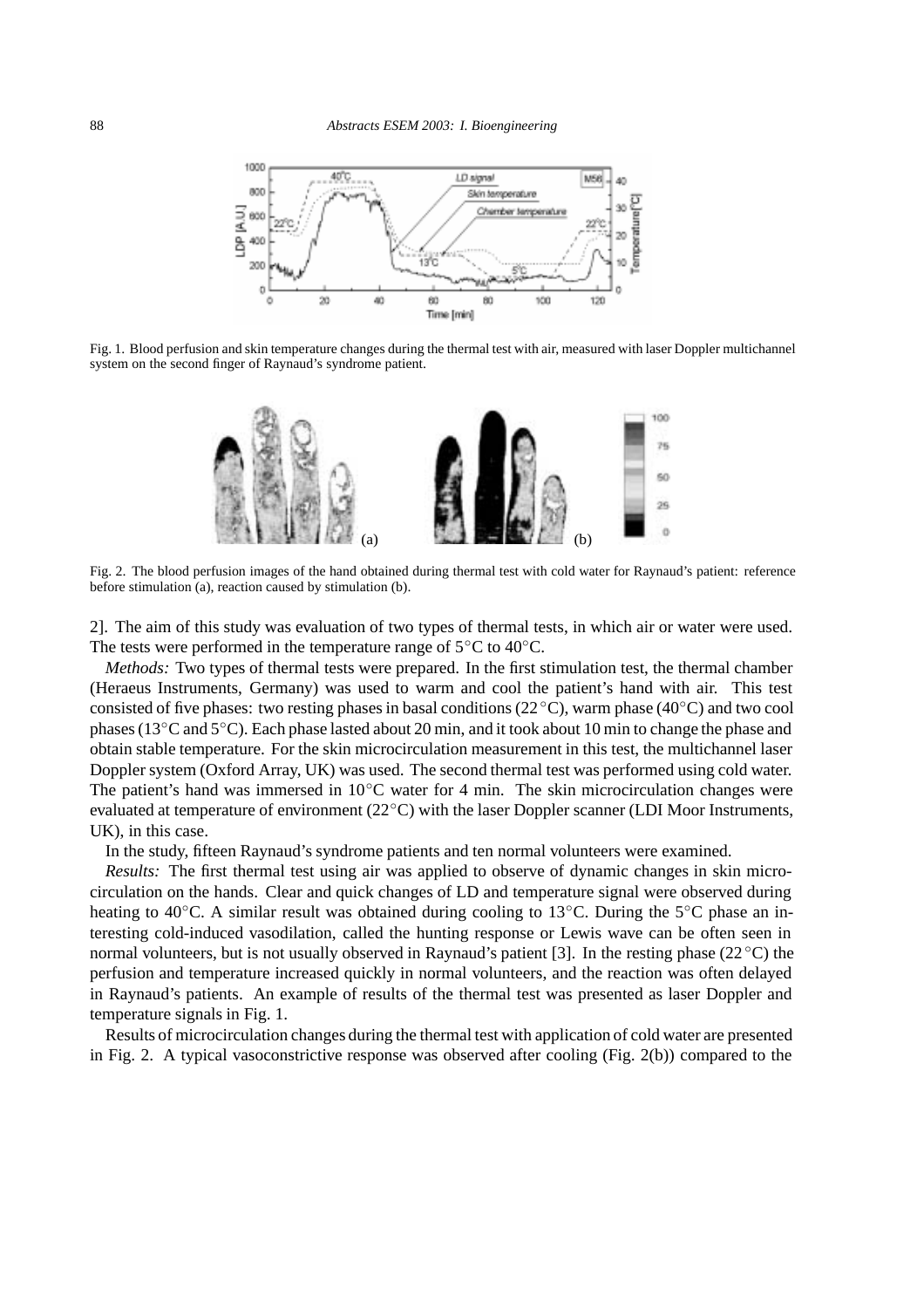Fig. 1. Blood perfusion and skin temperature changes during the thermal test with air, measured with laser Doppler multichannel system on the second finger of Raynaud's syndrome patient.

Fig. 2. The blood perfusion images of the hand obtained during thermal test with cold water for Raynaud's patient: reference before stimulation (a), reaction caused by stimulation (b).

2]. The aim of this study was evaluation of two types of thermal tests, in which air or water were used. The tests were performed in the temperature range of 5°C to 40°C.

*Methods:* Two types of thermal tests were prepared. In the first stimulation test, the thermal chamber (Heraeus Instruments, Germany) was used to warm and cool the patient's hand with air. This test consisted of five phases: two resting phases in basal conditions (22°C), warm phase (40°C) and two cool phases (13°C and 5°C). Each phase lasted about 20 min, and it took about 10 min to change the phase and obtain stable temperature. For the skin microcirculation measurement in this test, the multichannel laser Doppler system (Oxford Array, UK) was used. The second thermal test was performed using cold water. The patient's hand was immersed in 10°C water for 4 min. The skin microcirculation changes were evaluated at temperature of environment (22°C) with the laser Doppler scanner (LDI Moor Instruments, UK), in this case.

In the study, fifteen Raynaud's syndrome patients and ten normal volunteers were examined.

*Results:* The first thermal test using air was applied to observe of dynamic changes in skin microcirculation on the hands. Clear and quick changes of LD and temperature signal were observed during heating to 40°C. A similar result was obtained during cooling to 13°C. During the 5°C phase an interesting cold-induced vasodilation, called the hunting response or Lewis wave can be often seen in normal volunteers, but is not usually observed in Raynaud's patient [3]. In the resting phase (22°C) the perfusion and temperature increased quickly in normal volunteers, and the reaction was often delayed in Raynaud's patients. An example of results of the thermal test was presented as laser Doppler and temperature signals in Fig. 1.

Results of microcirculation changes during the thermal test with application of cold water are presented in Fig. 2. A typical vasoconstrictive response was observed after cooling (Fig. 2(b)) compared to the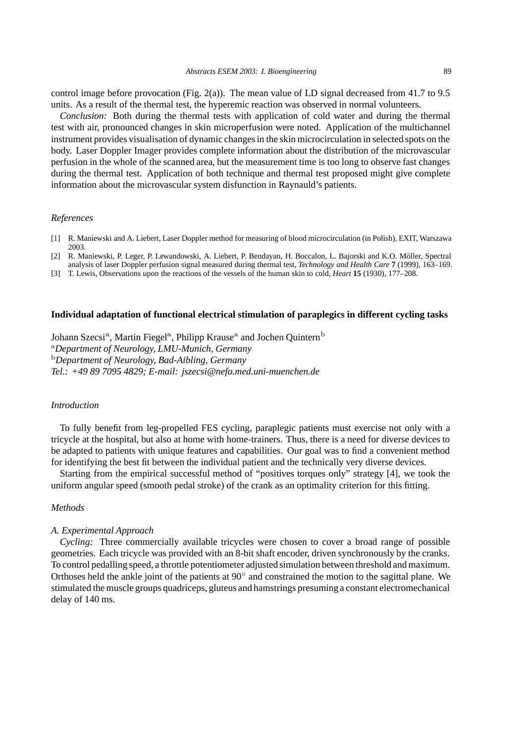control image before provocation (Fig. 2(a)). The mean value of LD signal decreased from 41.7 to 9.5 units. As a result of the thermal test, the hyperemic reaction was observed in normal volunteers.

*Conclusion:* Both during the thermal tests with application of cold water and during the thermal test with air, pronounced changes in skin microperfusion were noted. Application of the multichannel instrument provides visualisation of dynamic changes in the skin microcirculation in selected spots on the body. Laser Doppler Imager provides complete information about the distribution of the microvascular perfusion in the whole of the scanned area, but the measurement time is too long to observe fast changes during the thermal test. Application of both technique and thermal test proposed might give complete information about the microvascular system disfunction in Raynauld's patients.

### References

[1] R. Maniewski and A. Liebert, Laser Doppler method for measuring of blood microcirculation (in Polish), EXIT, Warszawa 2003.

[2] R. Maniewski, P. Leger, P. Lewandowski, A. Liebert, P. Bendayan, H. Boccalon, L. Bajorski and K.O. Möller, Spectral analysis of laser Doppler perfusion signal measured during thermal test, *Technology and Health Care* **7** (1999), 163–169.

[3] T. Lewis, Observations upon the reactions of the vessels of the human skin to cold, *Heart* **15** (1930), 177–208.

## Individual adaptation of functional electrical stimulation of paraplegics in different cycling tasks

Johann Szecsi[a], Martin Fiegel[a], Philipp Krause[a] and Jochen Quintern[b]

[a]*Department of Neurology, LMU-Munich, Germany*

[b]*Department of Neurology, Bad-Aibling, Germany*

*Tel.: +49 89 7095 4829; E-mail: jszecsi@nefo.med.uni-muenchen.de*

### Introduction

To fully benefit from leg-propelled FES cycling, paraplegic patients must exercise not only with a tricycle at the hospital, but also at home with home-trainers. Thus, there is a need for diverse devices to be adapted to patients with unique features and capabilities. Our goal was to find a convenient method for identifying the best fit between the individual patient and the technically very diverse devices.

Starting from the empirical successful method of "positives torques only" strategy [4], we took the uniform angular speed (smooth pedal stroke) of the crank as an optimality criterion for this fitting.

### Methods

#### *A. Experimental Approach*

*Cycling:* Three commercially available tricycles were chosen to cover a broad range of possible geometries. Each tricycle was provided with an 8-bit shaft encoder, driven synchronously by the cranks. To control pedalling speed, a throttle potentiometer adjusted simulation between threshold and maximum. Orthoses held the ankle joint of the patients at $90^{\circ}$ and constrained the motion to the sagittal plane. We stimulated the muscle groups quadriceps, gluteus and hamstrings presuming a constant electromechanical delay of 140 ms.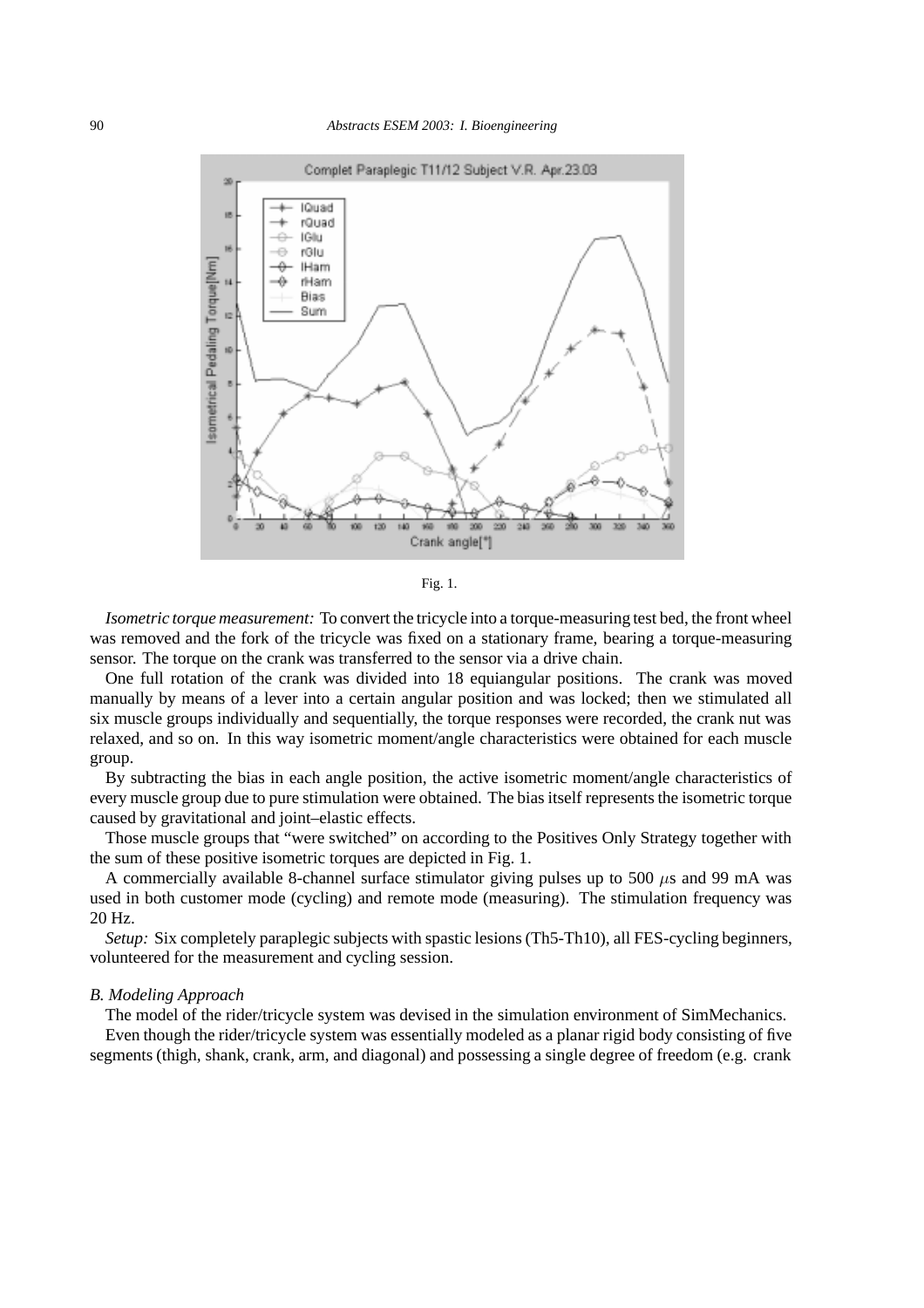Fig. 1.

*Isometric torque measurement:* To convert the tricycle into a torque-measuring test bed, the front wheel was removed and the fork of the tricycle was fixed on a stationary frame, bearing a torque-measuring sensor. The torque on the crank was transferred to the sensor via a drive chain.

One full rotation of the crank was divided into 18 equiangular positions. The crank was moved manually by means of a lever into a certain angular position and was locked; then we stimulated all six muscle groups individually and sequentially, the torque responses were recorded, the crank nut was relaxed, and so on. In this way isometric moment/angle characteristics were obtained for each muscle group.

By subtracting the bias in each angle position, the active isometric moment/angle characteristics of every muscle group due to pure stimulation were obtained. The bias itself represents the isometric torque caused by gravitational and joint–elastic effects.

Those muscle groups that "were switched" on according to the Positives Only Strategy together with the sum of these positive isometric torques are depicted in Fig. 1.

A commercially available 8-channel surface stimulator giving pulses up to 500 $\mu$s and 99 mA was used in both customer mode (cycling) and remote mode (measuring). The stimulation frequency was 20 Hz.

*Setup:* Six completely paraplegic subjects with spastic lesions (Th5-Th10), all FES-cycling beginners, volunteered for the measurement and cycling session.

### *B. Modeling Approach*

The model of the rider/tricycle system was devised in the simulation environment of SimMechanics.

Even though the rider/tricycle system was essentially modeled as a planar rigid body consisting of five segments (thigh, shank, crank, arm, and diagonal) and possessing a single degree of freedom (e.g. crank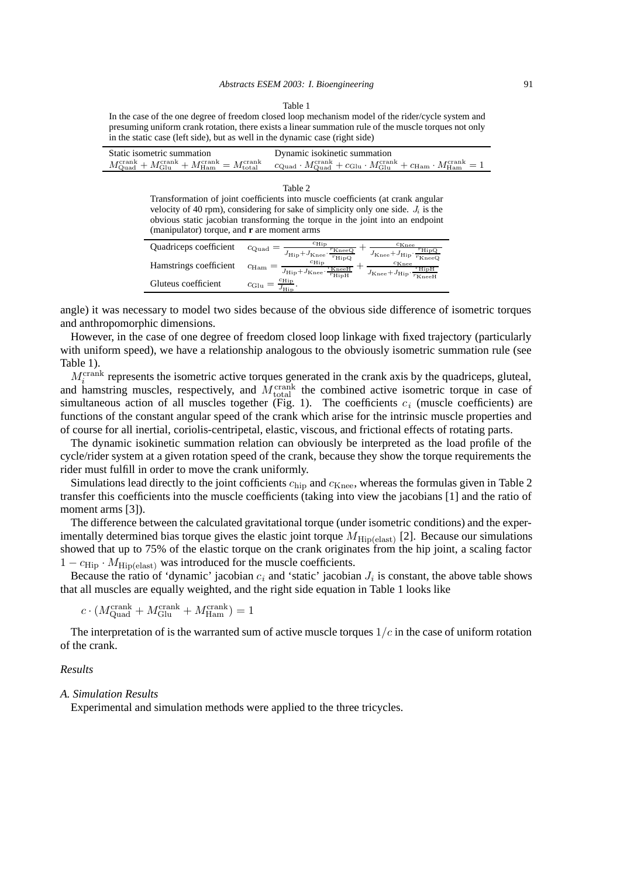Table 1

In the case of the one degree of freedom closed loop mechanism model of the rider/cycle system and presuming uniform crank rotation, there exists a linear summation rule of the muscle torques not only in the static case (left side), but as well in the dynamic case (right side)

| Static isometric summation | Dynamic isokinetic summation |
|---|---|
| $M_{\text{Quad}}^{\text{crank}} + M_{\text{Glu}}^{\text{crank}} + M_{\text{Ham}}^{\text{crank}} = M_{\text{total}}^{\text{crank}}$ | $c_{\text{Quad}} \cdot M_{\text{Quad}}^{\text{crank}} + c_{\text{Glu}} \cdot M_{\text{Glu}}^{\text{crank}} + c_{\text{Ham}} \cdot M_{\text{Ham}}^{\text{crank}} = 1$ |

Table 2

Transformation of joint coefficients into muscle coefficients (at crank angular velocity of 40 rpm), considering for sake of simplicity only one side. $J_i$ is the obvious static jacobian transforming the torque in the joint into an endpoint (manipulator) torque, and **r** are moment arms

| | |
|---|---|
| Quadriceps coefficient | $c_{\text{Quad}} = \frac{c_{\text{Hip}}}{J_{\text{Hip}} + J_{\text{Knee}} \cdot \frac{r_{\text{KneeQ}}}{r_{\text{HipQ}}}} + \frac{c_{\text{Knee}}}{J_{\text{Knee}} + J_{\text{Hip}} \cdot \frac{r_{\text{HipQ}}}{r_{\text{KneeQ}}}}$ |
| Hamstrings coefficient | $c_{\text{Ham}} = \frac{c_{\text{Hip}}}{J_{\text{Hip}} + J_{\text{Knee}} \cdot \frac{r_{\text{KneeH}}}{r_{\text{HipH}}}} + \frac{c_{\text{Knee}}}{J_{\text{Knee}} + J_{\text{Hip}} \cdot \frac{r_{\text{HipH}}}{r_{\text{KneeH}}}}$ |
| Gluteus coefficient | $c_{\text{Glu}} = \frac{c_{\text{Hip}}}{J_{\text{Hip}}}$. |

angle) it was necessary to model two sides because of the obvious side difference of isometric torques and anthropomorphic dimensions.

However, in the case of one degree of freedom closed loop linkage with fixed trajectory (particularly with uniform speed), we have a relationship analogous to the obviously isometric summation rule (see Table 1).

$M_i^{\text{crank}}$ represents the isometric active torques generated in the crank axis by the quadriceps, gluteal, and hamstring muscles, respectively, and $M_{\text{total}}^{\text{crank}}$ the combined active isometric torque in case of simultaneous action of all muscles together (Fig. 1). The coefficients $c_i$ (muscle coefficients) are functions of the constant angular speed of the crank which arise for the intrinsic muscle properties and of course for all inertial, coriolis-centripetal, elastic, viscous, and frictional effects of rotating parts.

The dynamic isokinetic summation relation can obviously be interpreted as the load profile of the cycle/rider system at a given rotation speed of the crank, because they show the torque requirements the rider must fulfill in order to move the crank uniformly.

Simulations lead directly to the joint cofficients $c_{\text{hip}}$ and $c_{\text{Knee}}$, whereas the formulas given in Table 2 transfer this coefficients into the muscle coefficients (taking into view the jacobians [1] and the ratio of moment arms [3]).

The difference between the calculated gravitational torque (under isometric conditions) and the experimentally determined bias torque gives the elastic joint torque $M_{\text{Hip(elast)}}$ [2]. Because our simulations showed that up to 75% of the elastic torque on the crank originates from the hip joint, a scaling factor $1 - c_{\text{Hip}} \cdot M_{\text{Hip(elast)}}$ was introduced for the muscle coefficients.

Because the ratio of 'dynamic' jacobian $c_i$ and 'static' jacobian $J_i$ is constant, the above table shows that all muscles are equally weighted, and the right side equation in Table 1 looks like

$$c \cdot (M_{\text{Quad}}^{\text{crank}} + M_{\text{Glu}}^{\text{crank}} + M_{\text{Ham}}^{\text{crank}}) = 1$$

The interpretation of is the warranted sum of active muscle torques $1/c$ in the case of uniform rotation of the crank.

### *Results*

#### *A. Simulation Results*

Experimental and simulation methods were applied to the three tricycles.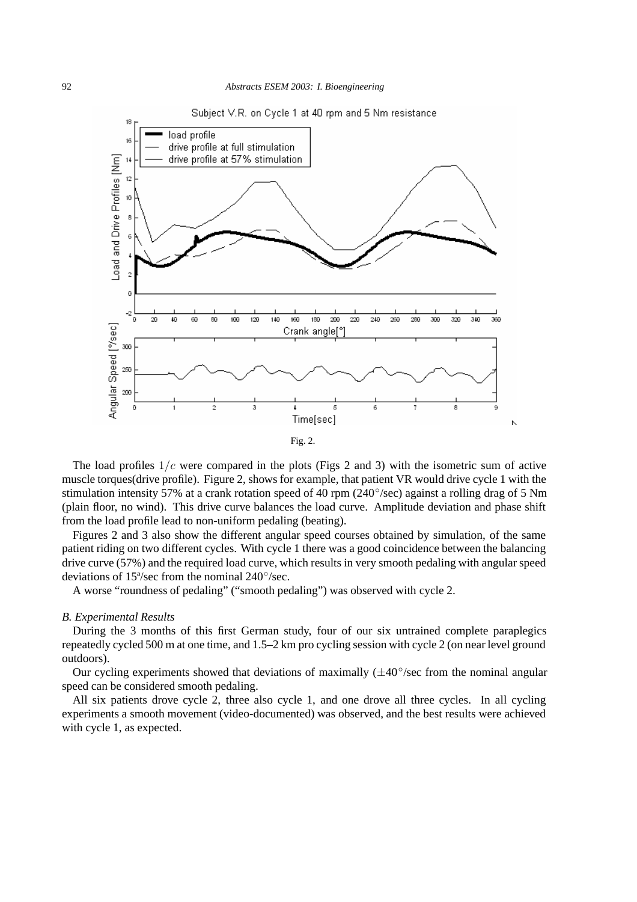Fig. 2.

The load profiles $1/c$ were compared in the plots (Figs 2 and 3) with the isometric sum of active muscle torques(drive profile). Figure 2, shows for example, that patient VR would drive cycle 1 with the stimulation intensity 57% at a crank rotation speed of 40 rpm (240°/sec) against a rolling drag of 5 Nm (plain floor, no wind). This drive curve balances the load curve. Amplitude deviation and phase shift from the load profile lead to non-uniform pedaling (beating).

Figures 2 and 3 also show the different angular speed courses obtained by simulation, of the same patient riding on two different cycles. With cycle 1 there was a good coincidence between the balancing drive curve (57%) and the required load curve, which results in very smooth pedaling with angular speed deviations of 15ª/sec from the nominal 240°/sec.

A worse "roundness of pedaling" ("smooth pedaling") was observed with cycle 2.

*B. Experimental Results*

During the 3 months of this first German study, four of our six untrained complete paraplegics repeatedly cycled 500 m at one time, and 1.5–2 km pro cycling session with cycle 2 (on near level ground outdoors).

Our cycling experiments showed that deviations of maximally (±40°/sec from the nominal angular speed can be considered smooth pedaling.

All six patients drove cycle 2, three also cycle 1, and one drove all three cycles. In all cycling experiments a smooth movement (video-documented) was observed, and the best results were achieved with cycle 1, as expected.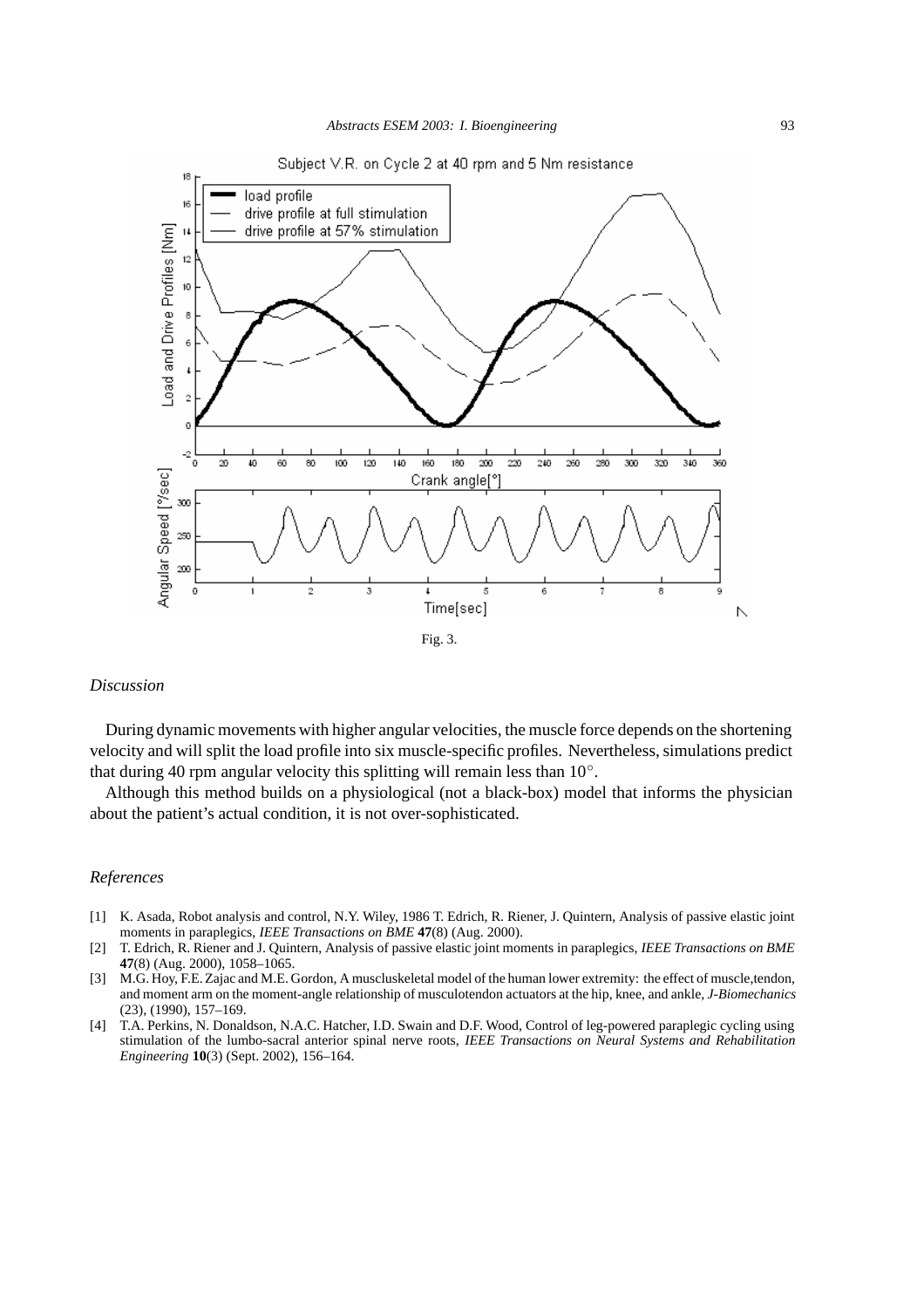Fig. 3.

*Discussion*

During dynamic movements with higher angular velocities, the muscle force depends on the shortening velocity and will split the load profile into six muscle-specific profiles. Nevertheless, simulations predict that during 40 rpm angular velocity this splitting will remain less than 10°.

Although this method builds on a physiological (not a black-box) model that informs the physician about the patient's actual condition, it is not over-sophisticated.

*References*

[1] K. Asada, Robot analysis and control, N.Y. Wiley, 1986 T. Edrich, R. Riener, J. Quintern, Analysis of passive elastic joint moments in paraplegics, *IEEE Transactions on BME* **47**(8) (Aug. 2000).

[2] T. Edrich, R. Riener and J. Quintern, Analysis of passive elastic joint moments in paraplegics, *IEEE Transactions on BME* **47**(8) (Aug. 2000), 1058–1065.

[3] M.G. Hoy, F.E. Zajac and M.E. Gordon, A muscluskeletal model of the human lower extremity: the effect of muscle,tendon, and moment arm on the moment-angle relationship of musculotendon actuators at the hip, knee, and ankle, *J-Biomechanics* (23), (1990), 157–169.

[4] T.A. Perkins, N. Donaldson, N.A.C. Hatcher, I.D. Swain and D.F. Wood, Control of leg-powered paraplegic cycling using stimulation of the lumbo-sacral anterior spinal nerve roots, *IEEE Transactions on Neural Systems and Rehabilitation Engineering* **10**(3) (Sept. 2002), 156–164.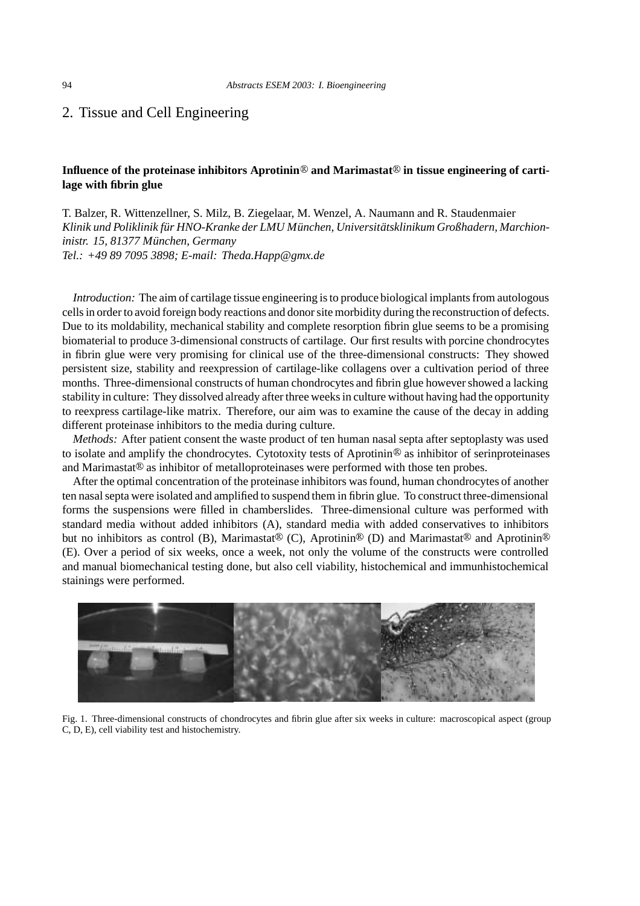## 2. Tissue and Cell Engineering

### Influence of the proteinase inhibitors Aprotinin® and Marimastat® in tissue engineering of cartilage with fibrin glue

T. Balzer, R. Wittenzellner, S. Milz, B. Ziegelaar, M. Wenzel, A. Naumann and R. Staudenmaier
*Klinik und Poliklinik für HNO-Kranke der LMU München, Universitätsklinikum Großhadern, Marchioninistr. 15, 81377 München, Germany*
*Tel.: +49 89 7095 3898; E-mail: Theda.Happ@gmx.de*

*Introduction:* The aim of cartilage tissue engineering is to produce biological implants from autologous cells in order to avoid foreign body reactions and donor site morbidity during the reconstruction of defects. Due to its moldability, mechanical stability and complete resorption fibrin glue seems to be a promising biomaterial to produce 3-dimensional constructs of cartilage. Our first results with porcine chondrocytes in fibrin glue were very promising for clinical use of the three-dimensional constructs: They showed persistent size, stability and reexpression of cartilage-like collagens over a cultivation period of three months. Three-dimensional constructs of human chondrocytes and fibrin glue however showed a lacking stability in culture: They dissolved already after three weeks in culture without having had the opportunity to reexpress cartilage-like matrix. Therefore, our aim was to examine the cause of the decay in adding different proteinase inhibitors to the media during culture.

*Methods:* After patient consent the waste product of ten human nasal septa after septoplasty was used to isolate and amplify the chondrocytes. Cytotoxity tests of Aprotinin® as inhibitor of serinproteinases and Marimastat® as inhibitor of metalloproteinases were performed with those ten probes.

After the optimal concentration of the proteinase inhibitors was found, human chondrocytes of another ten nasal septa were isolated and amplified to suspend them in fibrin glue. To construct three-dimensional forms the suspensions were filled in chamberslides. Three-dimensional culture was performed with standard media without added inhibitors (A), standard media with added conservatives to inhibitors but no inhibitors as control (B), Marimastat® (C), Aprotinin® (D) and Marimastat® and Aprotinin® (E). Over a period of six weeks, once a week, not only the volume of the constructs were controlled and manual biomechanical testing done, but also cell viability, histochemical and immunhistochemical stainings were performed.

Fig. 1. Three-dimensional constructs of chondrocytes and fibrin glue after six weeks in culture: macroscopical aspect (group C, D, E), cell viability test and histochemistry.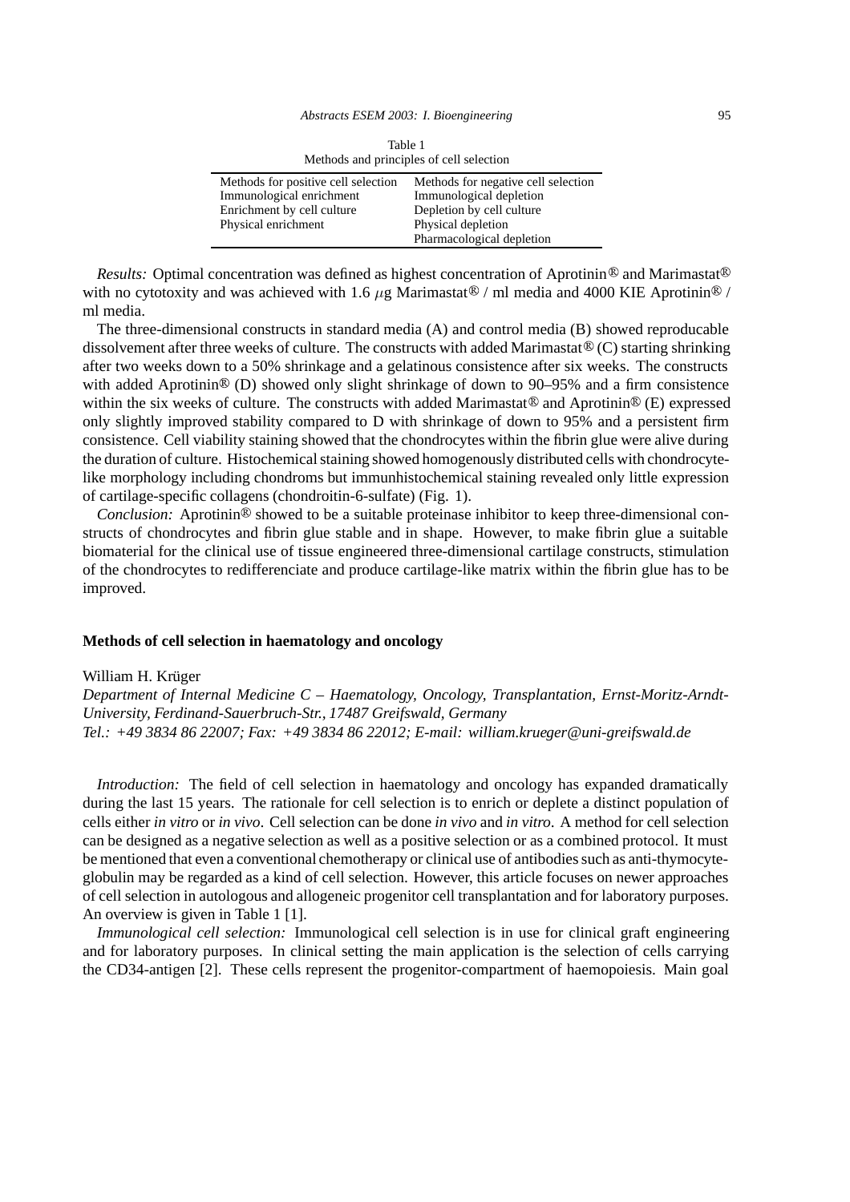Table 1
Methods and principles of cell selection

| Methods for positive cell selection | Methods for negative cell selection |
| --- | --- |
| Immunological enrichment | Immunological depletion |
| Enrichment by cell culture | Depletion by cell culture |
| Physical enrichment | Physical depletion |
| | Pharmacological depletion |

*Results:* Optimal concentration was defined as highest concentration of Aprotinin® and Marimastat® with no cytotoxity and was achieved with 1.6 $\mu$g Marimastat® / ml media and 4000 KIE Aprotinin® / ml media.

The three-dimensional constructs in standard media (A) and control media (B) showed reproducable dissolvement after three weeks of culture. The constructs with added Marimastat® (C) starting shrinking after two weeks down to a 50% shrinkage and a gelatinous consistence after six weeks. The constructs with added Aprotinin® (D) showed only slight shrinkage of down to 90–95% and a firm consistence within the six weeks of culture. The constructs with added Marimastat® and Aprotinin® (E) expressed only slightly improved stability compared to D with shrinkage of down to 95% and a persistent firm consistence. Cell viability staining showed that the chondrocytes within the fibrin glue were alive during the duration of culture. Histochemical staining showed homogenously distributed cells with chondrocyte-like morphology including chondroms but immunhistochemical staining revealed only little expression of cartilage-specific collagens (chondroitin-6-sulfate) (Fig. 1).

*Conclusion:* Aprotinin® showed to be a suitable proteinase inhibitor to keep three-dimensional constructs of chondrocytes and fibrin glue stable and in shape. However, to make fibrin glue a suitable biomaterial for the clinical use of tissue engineered three-dimensional cartilage constructs, stimulation of the chondrocytes to redifferenciate and produce cartilage-like matrix within the fibrin glue has to be improved.

## Methods of cell selection in haematology and oncology

William H. Krüger

*Department of Internal Medicine C – Haematology, Oncology, Transplantation, Ernst-Moritz-Arndt-University, Ferdinand-Sauerbruch-Str., 17487 Greifswald, Germany*
*Tel.: +49 3834 86 22007; Fax: +49 3834 86 22012; E-mail: william.krueger@uni-greifswald.de*

*Introduction:* The field of cell selection in haematology and oncology has expanded dramatically during the last 15 years. The rationale for cell selection is to enrich or deplete a distinct population of cells either *in vitro* or *in vivo*. Cell selection can be done *in vivo* and *in vitro*. A method for cell selection can be designed as a negative selection as well as a positive selection or as a combined protocol. It must be mentioned that even a conventional chemotherapy or clinical use of antibodies such as anti-thymocyte-globulin may be regarded as a kind of cell selection. However, this article focuses on newer approaches of cell selection in autologous and allogeneic progenitor cell transplantation and for laboratory purposes. An overview is given in Table 1 [1].

*Immunological cell selection:* Immunological cell selection is in use for clinical graft engineering and for laboratory purposes. In clinical setting the main application is the selection of cells carrying the CD34-antigen [2]. These cells represent the progenitor-compartment of haemopoiesis. Main goal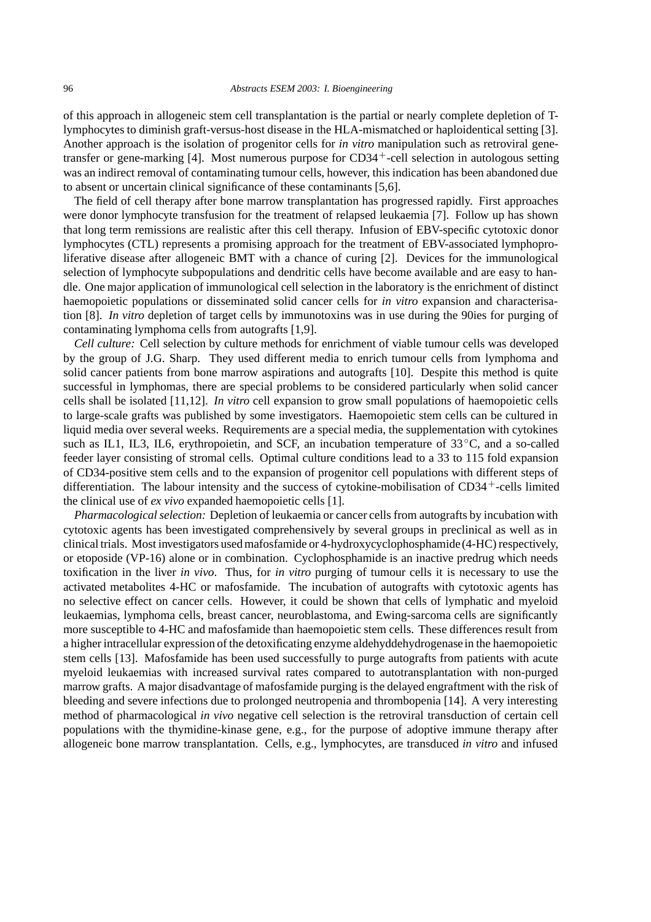of this approach in allogeneic stem cell transplantation is the partial or nearly complete depletion of T-lymphocytes to diminish graft-versus-host disease in the HLA-mismatched or haploidentical setting [3]. Another approach is the isolation of progenitor cells for *in vitro* manipulation such as retroviral gene-transfer or gene-marking [4]. Most numerous purpose for $CD34^+$-cell selection in autologous setting was an indirect removal of contaminating tumour cells, however, this indication has been abandoned due to absent or uncertain clinical significance of these contaminants [5,6].

The field of cell therapy after bone marrow transplantation has progressed rapidly. First approaches were donor lymphocyte transfusion for the treatment of relapsed leukaemia [7]. Follow up has shown that long term remissions are realistic after this cell therapy. Infusion of EBV-specific cytotoxic donor lymphocytes (CTL) represents a promising approach for the treatment of EBV-associated lymphoproliferative disease after allogeneic BMT with a chance of curing [2]. Devices for the immunological selection of lymphocyte subpopulations and dendritic cells have become available and are easy to handle. One major application of immunological cell selection in the laboratory is the enrichment of distinct haemopoietic populations or disseminated solid cancer cells for *in vitro* expansion and characterisation [8]. *In vitro* depletion of target cells by immunotoxins was in use during the 90ies for purging of contaminating lymphoma cells from autografts [1,9].

*Cell culture:* Cell selection by culture methods for enrichment of viable tumour cells was developed by the group of J.G. Sharp. They used different media to enrich tumour cells from lymphoma and solid cancer patients from bone marrow aspirations and autografts [10]. Despite this method is quite successful in lymphomas, there are special problems to be considered particularly when solid cancer cells shall be isolated [11,12]. *In vitro* cell expansion to grow small populations of haemopoietic cells to large-scale grafts was published by some investigators. Haemopoietic stem cells can be cultured in liquid media over several weeks. Requirements are a special media, the supplementation with cytokines such as IL1, IL3, IL6, erythropoietin, and SCF, an incubation temperature of 33°C, and a so-called feeder layer consisting of stromal cells. Optimal culture conditions lead to a 33 to 115 fold expansion of CD34-positive stem cells and to the expansion of progenitor cell populations with different steps of differentiation. The labour intensity and the success of cytokine-mobilisation of $CD34^+$-cells limited the clinical use of *ex vivo* expanded haemopoietic cells [1].

*Pharmacological selection:* Depletion of leukaemia or cancer cells from autografts by incubation with cytotoxic agents has been investigated comprehensively by several groups in preclinical as well as in clinical trials. Most investigators used mafosfamide or 4-hydroxycyclophosphamide (4-HC) respectively, or etoposide (VP-16) alone or in combination. Cyclophosphamide is an inactive predrug which needs toxification in the liver *in vivo*. Thus, for *in vitro* purging of tumour cells it is necessary to use the activated metabolites 4-HC or mafosfamide. The incubation of autografts with cytotoxic agents has no selective effect on cancer cells. However, it could be shown that cells of lymphatic and myeloid leukaemias, lymphoma cells, breast cancer, neuroblastoma, and Ewing-sarcoma cells are significantly more susceptible to 4-HC and mafosfamide than haemopoietic stem cells. These differences result from a higher intracellular expression of the detoxificating enzyme aldehyddehydrogenase in the haemopoietic stem cells [13]. Mafosfamide has been used successfully to purge autografts from patients with acute myeloid leukaemias with increased survival rates compared to autotransplantation with non-purged marrow grafts. A major disadvantage of mafosfamide purging is the delayed engraftment with the risk of bleeding and severe infections due to prolonged neutropenia and thrombopenia [14]. A very interesting method of pharmacological *in vivo* negative cell selection is the retroviral transduction of certain cell populations with the thymidine-kinase gene, e.g., for the purpose of adoptive immune therapy after allogeneic bone marrow transplantation. Cells, e.g., lymphocytes, are transduced *in vitro* and infused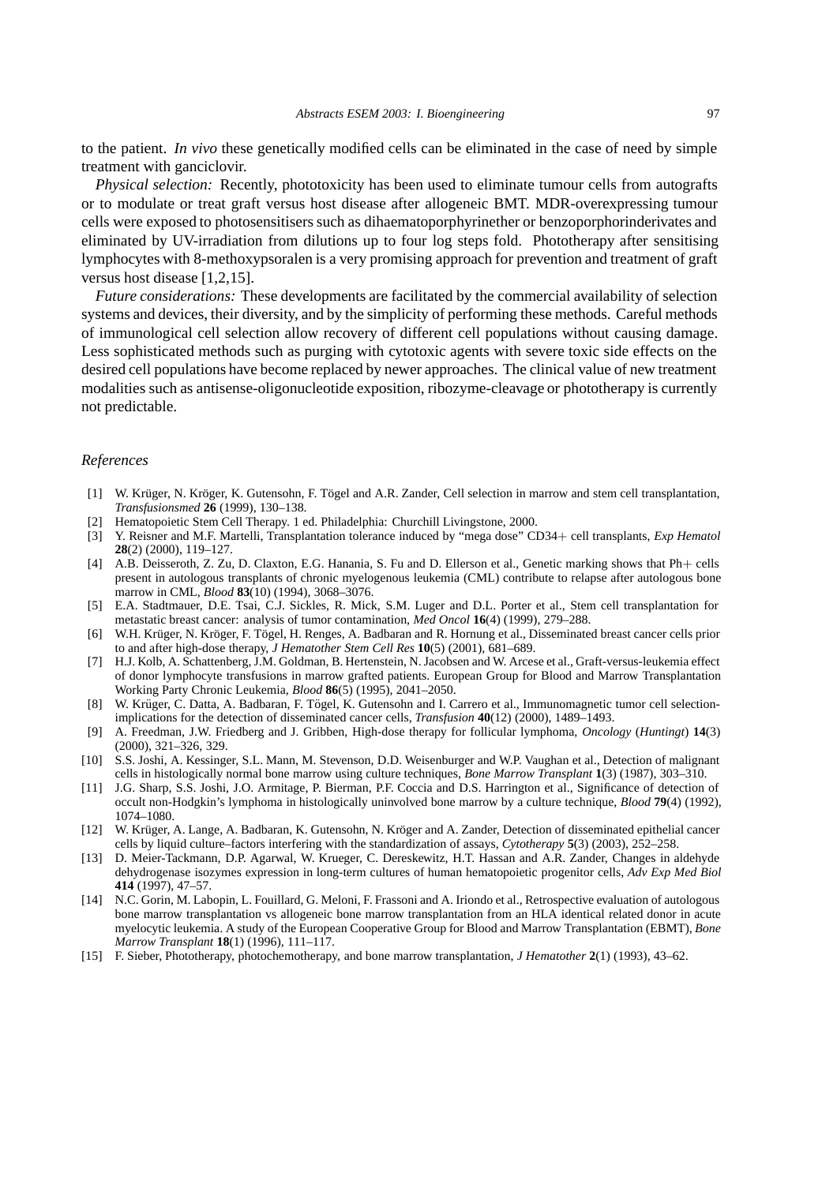to the patient. *In vivo* these genetically modified cells can be eliminated in the case of need by simple treatment with ganciclovir.

*Physical selection:* Recently, phototoxicity has been used to eliminate tumour cells from autografts or to modulate or treat graft versus host disease after allogeneic BMT. MDR-overexpressing tumour cells were exposed to photosensitisers such as dihaematoporphyrinether or benzoporphorinderivates and eliminated by UV-irradiation from dilutions up to four log steps fold. Phototherapy after sensitising lymphocytes with 8-methoxypsoralen is a very promising approach for prevention and treatment of graft versus host disease [1,2,15].

*Future considerations:* These developments are facilitated by the commercial availability of selection systems and devices, their diversity, and by the simplicity of performing these methods. Careful methods of immunological cell selection allow recovery of different cell populations without causing damage. Less sophisticated methods such as purging with cytotoxic agents with severe toxic side effects on the desired cell populations have become replaced by newer approaches. The clinical value of new treatment modalities such as antisense-oligonucleotide exposition, ribozyme-cleavage or phototherapy is currently not predictable.

### *References*

[1] W. Krüger, N. Kröger, K. Gutensohn, F. Tögel and A.R. Zander, Cell selection in marrow and stem cell transplantation, *Transfusionsmed* **26** (1999), 130–138.

[2] Hematopoietic Stem Cell Therapy. 1 ed. Philadelphia: Churchill Livingstone, 2000.

[3] Y. Reisner and M.F. Martelli, Transplantation tolerance induced by "mega dose" CD34+ cell transplants, *Exp Hematol* **28**(2) (2000), 119–127.

[4] A.B. Deisseroth, Z. Zu, D. Claxton, E.G. Hanania, S. Fu and D. Ellerson et al., Genetic marking shows that Ph+ cells present in autologous transplants of chronic myelogenous leukemia (CML) contribute to relapse after autologous bone marrow in CML, *Blood* **83**(10) (1994), 3068–3076.

[5] E.A. Stadtmauer, D.E. Tsai, C.J. Sickles, R. Mick, S.M. Luger and D.L. Porter et al., Stem cell transplantation for metastatic breast cancer: analysis of tumor contamination, *Med Oncol* **16**(4) (1999), 279–288.

[6] W.H. Krüger, N. Kröger, F. Tögel, H. Renges, A. Badbaran and R. Hornung et al., Disseminated breast cancer cells prior to and after high-dose therapy, *J Hematother Stem Cell Res* **10**(5) (2001), 681–689.

[7] H.J. Kolb, A. Schattenberg, J.M. Goldman, B. Hertenstein, N. Jacobsen and W. Arcese et al., Graft-versus-leukemia effect of donor lymphocyte transfusions in marrow grafted patients. European Group for Blood and Marrow Transplantation Working Party Chronic Leukemia, *Blood* **86**(5) (1995), 2041–2050.

[8] W. Krüger, C. Datta, A. Badbaran, F. Tögel, K. Gutensohn and I. Carrero et al., Immunomagnetic tumor cell selection-implications for the detection of disseminated cancer cells, *Transfusion* **40**(12) (2000), 1489–1493.

[9] A. Freedman, J.W. Friedberg and J. Gribben, High-dose therapy for follicular lymphoma, *Oncology* (*Huntingt*) **14**(3) (2000), 321–326, 329.

[10] S.S. Joshi, A. Kessinger, S.L. Mann, M. Stevenson, D.D. Weisenburger and W.P. Vaughan et al., Detection of malignant cells in histologically normal bone marrow using culture techniques, *Bone Marrow Transplant* **1**(3) (1987), 303–310.

[11] J.G. Sharp, S.S. Joshi, J.O. Armitage, P. Bierman, P.F. Coccia and D.S. Harrington et al., Significance of detection of occult non-Hodgkin's lymphoma in histologically uninvolved bone marrow by a culture technique, *Blood* **79**(4) (1992), 1074–1080.

[12] W. Krüger, A. Lange, A. Badbaran, K. Gutensohn, N. Kröger and A. Zander, Detection of disseminated epithelial cancer cells by liquid culture–factors interfering with the standardization of assays, *Cytotherapy* **5**(3) (2003), 252–258.

[13] D. Meier-Tackmann, D.P. Agarwal, W. Krueger, C. Dereskewitz, H.T. Hassan and A.R. Zander, Changes in aldehyde dehydrogenase isozymes expression in long-term cultures of human hematopoietic progenitor cells, *Adv Exp Med Biol* **414** (1997), 47–57.

[14] N.C. Gorin, M. Labopin, L. Fouillard, G. Meloni, F. Frassoni and A. Iriondo et al., Retrospective evaluation of autologous bone marrow transplantation vs allogeneic bone marrow transplantation from an HLA identical related donor in acute myelocytic leukemia. A study of the European Cooperative Group for Blood and Marrow Transplantation (EBMT), *Bone Marrow Transplant* **18**(1) (1996), 111–117.

[15] F. Sieber, Phototherapy, photochemotherapy, and bone marrow transplantation, *J Hematother* **2**(1) (1993), 43–62.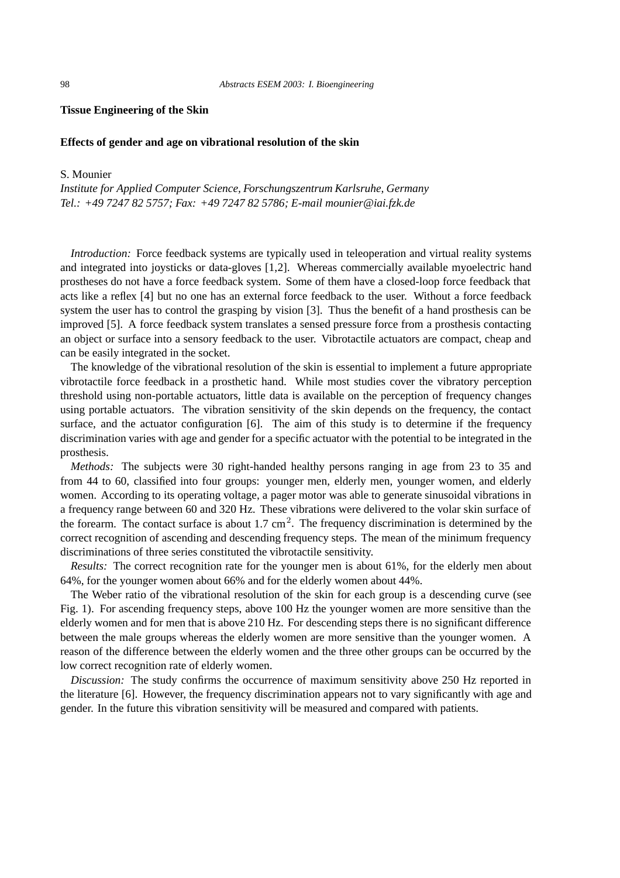## Tissue Engineering of the Skin

### Effects of gender and age on vibrational resolution of the skin

S. Mounier

*Institute for Applied Computer Science, Forschungszentrum Karlsruhe, Germany*
*Tel.: +49 7247 82 5757; Fax: +49 7247 82 5786; E-mail mounier@iai.fzk.de*

*Introduction:* Force feedback systems are typically used in teleoperation and virtual reality systems and integrated into joysticks or data-gloves [1,2]. Whereas commercially available myoelectric hand prostheses do not have a force feedback system. Some of them have a closed-loop force feedback that acts like a reflex [4] but no one has an external force feedback to the user. Without a force feedback system the user has to control the grasping by vision [3]. Thus the benefit of a hand prosthesis can be improved [5]. A force feedback system translates a sensed pressure force from a prosthesis contacting an object or surface into a sensory feedback to the user. Vibrotactile actuators are compact, cheap and can be easily integrated in the socket.

The knowledge of the vibrational resolution of the skin is essential to implement a future appropriate vibrotactile force feedback in a prosthetic hand. While most studies cover the vibratory perception threshold using non-portable actuators, little data is available on the perception of frequency changes using portable actuators. The vibration sensitivity of the skin depends on the frequency, the contact surface, and the actuator configuration [6]. The aim of this study is to determine if the frequency discrimination varies with age and gender for a specific actuator with the potential to be integrated in the prosthesis.

*Methods:* The subjects were 30 right-handed healthy persons ranging in age from 23 to 35 and from 44 to 60, classified into four groups: younger men, elderly men, younger women, and elderly women. According to its operating voltage, a pager motor was able to generate sinusoidal vibrations in a frequency range between 60 and 320 Hz. These vibrations were delivered to the volar skin surface of the forearm. The contact surface is about 1.7 $cm^2$. The frequency discrimination is determined by the correct recognition of ascending and descending frequency steps. The mean of the minimum frequency discriminations of three series constituted the vibrotactile sensitivity.

*Results:* The correct recognition rate for the younger men is about 61%, for the elderly men about 64%, for the younger women about 66% and for the elderly women about 44%.

The Weber ratio of the vibrational resolution of the skin for each group is a descending curve (see Fig. 1). For ascending frequency steps, above 100 Hz the younger women are more sensitive than the elderly women and for men that is above 210 Hz. For descending steps there is no significant difference between the male groups whereas the elderly women are more sensitive than the younger women. A reason of the difference between the elderly women and the three other groups can be occurred by the low correct recognition rate of elderly women.

*Discussion:* The study confirms the occurrence of maximum sensitivity above 250 Hz reported in the literature [6]. However, the frequency discrimination appears not to vary significantly with age and gender. In the future this vibration sensitivity will be measured and compared with patients.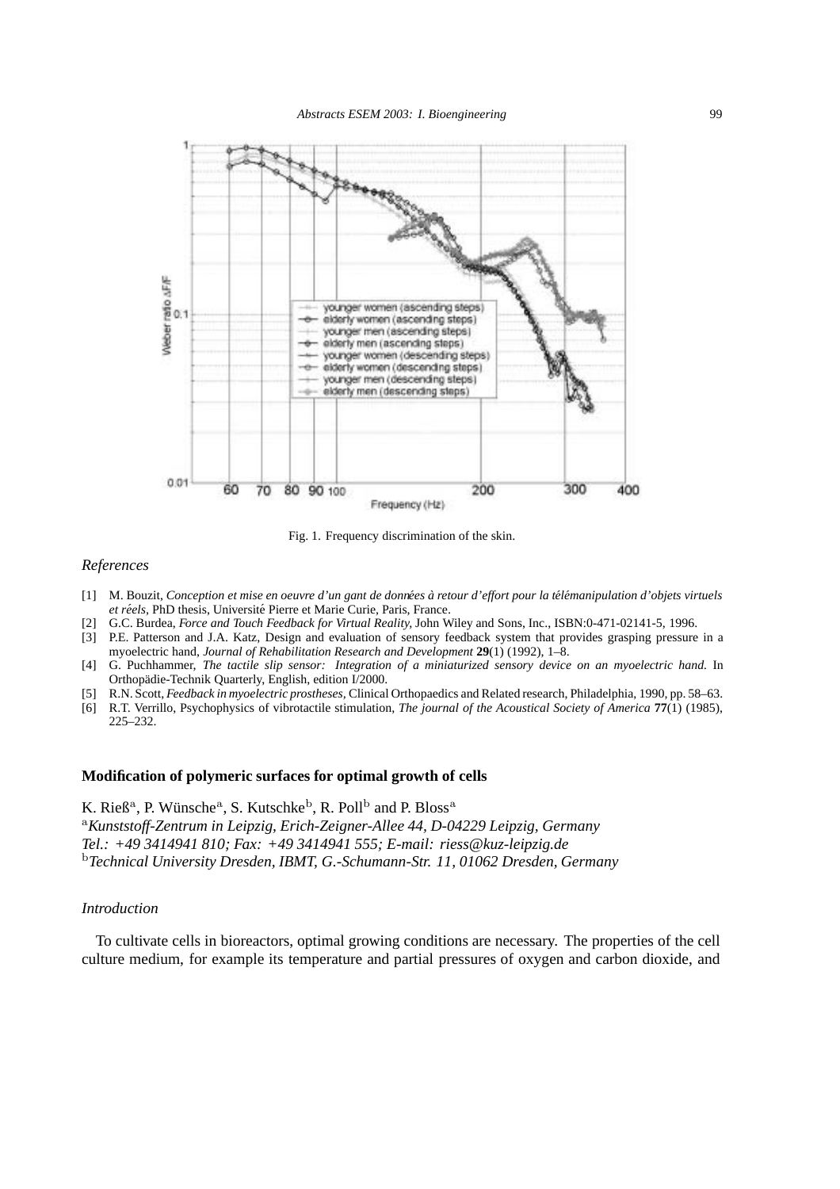Fig. 1. Frequency discrimination of the skin.

*References*

[1] M. Bouzit, *Conception et mise en oeuvre d'un gant de données à retour d'effort pour la télémanipulation d'objets virtuels et réels*, PhD thesis, Université Pierre et Marie Curie, Paris, France.

[2] G.C. Burdea, *Force and Touch Feedback for Virtual Reality*, John Wiley and Sons, Inc., ISBN:0-471-02141-5, 1996.

[3] P.E. Patterson and J.A. Katz, Design and evaluation of sensory feedback system that provides grasping pressure in a myoelectric hand, *Journal of Rehabilitation Research and Development* **29**(1) (1992), 1–8.

[4] G. Puchhammer, *The tactile slip sensor: Integration of a miniaturized sensory device on an myoelectric hand.* In Orthopädie-Technik Quarterly, English, edition I/2000.

[5] R.N. Scott, *Feedback in myoelectric prostheses*, Clinical Orthopaedics and Related research, Philadelphia, 1990, pp. 58–63.

[6] R.T. Verrillo, Psychophysics of vibrotactile stimulation, *The journal of the Acoustical Society of America* **77**(1) (1985), 225–232.

## Modification of polymeric surfaces for optimal growth of cells

K. Rieß[a], P. Wünsche[a], S. Kutschke[b], R. Poll[b] and P. Bloss[a]

[a]*Kunststoff-Zentrum in Leipzig, Erich-Zeigner-Allee 44, D-04229 Leipzig, Germany*
*Tel.: +49 3414941 810; Fax: +49 3414941 555; E-mail: riess@kuz-leipzig.de*
[b]*Technical University Dresden, IBMT, G.-Schumann-Str. 11, 01062 Dresden, Germany*

*Introduction*

To cultivate cells in bioreactors, optimal growing conditions are necessary. The properties of the cell culture medium, for example its temperature and partial pressures of oxygen and carbon dioxide, and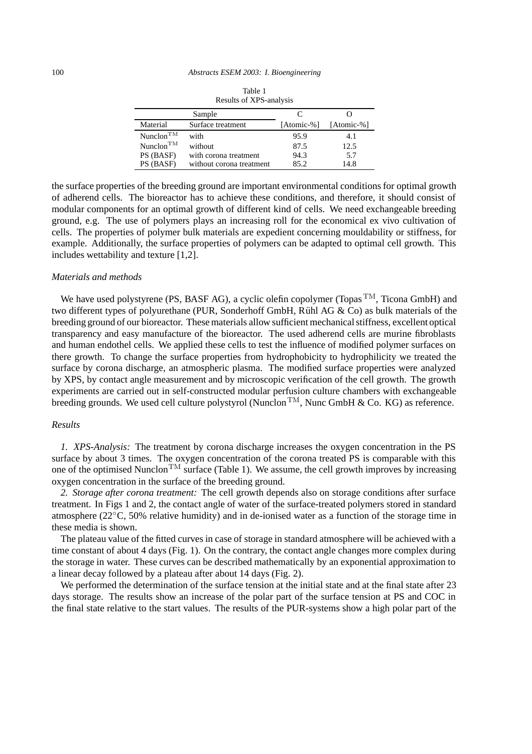Table 1
Results of XPS-analysis

| Sample | | C | O |
|---|---|---|---|
| Material | Surface treatment | [Atomic-%] | [Atomic-%] |
| Nunclon$^{TM}$ | with | 95.9 | 4.1 |
| Nunclon$^{TM}$ | without | 87.5 | 12.5 |
| PS (BASF) | with corona treatment | 94.3 | 5.7 |
| PS (BASF) | without corona treatment | 85.2 | 14.8 |

the surface properties of the breeding ground are important environmental conditions for optimal growth of adherend cells. The bioreactor has to achieve these conditions, and therefore, it should consist of modular components for an optimal growth of different kind of cells. We need exchangeable breeding ground, e.g. The use of polymers plays an increasing roll for the economical ex vivo cultivation of cells. The properties of polymer bulk materials are expedient concerning mouldability or stiffness, for example. Additionally, the surface properties of polymers can be adapted to optimal cell growth. This includes wettability and texture [1,2].

*Materials and methods*

We have used polystyrene (PS, BASF AG), a cyclic olefin copolymer (Topas$^{TM}$, Ticona GmbH) and two different types of polyurethane (PUR, Sonderhoff GmbH, Rühl AG & Co) as bulk materials of the breeding ground of our bioreactor. These materials allow sufficient mechanical stiffness, excellent optical transparency and easy manufacture of the bioreactor. The used adherend cells are murine fibroblasts and human endothel cells. We applied these cells to test the influence of modified polymer surfaces on there growth. To change the surface properties from hydrophobicity to hydrophilicity we treated the surface by corona discharge, an atmospheric plasma. The modified surface properties were analyzed by XPS, by contact angle measurement and by microscopic verification of the cell growth. The growth experiments are carried out in self-constructed modular perfusion culture chambers with exchangeable breeding grounds. We used cell culture polystyrol (Nunclon$^{TM}$, Nunc GmbH & Co. KG) as reference.

*Results*

*1. XPS-Analysis:* The treatment by corona discharge increases the oxygen concentration in the PS surface by about 3 times. The oxygen concentration of the corona treated PS is comparable with this one of the optimised Nunclon$^{TM}$ surface (Table 1). We assume, the cell growth improves by increasing oxygen concentration in the surface of the breeding ground.

*2. Storage after corona treatment:* The cell growth depends also on storage conditions after surface treatment. In Figs 1 and 2, the contact angle of water of the surface-treated polymers stored in standard atmosphere (22°C, 50% relative humidity) and in de-ionised water as a function of the storage time in these media is shown.

The plateau value of the fitted curves in case of storage in standard atmosphere will be achieved with a time constant of about 4 days (Fig. 1). On the contrary, the contact angle changes more complex during the storage in water. These curves can be described mathematically by an exponential approximation to a linear decay followed by a plateau after about 14 days (Fig. 2).

We performed the determination of the surface tension at the initial state and at the final state after 23 days storage. The results show an increase of the polar part of the surface tension at PS and COC in the final state relative to the start values. The results of the PUR-systems show a high polar part of the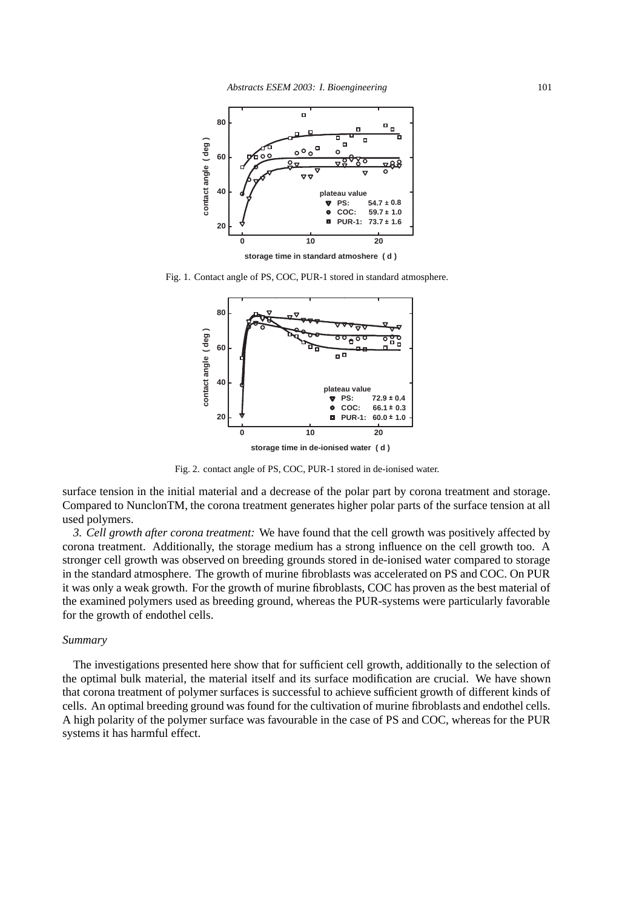Fig. 1. Contact angle of PS, COC, PUR-1 stored in standard atmosphere.

Fig. 2. contact angle of PS, COC, PUR-1 stored in de-ionised water.

surface tension in the initial material and a decrease of the polar part by corona treatment and storage. Compared to NunclonTM, the corona treatment generates higher polar parts of the surface tension at all used polymers.

*3. Cell growth after corona treatment:* We have found that the cell growth was positively affected by corona treatment. Additionally, the storage medium has a strong influence on the cell growth too. A stronger cell growth was observed on breeding grounds stored in de-ionised water compared to storage in the standard atmosphere. The growth of murine fibroblasts was accelerated on PS and COC. On PUR it was only a weak growth. For the growth of murine fibroblasts, COC has proven as the best material of the examined polymers used as breeding ground, whereas the PUR-systems were particularly favorable for the growth of endothel cells.

### *Summary*

The investigations presented here show that for sufficient cell growth, additionally to the selection of the optimal bulk material, the material itself and its surface modification are crucial. We have shown that corona treatment of polymer surfaces is successful to achieve sufficient growth of different kinds of cells. An optimal breeding ground was found for the cultivation of murine fibroblasts and endothel cells. A high polarity of the polymer surface was favourable in the case of PS and COC, whereas for the PUR systems it has harmful effect.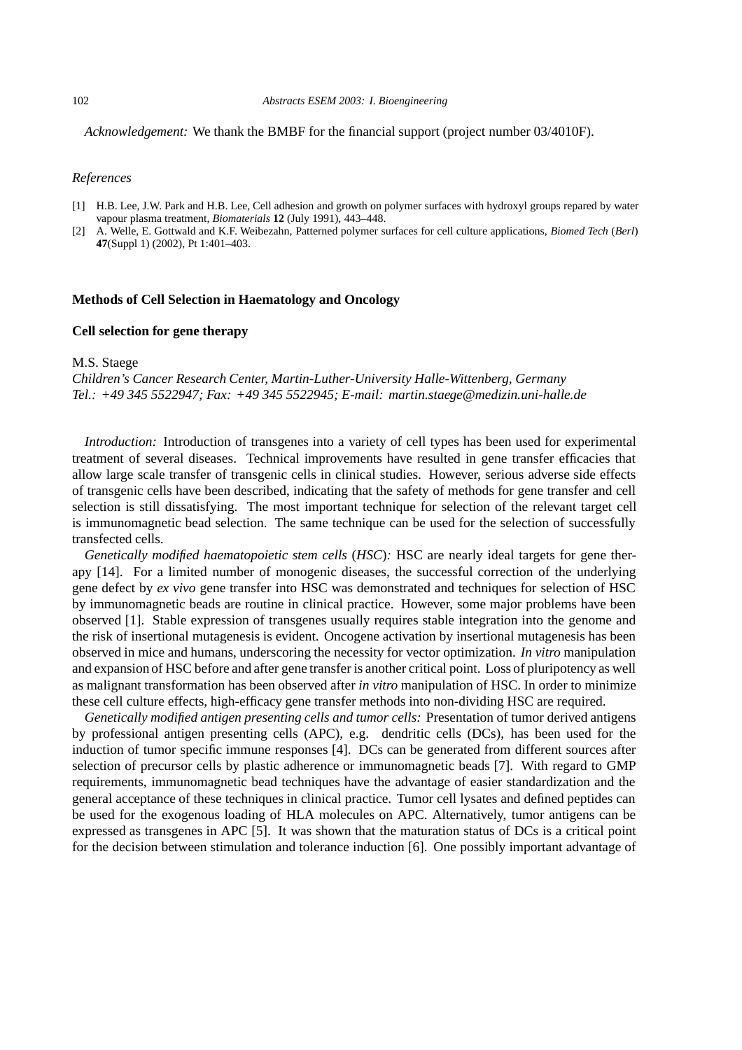*Acknowledgement:* We thank the BMBF for the financial support (project number 03/4010F).

*References*

[1] H.B. Lee, J.W. Park and H.B. Lee, Cell adhesion and growth on polymer surfaces with hydroxyl groups repared by water vapour plasma treatment, *Biomaterials* **12** (July 1991), 443–448.
[2] A. Welle, E. Gottwald and K.F. Weibezahn, Patterned polymer surfaces for cell culture applications, *Biomed Tech* (*Berl*) **47**(Suppl 1) (2002), Pt 1:401–403.

## Methods of Cell Selection in Haematology and Oncology

### Cell selection for gene therapy

M.S. Staege
*Children's Cancer Research Center, Martin-Luther-University Halle-Wittenberg, Germany*
*Tel.: +49 345 5522947; Fax: +49 345 5522945; E-mail: martin.staege@medizin.uni-halle.de*

*Introduction:* Introduction of transgenes into a variety of cell types has been used for experimental treatment of several diseases. Technical improvements have resulted in gene transfer efficacies that allow large scale transfer of transgenic cells in clinical studies. However, serious adverse side effects of transgenic cells have been described, indicating that the safety of methods for gene transfer and cell selection is still dissatisfying. The most important technique for selection of the relevant target cell is immunomagnetic bead selection. The same technique can be used for the selection of successfully transfected cells.

*Genetically modified haematopoietic stem cells* (*HSC*)*:* HSC are nearly ideal targets for gene therapy [14]. For a limited number of monogenic diseases, the successful correction of the underlying gene defect by *ex vivo* gene transfer into HSC was demonstrated and techniques for selection of HSC by immunomagnetic beads are routine in clinical practice. However, some major problems have been observed [1]. Stable expression of transgenes usually requires stable integration into the genome and the risk of insertional mutagenesis is evident. Oncogene activation by insertional mutagenesis has been observed in mice and humans, underscoring the necessity for vector optimization. *In vitro* manipulation and expansion of HSC before and after gene transfer is another critical point. Loss of pluripotency as well as malignant transformation has been observed after *in vitro* manipulation of HSC. In order to minimize these cell culture effects, high-efficacy gene transfer methods into non-dividing HSC are required.

*Genetically modified antigen presenting cells and tumor cells:* Presentation of tumor derived antigens by professional antigen presenting cells (APC), e.g. dendritic cells (DCs), has been used for the induction of tumor specific immune responses [4]. DCs can be generated from different sources after selection of precursor cells by plastic adherence or immunomagnetic beads [7]. With regard to GMP requirements, immunomagnetic bead techniques have the advantage of easier standardization and the general acceptance of these techniques in clinical practice. Tumor cell lysates and defined peptides can be used for the exogenous loading of HLA molecules on APC. Alternatively, tumor antigens can be expressed as transgenes in APC [5]. It was shown that the maturation status of DCs is a critical point for the decision between stimulation and tolerance induction [6]. One possibly important advantage of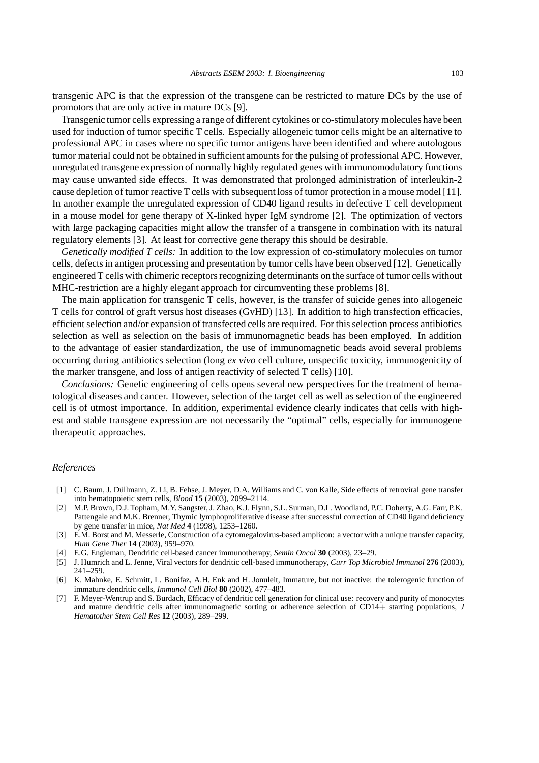transgenic APC is that the expression of the transgene can be restricted to mature DCs by the use of promotors that are only active in mature DCs [9].

Transgenic tumor cells expressing a range of different cytokines or co-stimulatory molecules have been used for induction of tumor specific T cells. Especially allogeneic tumor cells might be an alternative to professional APC in cases where no specific tumor antigens have been identified and where autologous tumor material could not be obtained in sufficient amounts for the pulsing of professional APC. However, unregulated transgene expression of normally highly regulated genes with immunomodulatory functions may cause unwanted side effects. It was demonstrated that prolonged administration of interleukin-2 cause depletion of tumor reactive T cells with subsequent loss of tumor protection in a mouse model [11]. In another example the unregulated expression of CD40 ligand results in defective T cell development in a mouse model for gene therapy of X-linked hyper IgM syndrome [2]. The optimization of vectors with large packaging capacities might allow the transfer of a transgene in combination with its natural regulatory elements [3]. At least for corrective gene therapy this should be desirable.

*Genetically modified T cells:* In addition to the low expression of co-stimulatory molecules on tumor cells, defects in antigen processing and presentation by tumor cells have been observed [12]. Genetically engineered T cells with chimeric receptors recognizing determinants on the surface of tumor cells without MHC-restriction are a highly elegant approach for circumventing these problems [8].

The main application for transgenic T cells, however, is the transfer of suicide genes into allogeneic T cells for control of graft versus host diseases (GvHD) [13]. In addition to high transfection efficacies, efficient selection and/or expansion of transfected cells are required. For this selection process antibiotics selection as well as selection on the basis of immunomagnetic beads has been employed. In addition to the advantage of easier standardization, the use of immunomagnetic beads avoid several problems occurring during antibiotics selection (long *ex vivo* cell culture, unspecific toxicity, immunogenicity of the marker transgene, and loss of antigen reactivity of selected T cells) [10].

*Conclusions:* Genetic engineering of cells opens several new perspectives for the treatment of hematological diseases and cancer. However, selection of the target cell as well as selection of the engineered cell is of utmost importance. In addition, experimental evidence clearly indicates that cells with highest and stable transgene expression are not necessarily the "optimal" cells, especially for immunogene therapeutic approaches.

### *References*

- [1] C. Baum, J. Düllmann, Z. Li, B. Fehse, J. Meyer, D.A. Williams and C. von Kalle, Side effects of retroviral gene transfer into hematopoietic stem cells, *Blood* **15** (2003), 2099–2114.
- [2] M.P. Brown, D.J. Topham, M.Y. Sangster, J. Zhao, K.J. Flynn, S.L. Surman, D.L. Woodland, P.C. Doherty, A.G. Farr, P.K. Pattengale and M.K. Brenner, Thymic lymphoproliferative disease after successful correction of CD40 ligand deficiency by gene transfer in mice, *Nat Med* **4** (1998), 1253–1260.
- [3] E.M. Borst and M. Messerle, Construction of a cytomegalovirus-based amplicon: a vector with a unique transfer capacity, *Hum Gene Ther* **14** (2003), 959–970.
- [4] E.G. Engleman, Dendritic cell-based cancer immunotherapy, *Semin Oncol* **30** (2003), 23–29.
- [5] J. Humrich and L. Jenne, Viral vectors for dendritic cell-based immunotherapy, *Curr Top Microbiol Immunol* **276** (2003), 241–259.
- [6] K. Mahnke, E. Schmitt, L. Bonifaz, A.H. Enk and H. Jonuleit, Immature, but not inactive: the tolerogenic function of immature dendritic cells, *Immunol Cell Biol* **80** (2002), 477–483.
- [7] F. Meyer-Wentrup and S. Burdach, Efficacy of dendritic cell generation for clinical use: recovery and purity of monocytes and mature dendritic cells after immunomagnetic sorting or adherence selection of CD14+ starting populations, *J Hematother Stem Cell Res* **12** (2003), 289–299.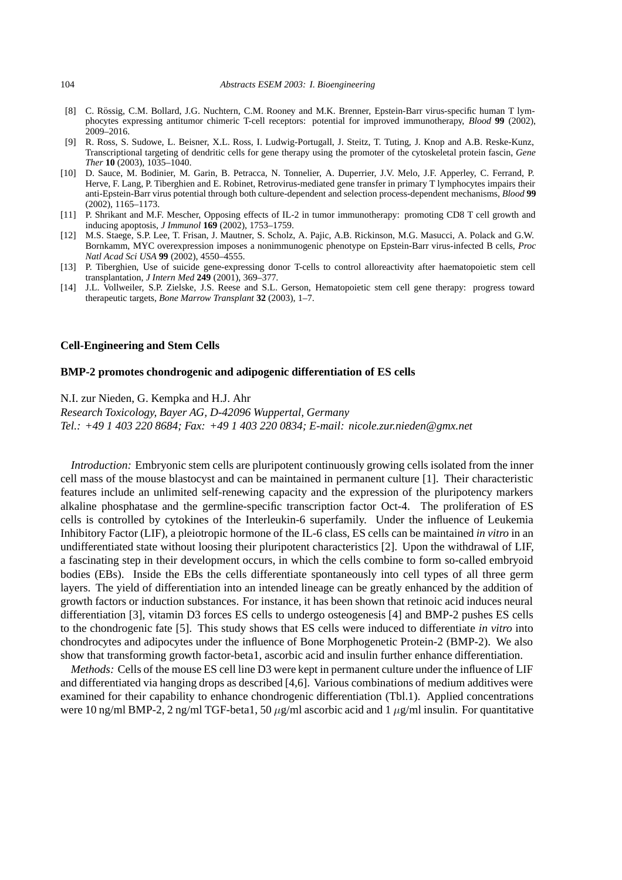[8] C. Rössig, C.M. Bollard, J.G. Nuchtern, C.M. Rooney and M.K. Brenner, Epstein-Barr virus-specific human T lymphocytes expressing antitumor chimeric T-cell receptors: potential for improved immunotherapy, *Blood* **99** (2002), 2009–2016.

[9] R. Ross, S. Sudowe, L. Beisner, X.L. Ross, I. Ludwig-Portugall, J. Steitz, T. Tuting, J. Knop and A.B. Reske-Kunz, Transcriptional targeting of dendritic cells for gene therapy using the promoter of the cytoskeletal protein fascin, *Gene Ther* **10** (2003), 1035–1040.

[10] D. Sauce, M. Bodinier, M. Garin, B. Petracca, N. Tonnelier, A. Duperrier, J.V. Melo, J.F. Apperley, C. Ferrand, P. Herve, F. Lang, P. Tiberghien and E. Robinet, Retrovirus-mediated gene transfer in primary T lymphocytes impairs their anti-Epstein-Barr virus potential through both culture-dependent and selection process-dependent mechanisms, *Blood* **99** (2002), 1165–1173.

[11] P. Shrikant and M.F. Mescher, Opposing effects of IL-2 in tumor immunotherapy: promoting CD8 T cell growth and inducing apoptosis, *J Immunol* **169** (2002), 1753–1759.

[12] M.S. Staege, S.P. Lee, T. Frisan, J. Mautner, S. Scholz, A. Pajic, A.B. Rickinson, M.G. Masucci, A. Polack and G.W. Bornkamm, MYC overexpression imposes a nonimmunogenic phenotype on Epstein-Barr virus-infected B cells, *Proc Natl Acad Sci USA* **99** (2002), 4550–4555.

[13] P. Tiberghien, Use of suicide gene-expressing donor T-cells to control alloreactivity after haematopoietic stem cell transplantation, *J Intern Med* **249** (2001), 369–377.

[14] J.L. Vollweiler, S.P. Zielske, J.S. Reese and S.L. Gerson, Hematopoietic stem cell gene therapy: progress toward therapeutic targets, *Bone Marrow Transplant* **32** (2003), 1–7.

## Cell-Engineering and Stem Cells

### BMP-2 promotes chondrogenic and adipogenic differentiation of ES cells

N.I. zur Nieden, G. Kempka and H.J. Ahr

*Research Toxicology, Bayer AG, D-42096 Wuppertal, Germany*

*Tel.: +49 1 403 220 8684; Fax: +49 1 403 220 0834; E-mail: nicole.zur.nieden@gmx.net*

*Introduction:* Embryonic stem cells are pluripotent continuously growing cells isolated from the inner cell mass of the mouse blastocyst and can be maintained in permanent culture [1]. Their characteristic features include an unlimited self-renewing capacity and the expression of the pluripotency markers alkaline phosphatase and the germline-specific transcription factor Oct-4. The proliferation of ES cells is controlled by cytokines of the Interleukin-6 superfamily. Under the influence of Leukemia Inhibitory Factor (LIF), a pleiotropic hormone of the IL-6 class, ES cells can be maintained *in vitro* in an undifferentiated state without loosing their pluripotent characteristics [2]. Upon the withdrawal of LIF, a fascinating step in their development occurs, in which the cells combine to form so-called embryoid bodies (EBs). Inside the EBs the cells differentiate spontaneously into cell types of all three germ layers. The yield of differentiation into an intended lineage can be greatly enhanced by the addition of growth factors or induction substances. For instance, it has been shown that retinoic acid induces neural differentiation [3], vitamin D3 forces ES cells to undergo osteogenesis [4] and BMP-2 pushes ES cells to the chondrogenic fate [5]. This study shows that ES cells were induced to differentiate *in vitro* into chondrocytes and adipocytes under the influence of Bone Morphogenetic Protein-2 (BMP-2). We also show that transforming growth factor-beta1, ascorbic acid and insulin further enhance differentiation.

*Methods:* Cells of the mouse ES cell line D3 were kept in permanent culture under the influence of LIF and differentiated via hanging drops as described [4,6]. Various combinations of medium additives were examined for their capability to enhance chondrogenic differentiation (Tbl.1). Applied concentrations were 10 ng/ml BMP-2, 2 ng/ml TGF-beta1, 50 $\mu$g/ml ascorbic acid and 1 $\mu$g/ml insulin. For quantitative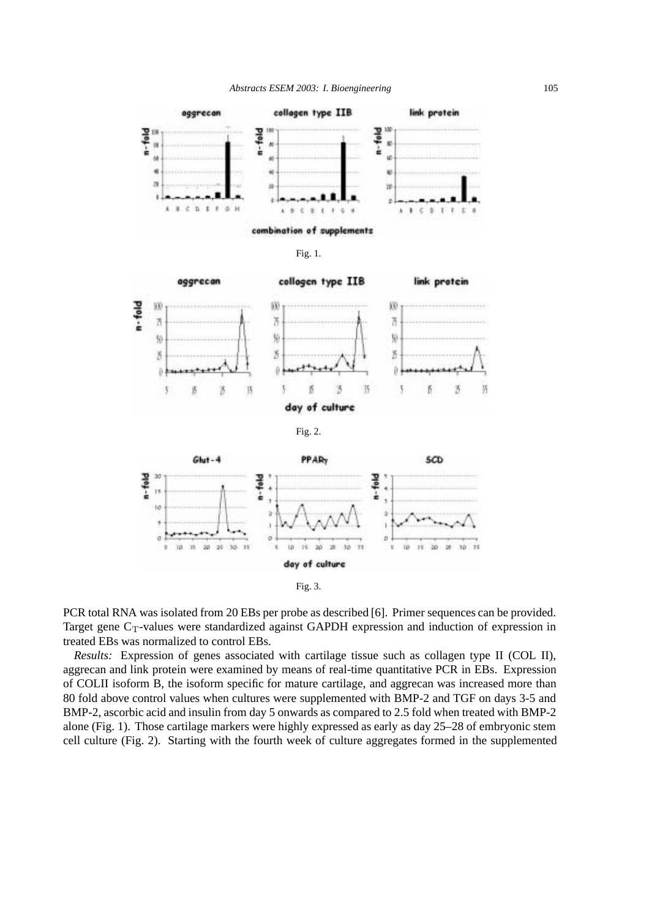Fig. 1.

Fig. 2.

Fig. 3.

PCR total RNA was isolated from 20 EBs per probe as described [6]. Primer sequences can be provided. Target gene $C_T$-values were standardized against GAPDH expression and induction of expression in treated EBs was normalized to control EBs.

*Results:* Expression of genes associated with cartilage tissue such as collagen type II (COL II), aggrecan and link protein were examined by means of real-time quantitative PCR in EBs. Expression of COLII isoform B, the isoform specific for mature cartilage, and aggrecan was increased more than 80 fold above control values when cultures were supplemented with BMP-2 and TGF on days 3-5 and BMP-2, ascorbic acid and insulin from day 5 onwards as compared to 2.5 fold when treated with BMP-2 alone (Fig. 1). Those cartilage markers were highly expressed as early as day 25–28 of embryonic stem cell culture (Fig. 2). Starting with the fourth week of culture aggregates formed in the supplemented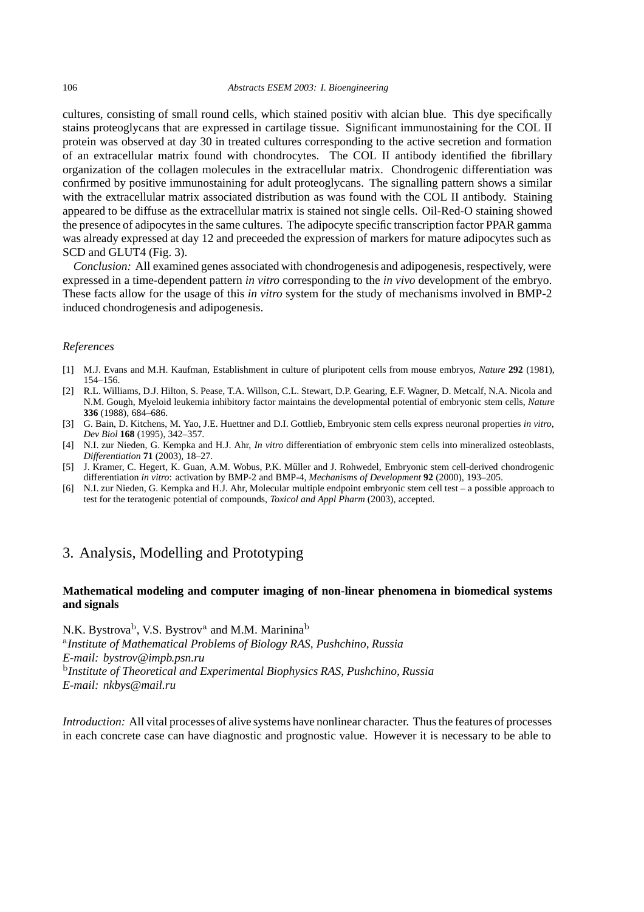cultures, consisting of small round cells, which stained positiv with alcian blue. This dye specifically stains proteoglycans that are expressed in cartilage tissue. Significant immunostaining for the COL II protein was observed at day 30 in treated cultures corresponding to the active secretion and formation of an extracellular matrix found with chondrocytes. The COL II antibody identified the fibrillary organization of the collagen molecules in the extracellular matrix. Chondrogenic differentiation was confirmed by positive immunostaining for adult proteoglycans. The signalling pattern shows a similar with the extracellular matrix associated distribution as was found with the COL II antibody. Staining appeared to be diffuse as the extracellular matrix is stained not single cells. Oil-Red-O staining showed the presence of adipocytes in the same cultures. The adipocyte specific transcription factor PPAR gamma was already expressed at day 12 and preceeded the expression of markers for mature adipocytes such as SCD and GLUT4 (Fig. 3).

*Conclusion:* All examined genes associated with chondrogenesis and adipogenesis, respectively, were expressed in a time-dependent pattern *in vitro* corresponding to the *in vivo* development of the embryo. These facts allow for the usage of this *in vitro* system for the study of mechanisms involved in BMP-2 induced chondrogenesis and adipogenesis.

*References*

[1] M.J. Evans and M.H. Kaufman, Establishment in culture of pluripotent cells from mouse embryos, *Nature* **292** (1981), 154–156.

[2] R.L. Williams, D.J. Hilton, S. Pease, T.A. Willson, C.L. Stewart, D.P. Gearing, E.F. Wagner, D. Metcalf, N.A. Nicola and N.M. Gough, Myeloid leukemia inhibitory factor maintains the developmental potential of embryonic stem cells, *Nature* **336** (1988), 684–686.

[3] G. Bain, D. Kitchens, M. Yao, J.E. Huettner and D.I. Gottlieb, Embryonic stem cells express neuronal properties *in vitro*, *Dev Biol* **168** (1995), 342–357.

[4] N.I. zur Nieden, G. Kempka and H.J. Ahr, *In vitro* differentiation of embryonic stem cells into mineralized osteoblasts, *Differentiation* **71** (2003), 18–27.

[5] J. Kramer, C. Hegert, K. Guan, A.M. Wobus, P.K. Müller and J. Rohwedel, Embryonic stem cell-derived chondrogenic differentiation *in vitro*: activation by BMP-2 and BMP-4, *Mechanisms of Development* **92** (2000), 193–205.

[6] N.I. zur Nieden, G. Kempka and H.J. Ahr, Molecular multiple endpoint embryonic stem cell test – a possible approach to test for the teratogenic potential of compounds, *Toxicol and Appl Pharm* (2003), accepted.

## 3. Analysis, Modelling and Prototyping

### Mathematical modeling and computer imaging of non-linear phenomena in biomedical systems and signals

N.K. Bystrova[b], V.S. Bystrov[a] and M.M. Marinina[b]

[a]*Institute of Mathematical Problems of Biology RAS, Pushchino, Russia*
*E-mail: bystrov@impb.psn.ru*
[b]*Institute of Theoretical and Experimental Biophysics RAS, Pushchino, Russia*
*E-mail: nkbys@mail.ru*

*Introduction:* All vital processes of alive systems have nonlinear character. Thus the features of processes in each concrete case can have diagnostic and prognostic value. However it is necessary to be able to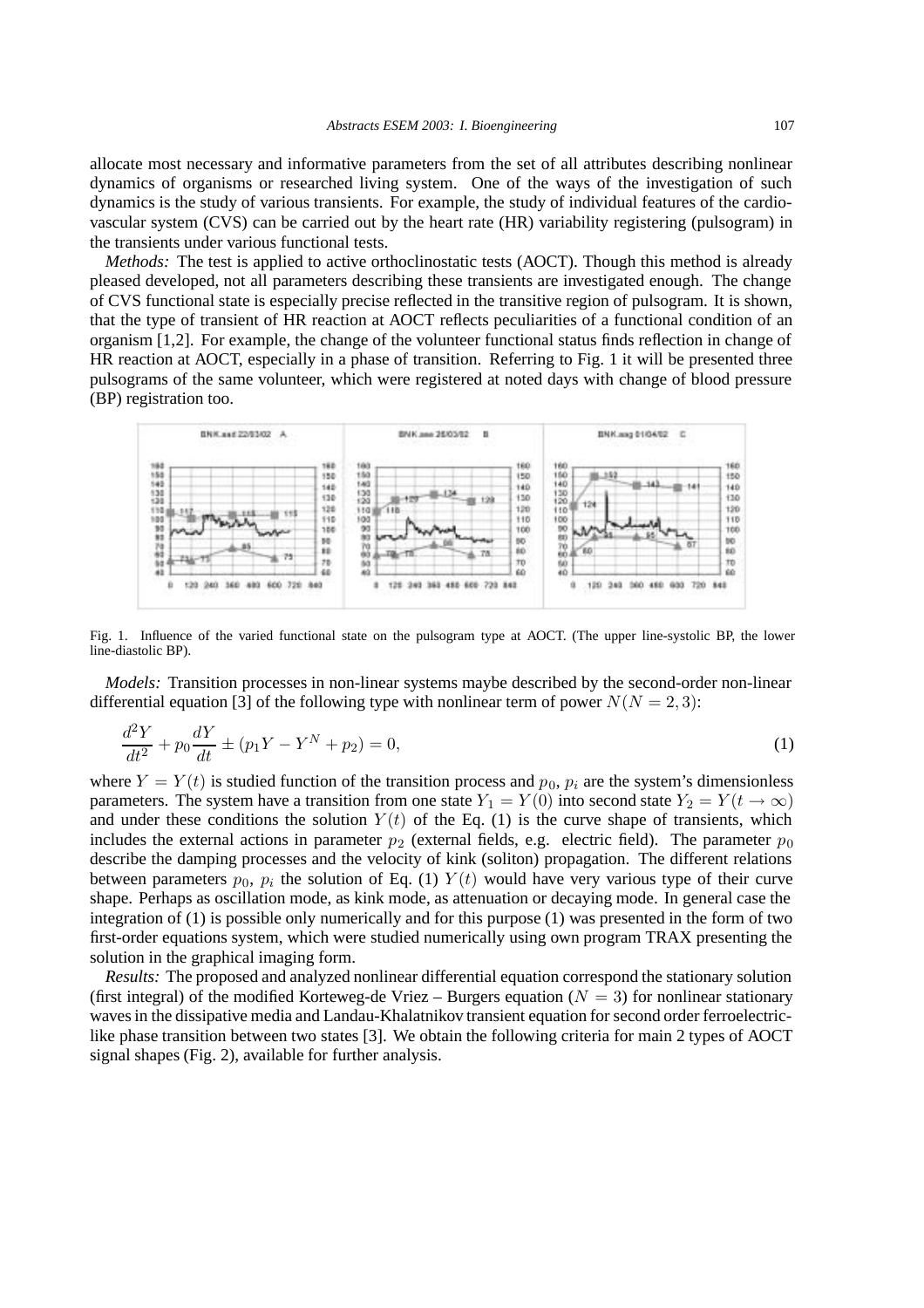allocate most necessary and informative parameters from the set of all attributes describing nonlinear dynamics of organisms or researched living system. One of the ways of the investigation of such dynamics is the study of various transients. For example, the study of individual features of the cardiovascular system (CVS) can be carried out by the heart rate (HR) variability registering (pulsogram) in the transients under various functional tests.

*Methods:* The test is applied to active orthoclinostatic tests (AOCT). Though this method is already pleased developed, not all parameters describing these transients are investigated enough. The change of CVS functional state is especially precise reflected in the transitive region of pulsogram. It is shown, that the type of transient of HR reaction at AOCT reflects peculiarities of a functional condition of an organism [1,2]. For example, the change of the volunteer functional status finds reflection in change of HR reaction at AOCT, especially in a phase of transition. Referring to Fig. 1 it will be presented three pulsograms of the same volunteer, which were registered at noted days with change of blood pressure (BP) registration too.

Fig. 1. Influence of the varied functional state on the pulsogram type at AOCT. (The upper line-systolic BP, the lower line-diastolic BP).

*Models:* Transition processes in non-linear systems maybe described by the second-order non-linear differential equation [3] of the following type with nonlinear term of power $N (N = 2, 3)$:

$$\frac{d^2Y}{dt^2} + p_0\frac{dY}{dt} \pm (p_1Y - Y^N + p_2) = 0, \tag{1}$$

where $Y = Y(t)$ is studied function of the transition process and $p_0$, $p_i$ are the system's dimensionless parameters. The system have a transition from one state $Y_1 = Y(0)$ into second state $Y_2 = Y(t \to \infty)$ and under these conditions the solution $Y(t)$ of the Eq. (1) is the curve shape of transients, which includes the external actions in parameter $p_2$ (external fields, e.g. electric field). The parameter $p_0$ describe the damping processes and the velocity of kink (soliton) propagation. The different relations between parameters $p_0$, $p_i$ the solution of Eq. (1) $Y(t)$ would have very various type of their curve shape. Perhaps as oscillation mode, as kink mode, as attenuation or decaying mode. In general case the integration of (1) is possible only numerically and for this purpose (1) was presented in the form of two first-order equations system, which were studied numerically using own program TRAX presenting the solution in the graphical imaging form.

*Results:* The proposed and analyzed nonlinear differential equation correspond the stationary solution (first integral) of the modified Korteweg-de Vriez – Burgers equation ($N = 3$) for nonlinear stationary waves in the dissipative media and Landau-Khalatnikov transient equation for second order ferroelectric-like phase transition between two states [3]. We obtain the following criteria for main 2 types of AOCT signal shapes (Fig. 2), available for further analysis.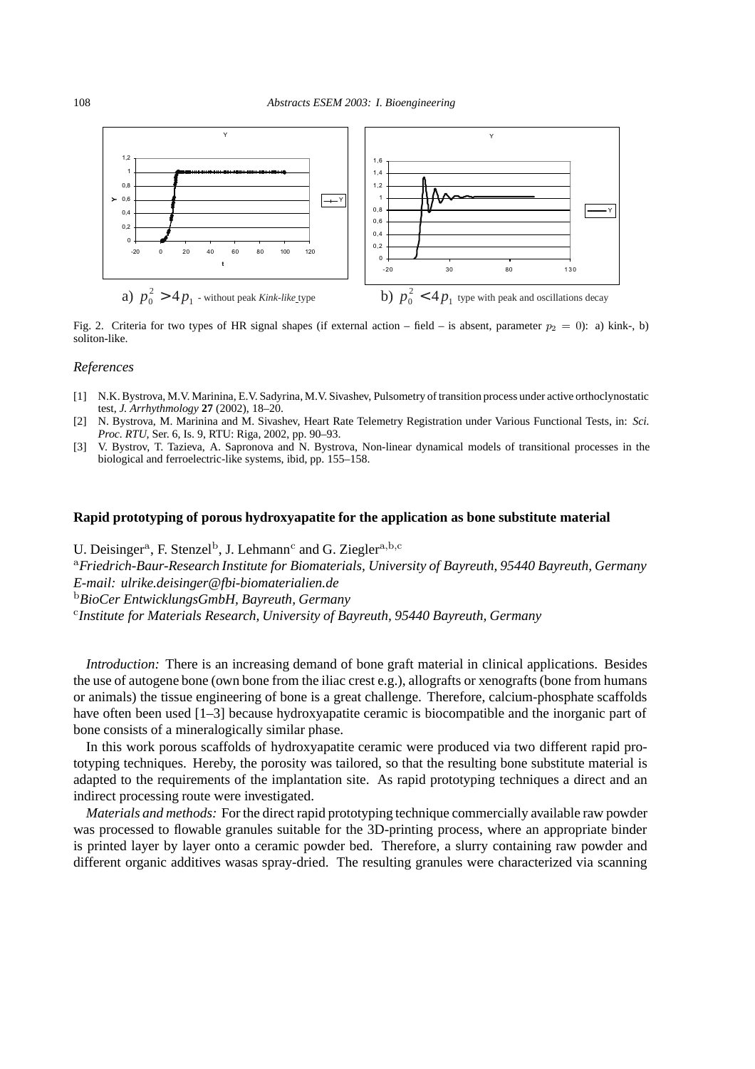a) $p_0^2 > 4p_1$ - without peak *Kink-like* type

b) $p_0^2 < 4p_1$ type with peak and oscillations decay

Fig. 2. Criteria for two types of HR signal shapes (if external action – field – is absent, parameter $p_2 = 0$): a) kink-, b) soliton-like.

*References*

[1] N.K. Bystrova, M.V. Marinina, E.V. Sadyrina, M.V. Sivashev, Pulsometry of transition process under active orthoclynostatic test, *J. Arrhythmology* **27** (2002), 18–20.

[2] N. Bystrova, M. Marinina and M. Sivashev, Heart Rate Telemetry Registration under Various Functional Tests, in: *Sci. Proc. RTU*, Ser. 6, Is. 9, RTU: Riga, 2002, pp. 90–93.

[3] V. Bystrov, T. Tazieva, A. Sapronova and N. Bystrova, Non-linear dynamical models of transitional processes in the biological and ferroelectric-like systems, ibid, pp. 155–158.

## Rapid prototyping of porous hydroxyapatite for the application as bone substitute material

U. Deisinger[a], F. Stenzel[b], J. Lehmann[c] and G. Ziegler[a,b,c]

[a]*Friedrich-Baur-Research Institute for Biomaterials, University of Bayreuth, 95440 Bayreuth, Germany*
*E-mail: ulrike.deisinger@fbi-biomaterialien.de*
[b]*BioCer EntwicklungsGmbH, Bayreuth, Germany*
[c]*Institute for Materials Research, University of Bayreuth, 95440 Bayreuth, Germany*

*Introduction:* There is an increasing demand of bone graft material in clinical applications. Besides the use of autogene bone (own bone from the iliac crest e.g.), allografts or xenografts (bone from humans or animals) the tissue engineering of bone is a great challenge. Therefore, calcium-phosphate scaffolds have often been used [1–3] because hydroxyapatite ceramic is biocompatible and the inorganic part of bone consists of a mineralogically similar phase.

In this work porous scaffolds of hydroxyapatite ceramic were produced via two different rapid prototyping techniques. Hereby, the porosity was tailored, so that the resulting bone substitute material is adapted to the requirements of the implantation site. As rapid prototyping techniques a direct and an indirect processing route were investigated.

*Materials and methods:* For the direct rapid prototyping technique commercially available raw powder was processed to flowable granules suitable for the 3D-printing process, where an appropriate binder is printed layer by layer onto a ceramic powder bed. Therefore, a slurry containing raw powder and different organic additives wasas spray-dried. The resulting granules were characterized via scanning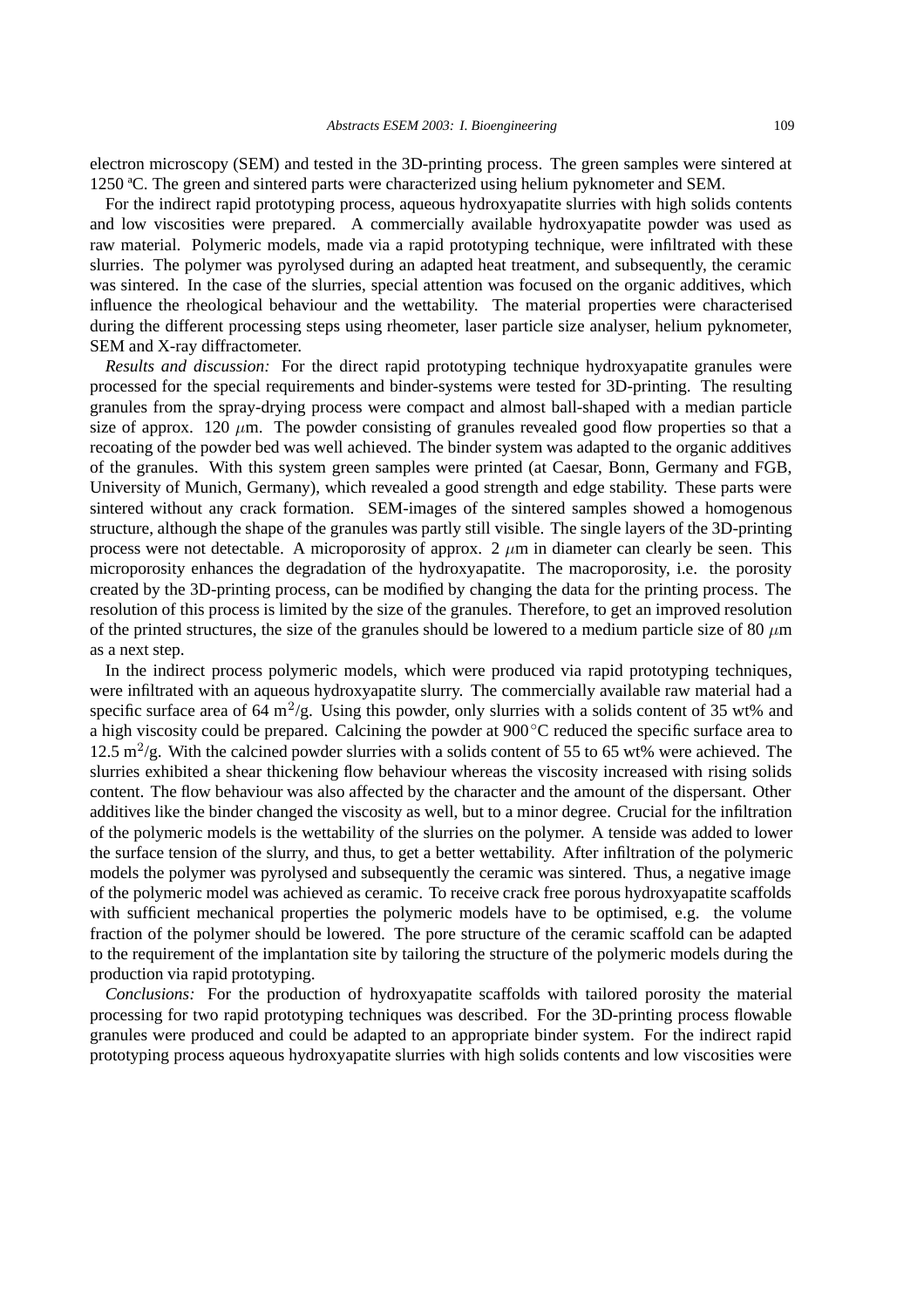electron microscopy (SEM) and tested in the 3D-printing process. The green samples were sintered at 1250 ºC. The green and sintered parts were characterized using helium pyknometer and SEM.

For the indirect rapid prototyping process, aqueous hydroxyapatite slurries with high solids contents and low viscosities were prepared. A commercially available hydroxyapatite powder was used as raw material. Polymeric models, made via a rapid prototyping technique, were infiltrated with these slurries. The polymer was pyrolysed during an adapted heat treatment, and subsequently, the ceramic was sintered. In the case of the slurries, special attention was focused on the organic additives, which influence the rheological behaviour and the wettability. The material properties were characterised during the different processing steps using rheometer, laser particle size analyser, helium pyknometer, SEM and X-ray diffractometer.

*Results and discussion:* For the direct rapid prototyping technique hydroxyapatite granules were processed for the special requirements and binder-systems were tested for 3D-printing. The resulting granules from the spray-drying process were compact and almost ball-shaped with a median particle size of approx. 120 $\mu$m. The powder consisting of granules revealed good flow properties so that a recoating of the powder bed was well achieved. The binder system was adapted to the organic additives of the granules. With this system green samples were printed (at Caesar, Bonn, Germany and FGB, University of Munich, Germany), which revealed a good strength and edge stability. These parts were sintered without any crack formation. SEM-images of the sintered samples showed a homogenous structure, although the shape of the granules was partly still visible. The single layers of the 3D-printing process were not detectable. A microporosity of approx. 2 $\mu$m in diameter can clearly be seen. This microporosity enhances the degradation of the hydroxyapatite. The macroporosity, i.e. the porosity created by the 3D-printing process, can be modified by changing the data for the printing process. The resolution of this process is limited by the size of the granules. Therefore, to get an improved resolution of the printed structures, the size of the granules should be lowered to a medium particle size of 80 $\mu$m as a next step.

In the indirect process polymeric models, which were produced via rapid prototyping techniques, were infiltrated with an aqueous hydroxyapatite slurry. The commercially available raw material had a specific surface area of 64 $m^2/g$. Using this powder, only slurries with a solids content of 35 wt% and a high viscosity could be prepared. Calcining the powder at 900°C reduced the specific surface area to 12.5 $m^2/g$. With the calcined powder slurries with a solids content of 55 to 65 wt% were achieved. The slurries exhibited a shear thickening flow behaviour whereas the viscosity increased with rising solids content. The flow behaviour was also affected by the character and the amount of the dispersant. Other additives like the binder changed the viscosity as well, but to a minor degree. Crucial for the infiltration of the polymeric models is the wettability of the slurries on the polymer. A tenside was added to lower the surface tension of the slurry, and thus, to get a better wettability. After infiltration of the polymeric models the polymer was pyrolysed and subsequently the ceramic was sintered. Thus, a negative image of the polymeric model was achieved as ceramic. To receive crack free porous hydroxyapatite scaffolds with sufficient mechanical properties the polymeric models have to be optimised, e.g. the volume fraction of the polymer should be lowered. The pore structure of the ceramic scaffold can be adapted to the requirement of the implantation site by tailoring the structure of the polymeric models during the production via rapid prototyping.

*Conclusions:* For the production of hydroxyapatite scaffolds with tailored porosity the material processing for two rapid prototyping techniques was described. For the 3D-printing process flowable granules were produced and could be adapted to an appropriate binder system. For the indirect rapid prototyping process aqueous hydroxyapatite slurries with high solids contents and low viscosities were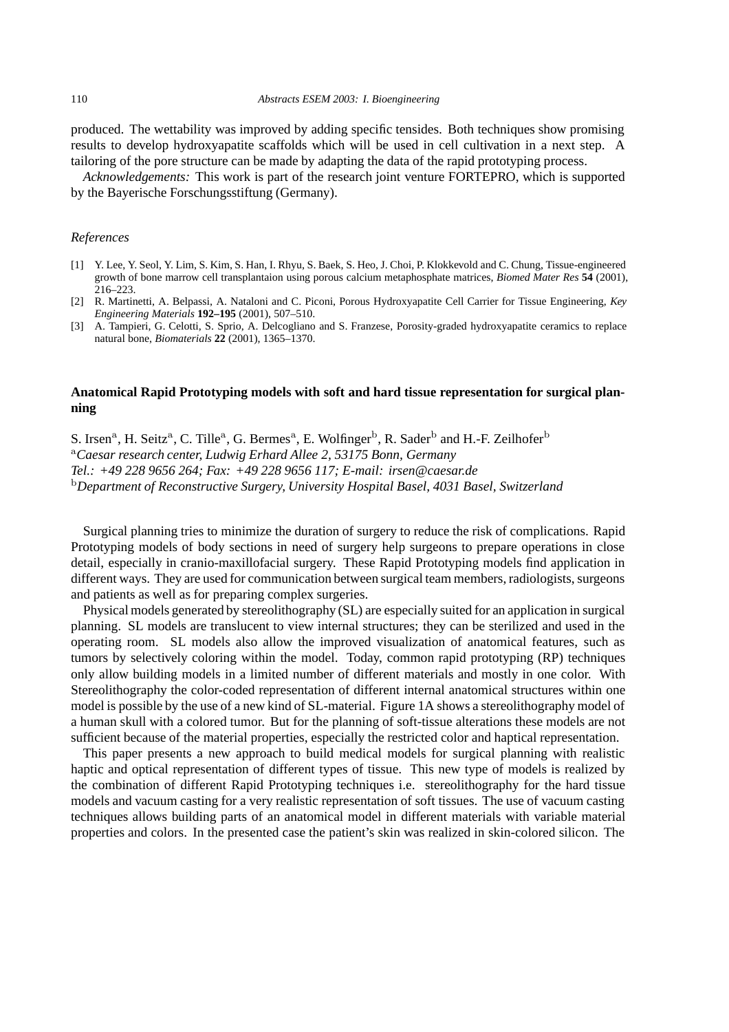produced. The wettability was improved by adding specific tensides. Both techniques show promising results to develop hydroxyapatite scaffolds which will be used in cell cultivation in a next step. A tailoring of the pore structure can be made by adapting the data of the rapid prototyping process.

*Acknowledgements:* This work is part of the research joint venture FORTEPRO, which is supported by the Bayerische Forschungsstiftung (Germany).

### *References*

[1] Y. Lee, Y. Seol, Y. Lim, S. Kim, S. Han, I. Rhyu, S. Baek, S. Heo, J. Choi, P. Klokkevold and C. Chung, Tissue-engineered growth of bone marrow cell transplantaion using porous calcium metaphosphate matrices, *Biomed Mater Res* **54** (2001), 216–223.

[2] R. Martinetti, A. Belpassi, A. Nataloni and C. Piconi, Porous Hydroxyapatite Cell Carrier for Tissue Engineering, *Key Engineering Materials* **192–195** (2001), 507–510.

[3] A. Tampieri, G. Celotti, S. Sprio, A. Delcogliano and S. Franzese, Porosity-graded hydroxyapatite ceramics to replace natural bone, *Biomaterials* **22** (2001), 1365–1370.

## Anatomical Rapid Prototyping models with soft and hard tissue representation for surgical planning

S. Irsen[a], H. Seitz[a], C. Tille[a], G. Bermes[a], E. Wolfinger[b], R. Sader[b] and H.-F. Zeilhofer[b]

[a]*Caesar research center, Ludwig Erhard Allee 2, 53175 Bonn, Germany*
*Tel.: +49 228 9656 264; Fax: +49 228 9656 117; E-mail: irsen@caesar.de*
[b]*Department of Reconstructive Surgery, University Hospital Basel, 4031 Basel, Switzerland*

Surgical planning tries to minimize the duration of surgery to reduce the risk of complications. Rapid Prototyping models of body sections in need of surgery help surgeons to prepare operations in close detail, especially in cranio-maxillofacial surgery. These Rapid Prototyping models find application in different ways. They are used for communication between surgical team members, radiologists, surgeons and patients as well as for preparing complex surgeries.

Physical models generated by stereolithography (SL) are especially suited for an application in surgical planning. SL models are translucent to view internal structures; they can be sterilized and used in the operating room. SL models also allow the improved visualization of anatomical features, such as tumors by selectively coloring within the model. Today, common rapid prototyping (RP) techniques only allow building models in a limited number of different materials and mostly in one color. With Stereolithography the color-coded representation of different internal anatomical structures within one model is possible by the use of a new kind of SL-material. Figure 1A shows a stereolithography model of a human skull with a colored tumor. But for the planning of soft-tissue alterations these models are not sufficient because of the material properties, especially the restricted color and haptical representation.

This paper presents a new approach to build medical models for surgical planning with realistic haptic and optical representation of different types of tissue. This new type of models is realized by the combination of different Rapid Prototyping techniques i.e. stereolithography for the hard tissue models and vacuum casting for a very realistic representation of soft tissues. The use of vacuum casting techniques allows building parts of an anatomical model in different materials with variable material properties and colors. In the presented case the patient's skin was realized in skin-colored silicon. The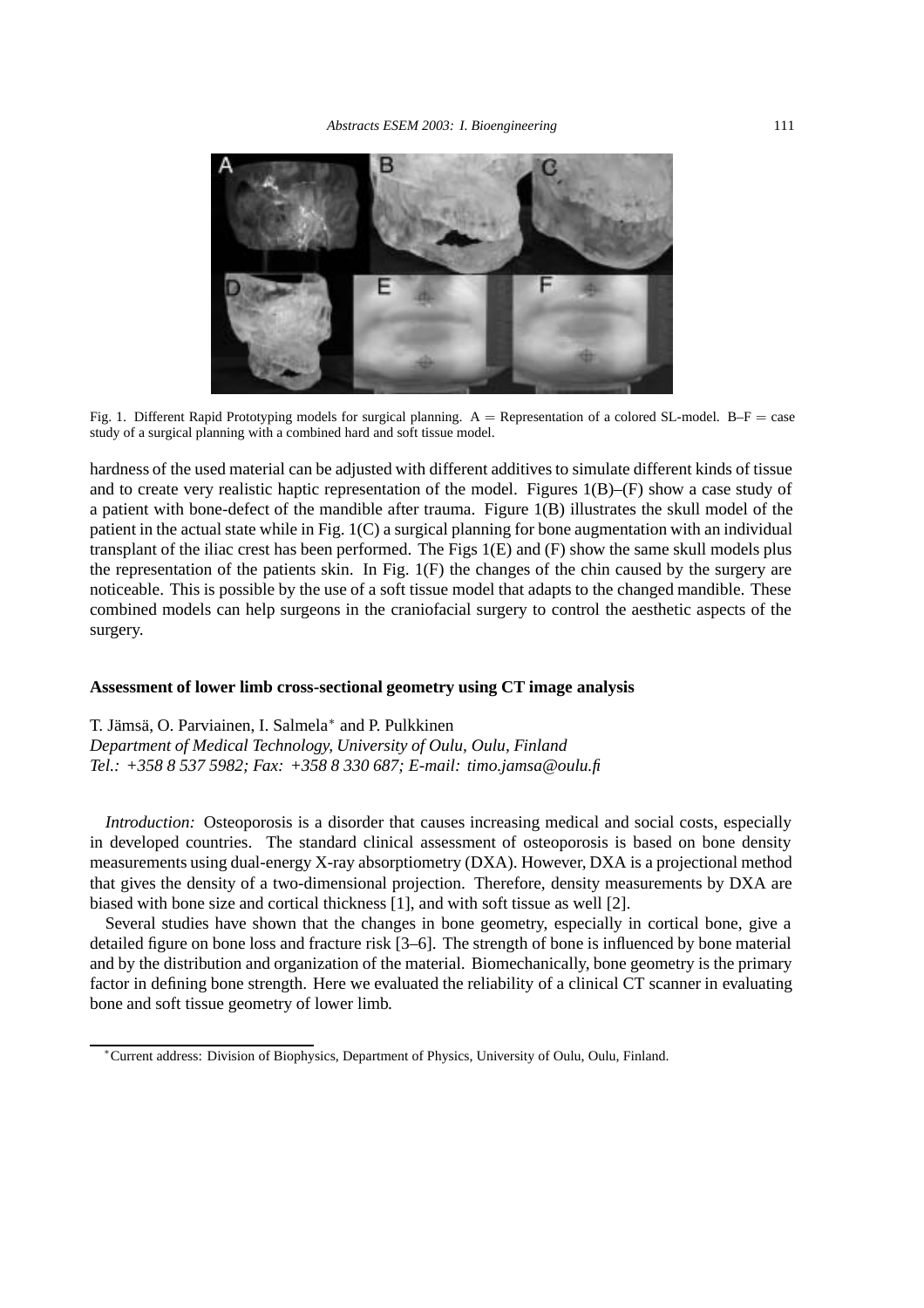Fig. 1. Different Rapid Prototyping models for surgical planning. A = Representation of a colored SL-model. B–F = case study of a surgical planning with a combined hard and soft tissue model.

hardness of the used material can be adjusted with different additives to simulate different kinds of tissue and to create very realistic haptic representation of the model. Figures 1(B)–(F) show a case study of a patient with bone-defect of the mandible after trauma. Figure 1(B) illustrates the skull model of the patient in the actual state while in Fig. 1(C) a surgical planning for bone augmentation with an individual transplant of the iliac crest has been performed. The Figs 1(E) and (F) show the same skull models plus the representation of the patients skin. In Fig. 1(F) the changes of the chin caused by the surgery are noticeable. This is possible by the use of a soft tissue model that adapts to the changed mandible. These combined models can help surgeons in the craniofacial surgery to control the aesthetic aspects of the surgery.

**Assessment of lower limb cross-sectional geometry using CT image analysis**

T. Jämsä, O. Parviainen, I. Salmela* and P. Pulkkinen
*Department of Medical Technology, University of Oulu, Oulu, Finland*
*Tel.: +358 8 537 5982; Fax: +358 8 330 687; E-mail: timo.jamsa@oulu.fi*

*Introduction:* Osteoporosis is a disorder that causes increasing medical and social costs, especially in developed countries. The standard clinical assessment of osteoporosis is based on bone density measurements using dual-energy X-ray absorptiometry (DXA). However, DXA is a projectional method that gives the density of a two-dimensional projection. Therefore, density measurements by DXA are biased with bone size and cortical thickness [1], and with soft tissue as well [2].

Several studies have shown that the changes in bone geometry, especially in cortical bone, give a detailed figure on bone loss and fracture risk [3–6]. The strength of bone is influenced by bone material and by the distribution and organization of the material. Biomechanically, bone geometry is the primary factor in defining bone strength. Here we evaluated the reliability of a clinical CT scanner in evaluating bone and soft tissue geometry of lower limb.

*Current address: Division of Biophysics, Department of Physics, University of Oulu, Oulu, Finland.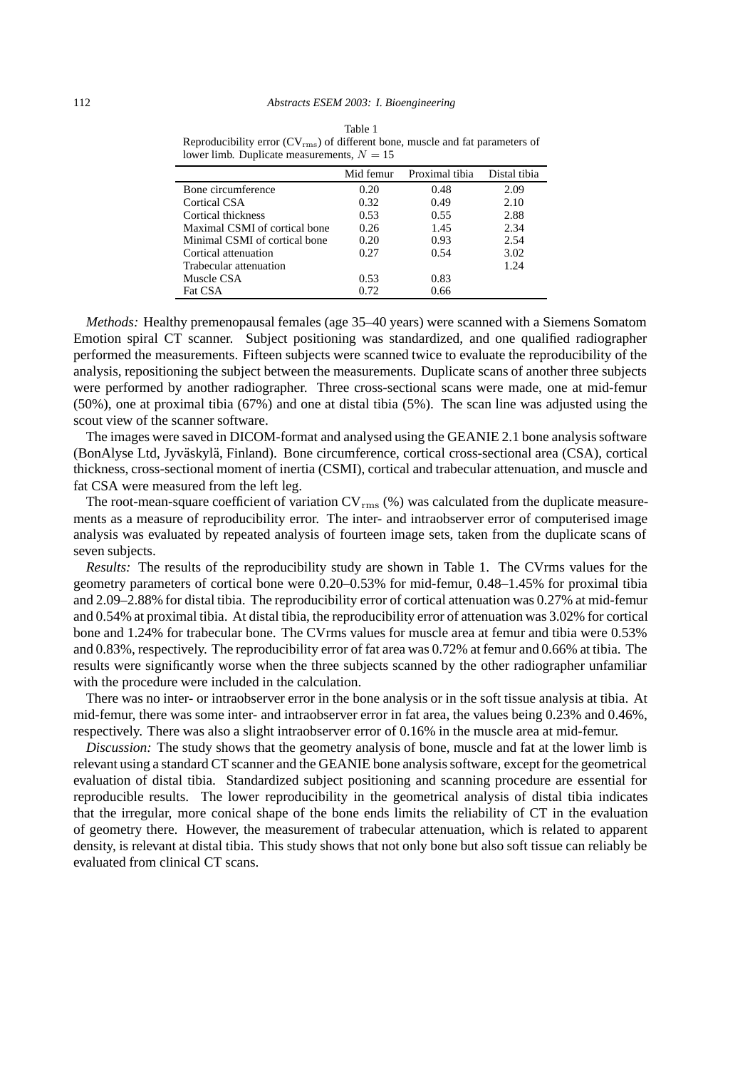Table 1
Reproducibility error ($CV_{rms}$) of different bone, muscle and fat parameters of lower limb. Duplicate measurements, $N = 15$

| | Mid femur | Proximal tibia | Distal tibia |
|---|---|---|---|
| Bone circumference | 0.20 | 0.48 | 2.09 |
| Cortical CSA | 0.32 | 0.49 | 2.10 |
| Cortical thickness | 0.53 | 0.55 | 2.88 |
| Maximal CSMI of cortical bone | 0.26 | 1.45 | 2.34 |
| Minimal CSMI of cortical bone | 0.20 | 0.93 | 2.54 |
| Cortical attenuation | 0.27 | 0.54 | 3.02 |
| Trabecular attenuation | | | 1.24 |
| Muscle CSA | 0.53 | 0.83 | |
| Fat CSA | 0.72 | 0.66 | |

*Methods:* Healthy premenopausal females (age 35–40 years) were scanned with a Siemens Somatom Emotion spiral CT scanner. Subject positioning was standardized, and one qualified radiographer performed the measurements. Fifteen subjects were scanned twice to evaluate the reproducibility of the analysis, repositioning the subject between the measurements. Duplicate scans of another three subjects were performed by another radiographer. Three cross-sectional scans were made, one at mid-femur (50%), one at proximal tibia (67%) and one at distal tibia (5%). The scan line was adjusted using the scout view of the scanner software.

The images were saved in DICOM-format and analysed using the GEANIE 2.1 bone analysis software (BonAlyse Ltd, Jyväskylä, Finland). Bone circumference, cortical cross-sectional area (CSA), cortical thickness, cross-sectional moment of inertia (CSMI), cortical and trabecular attenuation, and muscle and fat CSA were measured from the left leg.

The root-mean-square coefficient of variation $CV_{rms}$ (%) was calculated from the duplicate measurements as a measure of reproducibility error. The inter- and intraobserver error of computerised image analysis was evaluated by repeated analysis of fourteen image sets, taken from the duplicate scans of seven subjects.

*Results:* The results of the reproducibility study are shown in Table 1. The CVrms values for the geometry parameters of cortical bone were 0.20–0.53% for mid-femur, 0.48–1.45% for proximal tibia and 2.09–2.88% for distal tibia. The reproducibility error of cortical attenuation was 0.27% at mid-femur and 0.54% at proximal tibia. At distal tibia, the reproducibility error of attenuation was 3.02% for cortical bone and 1.24% for trabecular bone. The CVrms values for muscle area at femur and tibia were 0.53% and 0.83%, respectively. The reproducibility error of fat area was 0.72% at femur and 0.66% at tibia. The results were significantly worse when the three subjects scanned by the other radiographer unfamiliar with the procedure were included in the calculation.

There was no inter- or intraobserver error in the bone analysis or in the soft tissue analysis at tibia. At mid-femur, there was some inter- and intraobserver error in fat area, the values being 0.23% and 0.46%, respectively. There was also a slight intraobserver error of 0.16% in the muscle area at mid-femur.

*Discussion:* The study shows that the geometry analysis of bone, muscle and fat at the lower limb is relevant using a standard CT scanner and the GEANIE bone analysis software, except for the geometrical evaluation of distal tibia. Standardized subject positioning and scanning procedure are essential for reproducible results. The lower reproducibility in the geometrical analysis of distal tibia indicates that the irregular, more conical shape of the bone ends limits the reliability of CT in the evaluation of geometry there. However, the measurement of trabecular attenuation, which is related to apparent density, is relevant at distal tibia. This study shows that not only bone but also soft tissue can reliably be evaluated from clinical CT scans.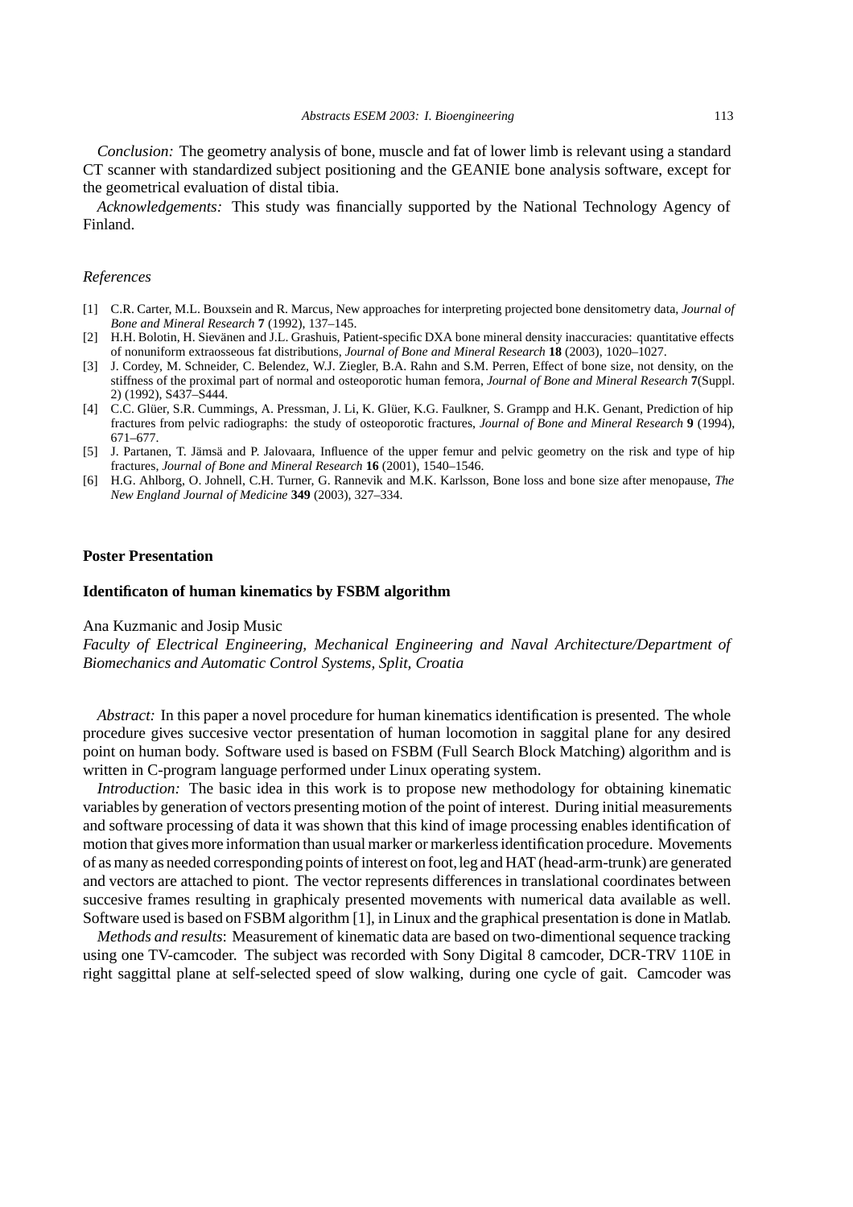*Conclusion:* The geometry analysis of bone, muscle and fat of lower limb is relevant using a standard CT scanner with standardized subject positioning and the GEANIE bone analysis software, except for the geometrical evaluation of distal tibia.

*Acknowledgements:* This study was financially supported by the National Technology Agency of Finland.

### *References*

[1] C.R. Carter, M.L. Bouxsein and R. Marcus, New approaches for interpreting projected bone densitometry data, *Journal of Bone and Mineral Research* **7** (1992), 137–145.

[2] H.H. Bolotin, H. Sievänen and J.L. Grashuis, Patient-specific DXA bone mineral density inaccuracies: quantitative effects of nonuniform extraosseous fat distributions, *Journal of Bone and Mineral Research* **18** (2003), 1020–1027.

[3] J. Cordey, M. Schneider, C. Belendez, W.J. Ziegler, B.A. Rahn and S.M. Perren, Effect of bone size, not density, on the stiffness of the proximal part of normal and osteoporotic human femora, *Journal of Bone and Mineral Research* **7**(Suppl. 2) (1992), S437–S444.

[4] C.C. Glüer, S.R. Cummings, A. Pressman, J. Li, K. Glüer, K.G. Faulkner, S. Grampp and H.K. Genant, Prediction of hip fractures from pelvic radiographs: the study of osteoporotic fractures, *Journal of Bone and Mineral Research* **9** (1994), 671–677.

[5] J. Partanen, T. Jämsä and P. Jalovaara, Influence of the upper femur and pelvic geometry on the risk and type of hip fractures, *Journal of Bone and Mineral Research* **16** (2001), 1540–1546.

[6] H.G. Ahlborg, O. Johnell, C.H. Turner, G. Rannevik and M.K. Karlsson, Bone loss and bone size after menopause, *The New England Journal of Medicine* **349** (2003), 327–334.

## Poster Presentation

## Identificaton of human kinematics by FSBM algorithm

Ana Kuzmanic and Josip Music

*Faculty of Electrical Engineering, Mechanical Engineering and Naval Architecture/Department of Biomechanics and Automatic Control Systems, Split, Croatia*

*Abstract:* In this paper a novel procedure for human kinematics identification is presented. The whole procedure gives succesive vector presentation of human locomotion in saggital plane for any desired point on human body. Software used is based on FSBM (Full Search Block Matching) algorithm and is written in C-program language performed under Linux operating system.

*Introduction:* The basic idea in this work is to propose new methodology for obtaining kinematic variables by generation of vectors presenting motion of the point of interest. During initial measurements and software processing of data it was shown that this kind of image processing enables identification of motion that gives more information than usual marker or markerless identification procedure. Movements of as many as needed corresponding points of interest on foot, leg and HAT (head-arm-trunk) are generated and vectors are attached to piont. The vector represents differences in translational coordinates between succesive frames resulting in graphicaly presented movements with numerical data available as well. Software used is based on FSBM algorithm [1], in Linux and the graphical presentation is done in Matlab.

*Methods and results*: Measurement of kinematic data are based on two-dimentional sequence tracking using one TV-camcoder. The subject was recorded with Sony Digital 8 camcoder, DCR-TRV 110E in right saggittal plane at self-selected speed of slow walking, during one cycle of gait. Camcoder was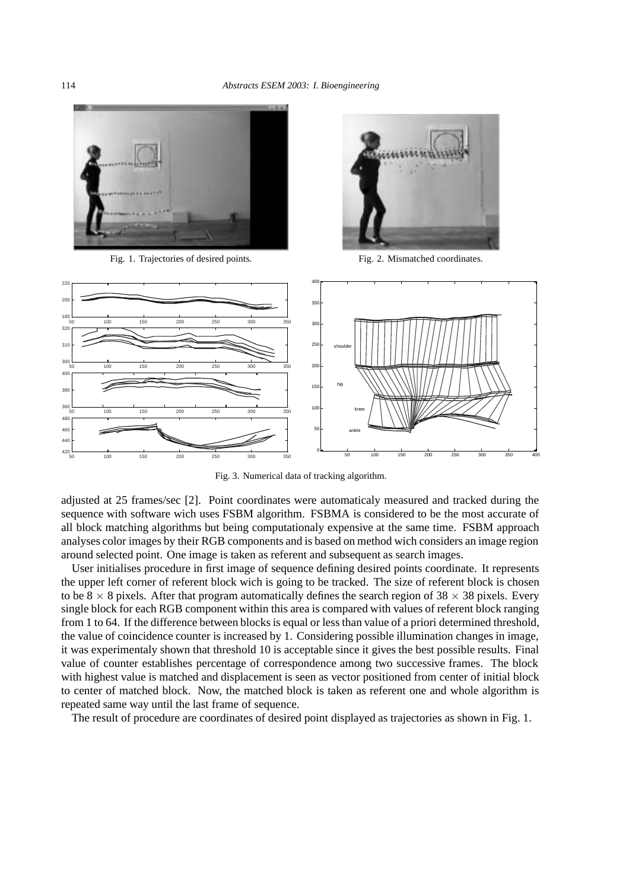Fig. 1. Trajectories of desired points.

Fig. 2. Mismatched coordinates.

Fig. 3. Numerical data of tracking algorithm.

adjusted at 25 frames/sec [2]. Point coordinates were automaticaly measured and tracked during the sequence with software wich uses FSBM algorithm. FSBMA is considered to be the most accurate of all block matching algorithms but being computationaly expensive at the same time. FSBM approach analyses color images by their RGB components and is based on method wich considers an image region around selected point. One image is taken as referent and subsequent as search images.

User initialises procedure in first image of sequence defining desired points coordinate. It represents the upper left corner of referent block wich is going to be tracked. The size of referent block is chosen to be $8 \times 8$ pixels. After that program automatically defines the search region of $38 \times 38$ pixels. Every single block for each RGB component within this area is compared with values of referent block ranging from 1 to 64. If the difference between blocks is equal or less than value of a priori determined threshold, the value of coincidence counter is increased by 1. Considering possible illumination changes in image, it was experimentaly shown that threshold 10 is acceptable since it gives the best possible results. Final value of counter establishes percentage of correspondence among two successive frames. The block with highest value is matched and displacement is seen as vector positioned from center of initial block to center of matched block. Now, the matched block is taken as referent one and whole algorithm is repeated same way until the last frame of sequence.

The result of procedure are coordinates of desired point displayed as trajectories as shown in Fig. 1.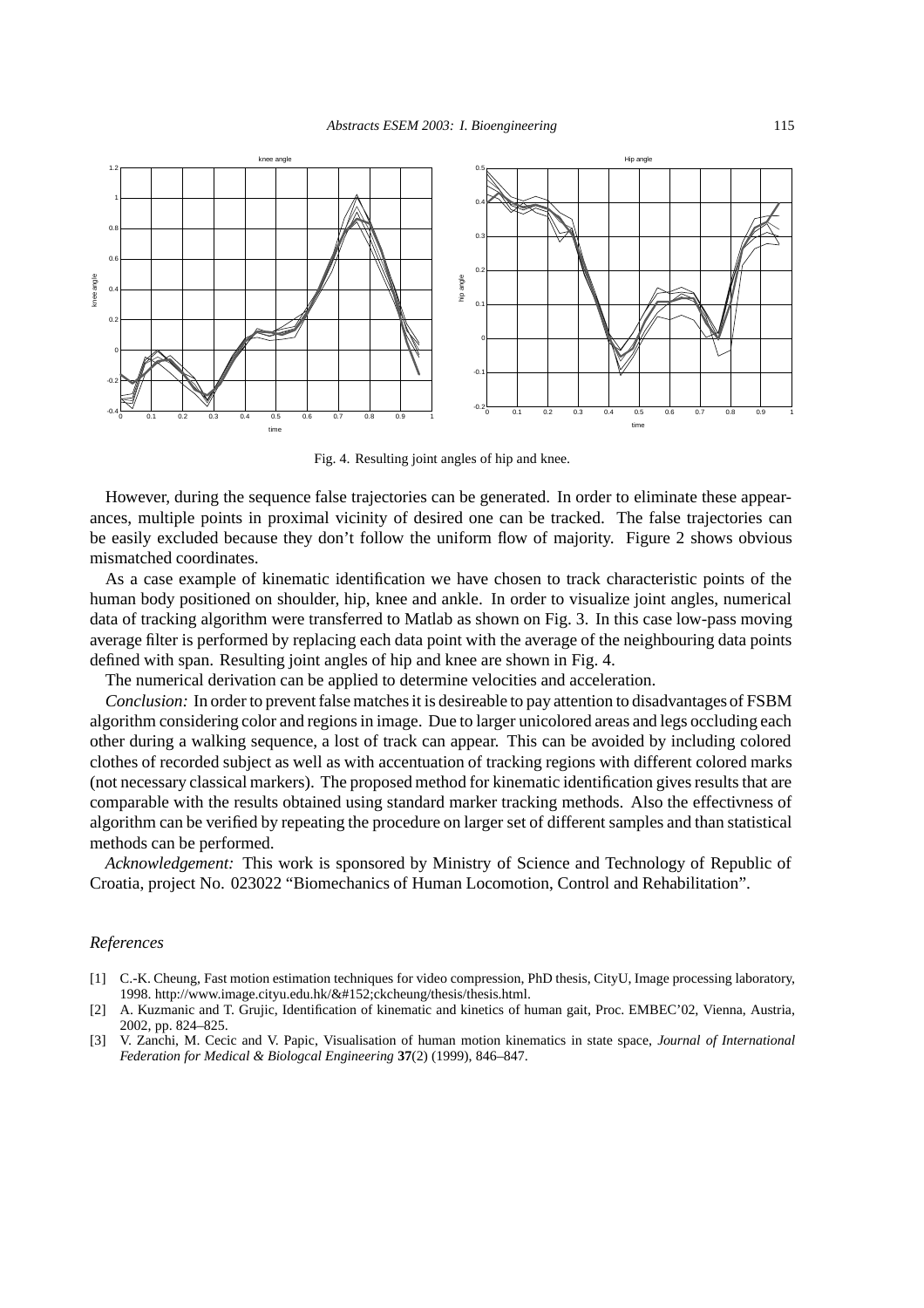Fig. 4. Resulting joint angles of hip and knee.

However, during the sequence false trajectories can be generated. In order to eliminate these appearances, multiple points in proximal vicinity of desired one can be tracked. The false trajectories can be easily excluded because they don't follow the uniform flow of majority. Figure 2 shows obvious mismatched coordinates.

As a case example of kinematic identification we have chosen to track characteristic points of the human body positioned on shoulder, hip, knee and ankle. In order to visualize joint angles, numerical data of tracking algorithm were transferred to Matlab as shown on Fig. 3. In this case low-pass moving average filter is performed by replacing each data point with the average of the neighbouring data points defined with span. Resulting joint angles of hip and knee are shown in Fig. 4.

The numerical derivation can be applied to determine velocities and acceleration.

*Conclusion:* In order to prevent false matches it is desireable to pay attention to disadvantages of FSBM algorithm considering color and regions in image. Due to larger unicolored areas and legs occluding each other during a walking sequence, a lost of track can appear. This can be avoided by including colored clothes of recorded subject as well as with accentuation of tracking regions with different colored marks (not necessary classical markers). The proposed method for kinematic identification gives results that are comparable with the results obtained using standard marker tracking methods. Also the effectivness of algorithm can be verified by repeating the procedure on larger set of different samples and than statistical methods can be performed.

*Acknowledgement:* This work is sponsored by Ministry of Science and Technology of Republic of Croatia, project No. 023022 "Biomechanics of Human Locomotion, Control and Rehabilitation".

### *References*

[1] C.-K. Cheung, Fast motion estimation techniques for video compression, PhD thesis, CityU, Image processing laboratory, 1998. http://www.image.cityu.edu.hk/&#152;ckcheung/thesis/thesis.html.

[2] A. Kuzmanic and T. Grujic, Identification of kinematic and kinetics of human gait, Proc. EMBEC'02, Vienna, Austria, 2002, pp. 824–825.

[3] V. Zanchi, M. Cecic and V. Papic, Visualisation of human motion kinematics in state space, *Journal of International Federation for Medical & Biologcal Engineering* **37**(2) (1999), 846–847.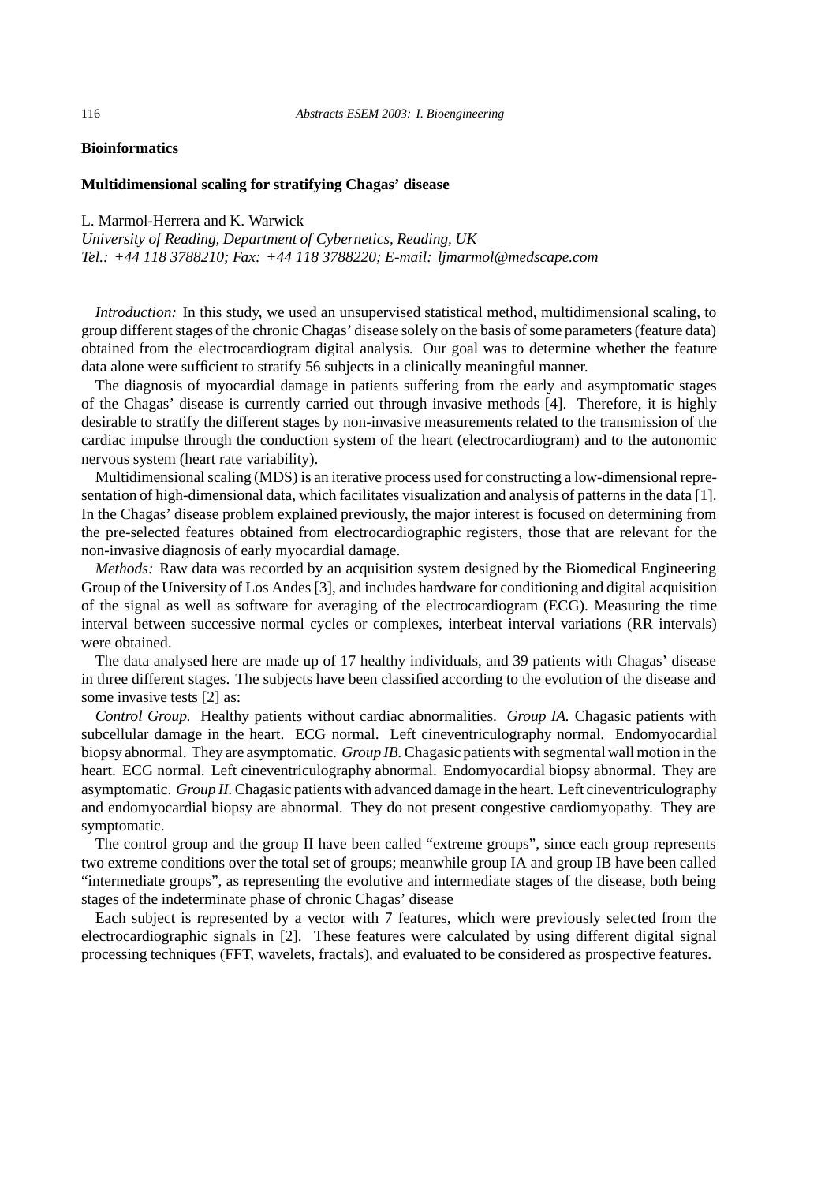## Bioinformatics

### Multidimensional scaling for stratifying Chagas' disease

L. Marmol-Herrera and K. Warwick

*University of Reading, Department of Cybernetics, Reading, UK*
*Tel.: +44 118 3788210; Fax: +44 118 3788220; E-mail: ljmarmol@medscape.com*

*Introduction:* In this study, we used an unsupervised statistical method, multidimensional scaling, to group different stages of the chronic Chagas' disease solely on the basis of some parameters (feature data) obtained from the electrocardiogram digital analysis. Our goal was to determine whether the feature data alone were sufficient to stratify 56 subjects in a clinically meaningful manner.

The diagnosis of myocardial damage in patients suffering from the early and asymptomatic stages of the Chagas' disease is currently carried out through invasive methods [4]. Therefore, it is highly desirable to stratify the different stages by non-invasive measurements related to the transmission of the cardiac impulse through the conduction system of the heart (electrocardiogram) and to the autonomic nervous system (heart rate variability).

Multidimensional scaling (MDS) is an iterative process used for constructing a low-dimensional representation of high-dimensional data, which facilitates visualization and analysis of patterns in the data [1]. In the Chagas' disease problem explained previously, the major interest is focused on determining from the pre-selected features obtained from electrocardiographic registers, those that are relevant for the non-invasive diagnosis of early myocardial damage.

*Methods:* Raw data was recorded by an acquisition system designed by the Biomedical Engineering Group of the University of Los Andes [3], and includes hardware for conditioning and digital acquisition of the signal as well as software for averaging of the electrocardiogram (ECG). Measuring the time interval between successive normal cycles or complexes, interbeat interval variations (RR intervals) were obtained.

The data analysed here are made up of 17 healthy individuals, and 39 patients with Chagas' disease in three different stages. The subjects have been classified according to the evolution of the disease and some invasive tests [2] as:

*Control Group.* Healthy patients without cardiac abnormalities. *Group IA.* Chagasic patients with subcellular damage in the heart. ECG normal. Left cineventriculography normal. Endomyocardial biopsy abnormal. They are asymptomatic. *Group IB.* Chagasic patients with segmental wall motion in the heart. ECG normal. Left cineventriculography abnormal. Endomyocardial biopsy abnormal. They are asymptomatic. *Group II.* Chagasic patients with advanced damage in the heart. Left cineventriculography and endomyocardial biopsy are abnormal. They do not present congestive cardiomyopathy. They are symptomatic.

The control group and the group II have been called "extreme groups", since each group represents two extreme conditions over the total set of groups; meanwhile group IA and group IB have been called "intermediate groups", as representing the evolutive and intermediate stages of the disease, both being stages of the indeterminate phase of chronic Chagas' disease

Each subject is represented by a vector with 7 features, which were previously selected from the electrocardiographic signals in [2]. These features were calculated by using different digital signal processing techniques (FFT, wavelets, fractals), and evaluated to be considered as prospective features.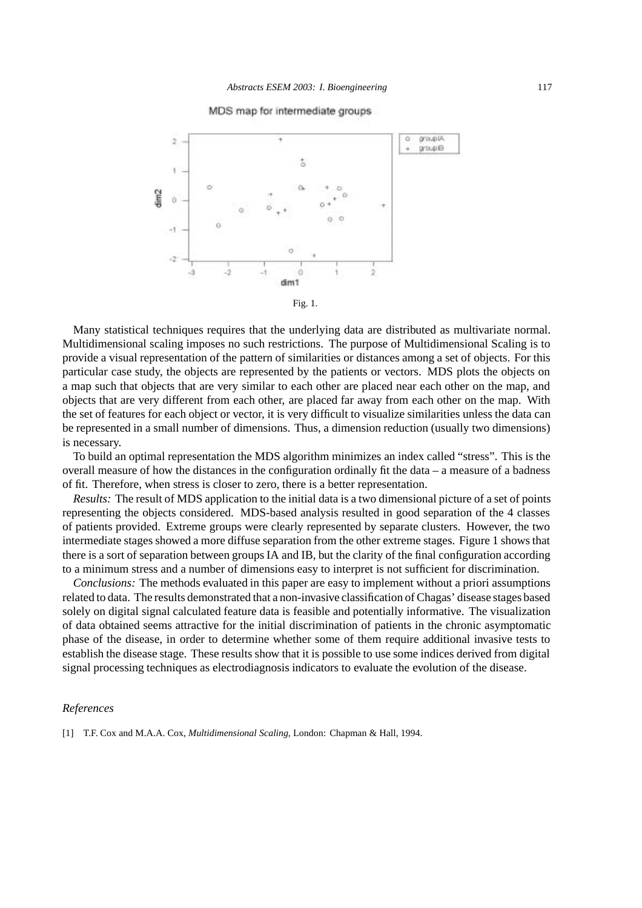Fig. 1.

Many statistical techniques requires that the underlying data are distributed as multivariate normal. Multidimensional scaling imposes no such restrictions. The purpose of Multidimensional Scaling is to provide a visual representation of the pattern of similarities or distances among a set of objects. For this particular case study, the objects are represented by the patients or vectors. MDS plots the objects on a map such that objects that are very similar to each other are placed near each other on the map, and objects that are very different from each other, are placed far away from each other on the map. With the set of features for each object or vector, it is very difficult to visualize similarities unless the data can be represented in a small number of dimensions. Thus, a dimension reduction (usually two dimensions) is necessary.

To build an optimal representation the MDS algorithm minimizes an index called "stress". This is the overall measure of how the distances in the configuration ordinally fit the data – a measure of a badness of fit. Therefore, when stress is closer to zero, there is a better representation.

*Results:* The result of MDS application to the initial data is a two dimensional picture of a set of points representing the objects considered. MDS-based analysis resulted in good separation of the 4 classes of patients provided. Extreme groups were clearly represented by separate clusters. However, the two intermediate stages showed a more diffuse separation from the other extreme stages. Figure 1 shows that there is a sort of separation between groups IA and IB, but the clarity of the final configuration according to a minimum stress and a number of dimensions easy to interpret is not sufficient for discrimination.

*Conclusions:* The methods evaluated in this paper are easy to implement without a priori assumptions related to data. The results demonstrated that a non-invasive classification of Chagas' disease stages based solely on digital signal calculated feature data is feasible and potentially informative. The visualization of data obtained seems attractive for the initial discrimination of patients in the chronic asymptomatic phase of the disease, in order to determine whether some of them require additional invasive tests to establish the disease stage. These results show that it is possible to use some indices derived from digital signal processing techniques as electrodiagnosis indicators to evaluate the evolution of the disease.

## References

[1] T.F. Cox and M.A.A. Cox, *Multidimensional Scaling*, London: Chapman & Hall, 1994.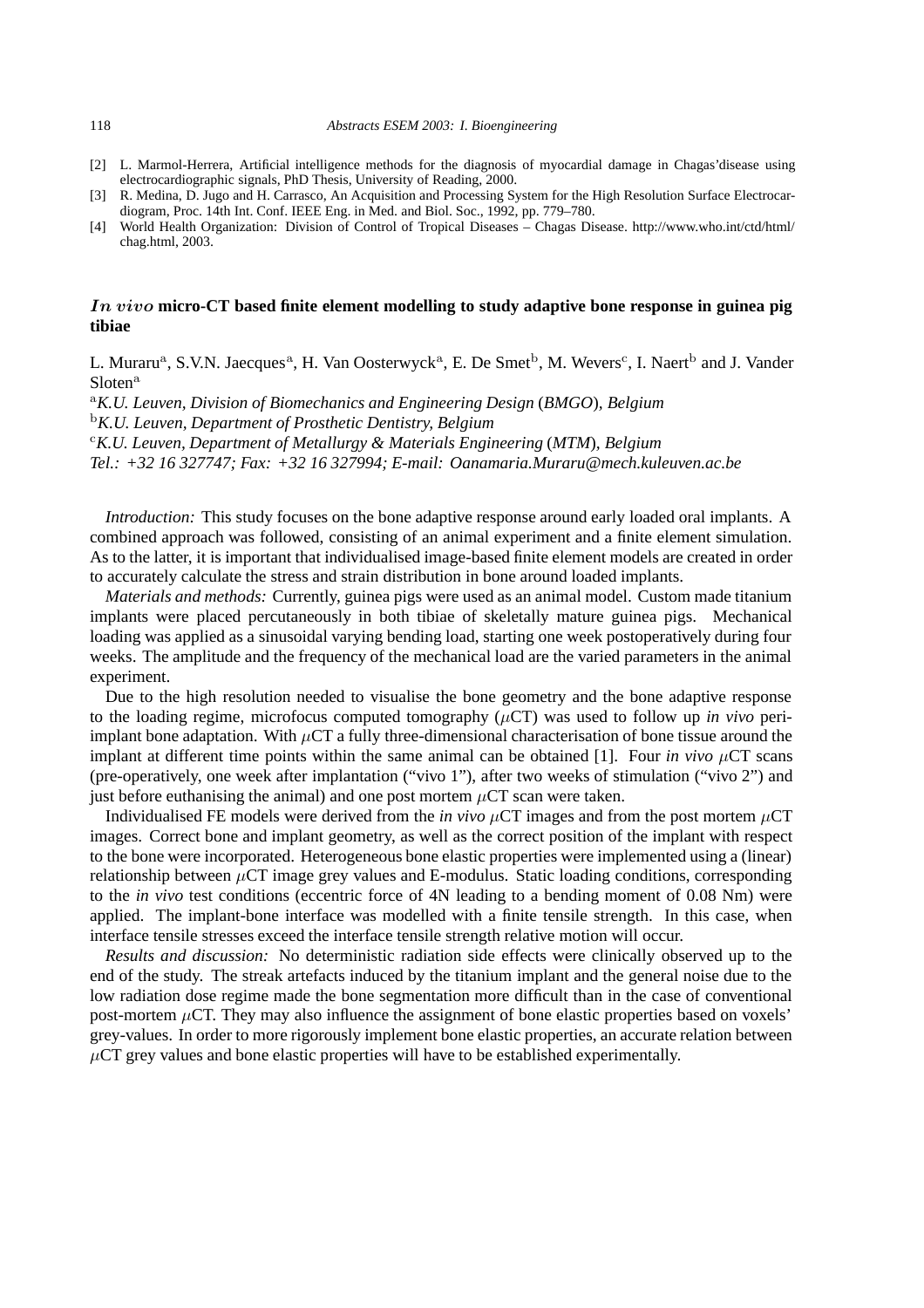[2] L. Marmol-Herrera, Artificial intelligence methods for the diagnosis of myocardial damage in Chagas'disease using electrocardiographic signals, PhD Thesis, University of Reading, 2000.

[3] R. Medina, D. Jugo and H. Carrasco, An Acquisition and Processing System for the High Resolution Surface Electrocardiogram, Proc. 14th Int. Conf. IEEE Eng. in Med. and Biol. Soc., 1992, pp. 779–780.

[4] World Health Organization: Division of Control of Tropical Diseases – Chagas Disease. http://www.who.int/ctd/html/chag.html, 2003.

## *In vivo* micro-CT based finite element modelling to study adaptive bone response in guinea pig tibiae

L. Muraru[a], S.V.N. Jaecques[a], H. Van Oosterwyck[a], E. De Smet[b], M. Wevers[c], I. Naert[b] and J. Vander Sloten[a]

[a]*K.U. Leuven, Division of Biomechanics and Engineering Design (BMGO), Belgium*

[b]*K.U. Leuven, Department of Prosthetic Dentistry, Belgium*

[c]*K.U. Leuven, Department of Metallurgy & Materials Engineering (MTM), Belgium*

*Tel.: +32 16 327747; Fax: +32 16 327994; E-mail: Oanamaria.Muraru@mech.kuleuven.ac.be*

*Introduction:* This study focuses on the bone adaptive response around early loaded oral implants. A combined approach was followed, consisting of an animal experiment and a finite element simulation. As to the latter, it is important that individualised image-based finite element models are created in order to accurately calculate the stress and strain distribution in bone around loaded implants.

*Materials and methods:* Currently, guinea pigs were used as an animal model. Custom made titanium implants were placed percutaneously in both tibiae of skeletally mature guinea pigs. Mechanical loading was applied as a sinusoidal varying bending load, starting one week postoperatively during four weeks. The amplitude and the frequency of the mechanical load are the varied parameters in the animal experiment.

Due to the high resolution needed to visualise the bone geometry and the bone adaptive response to the loading regime, microfocus computed tomography ($\mu$CT) was used to follow up *in vivo* peri-implant bone adaptation. With $\mu$CT a fully three-dimensional characterisation of bone tissue around the implant at different time points within the same animal can be obtained [1]. Four *in vivo* $\mu$CT scans (pre-operatively, one week after implantation ("vivo 1"), after two weeks of stimulation ("vivo 2") and just before euthanising the animal) and one post mortem $\mu$CT scan were taken.

Individualised FE models were derived from the *in vivo* $\mu$CT images and from the post mortem $\mu$CT images. Correct bone and implant geometry, as well as the correct position of the implant with respect to the bone were incorporated. Heterogeneous bone elastic properties were implemented using a (linear) relationship between $\mu$CT image grey values and E-modulus. Static loading conditions, corresponding to the *in vivo* test conditions (eccentric force of 4N leading to a bending moment of 0.08 Nm) were applied. The implant-bone interface was modelled with a finite tensile strength. In this case, when interface tensile stresses exceed the interface tensile strength relative motion will occur.

*Results and discussion:* No deterministic radiation side effects were clinically observed up to the end of the study. The streak artefacts induced by the titanium implant and the general noise due to the low radiation dose regime made the bone segmentation more difficult than in the case of conventional post-mortem $\mu$CT. They may also influence the assignment of bone elastic properties based on voxels' grey-values. In order to more rigorously implement bone elastic properties, an accurate relation between $\mu$CT grey values and bone elastic properties will have to be established experimentally.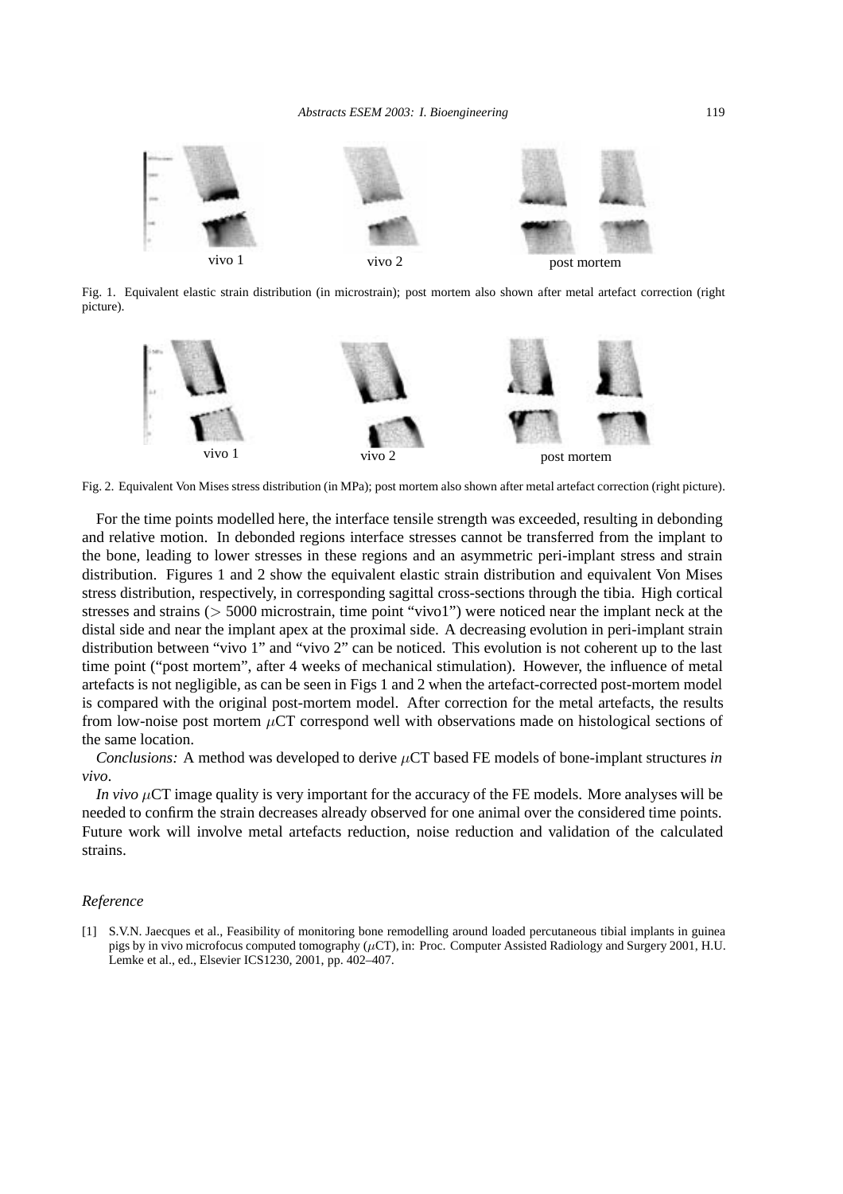vivo 1 vivo 2 post mortem

Fig. 1. Equivalent elastic strain distribution (in microstrain); post mortem also shown after metal artefact correction (right picture).

vivo 1 vivo 2 post mortem

Fig. 2. Equivalent Von Mises stress distribution (in MPa); post mortem also shown after metal artefact correction (right picture).

For the time points modelled here, the interface tensile strength was exceeded, resulting in debonding and relative motion. In debonded regions interface stresses cannot be transferred from the implant to the bone, leading to lower stresses in these regions and an asymmetric peri-implant stress and strain distribution. Figures 1 and 2 show the equivalent elastic strain distribution and equivalent Von Mises stress distribution, respectively, in corresponding sagittal cross-sections through the tibia. High cortical stresses and strains ($>$ 5000 microstrain, time point "vivo1") were noticed near the implant neck at the distal side and near the implant apex at the proximal side. A decreasing evolution in peri-implant strain distribution between "vivo 1" and "vivo 2" can be noticed. This evolution is not coherent up to the last time point ("post mortem", after 4 weeks of mechanical stimulation). However, the influence of metal artefacts is not negligible, as can be seen in Figs 1 and 2 when the artefact-corrected post-mortem model is compared with the original post-mortem model. After correction for the metal artefacts, the results from low-noise post mortem $\mu$CT correspond well with observations made on histological sections of the same location.

*Conclusions:* A method was developed to derive $\mu$CT based FE models of bone-implant structures *in vivo*.

*In vivo* $\mu$CT image quality is very important for the accuracy of the FE models. More analyses will be needed to confirm the strain decreases already observed for one animal over the considered time points. Future work will involve metal artefacts reduction, noise reduction and validation of the calculated strains.

### *Reference*

[1] S.V.N. Jaecques et al., Feasibility of monitoring bone remodelling around loaded percutaneous tibial implants in guinea pigs by in vivo microfocus computed tomography ($\mu$CT), in: Proc. Computer Assisted Radiology and Surgery 2001, H.U. Lemke et al., ed., Elsevier ICS1230, 2001, pp. 402–407.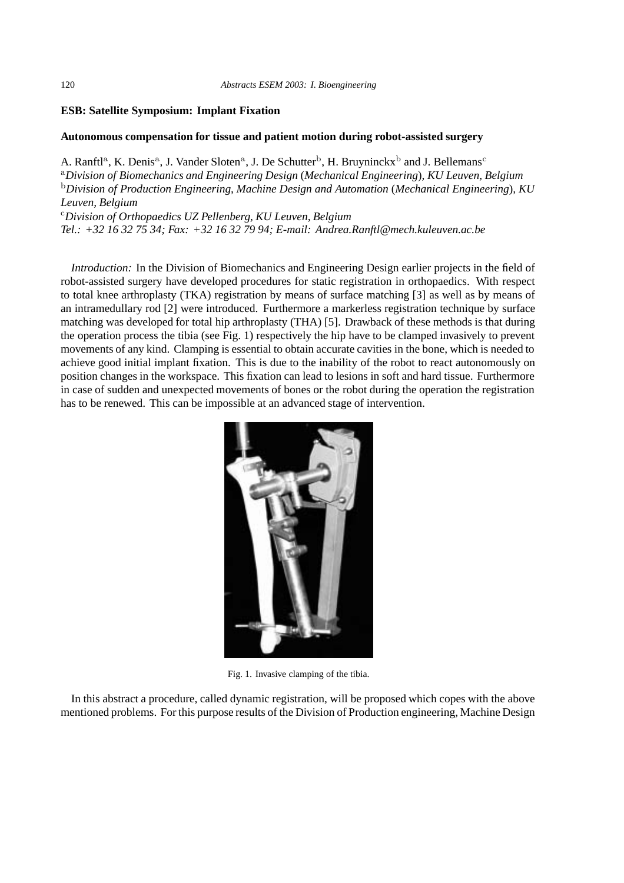## ESB: Satellite Symposium: Implant Fixation

### Autonomous compensation for tissue and patient motion during robot-assisted surgery

A. Ranftl[a], K. Denis[a], J. Vander Sloten[a], J. De Schutter[b], H. Bruyninckx[b] and J. Bellemans[c]

[a]*Division of Biomechanics and Engineering Design (Mechanical Engineering), KU Leuven, Belgium*

[b]*Division of Production Engineering, Machine Design and Automation (Mechanical Engineering), KU Leuven, Belgium*

[c]*Division of Orthopaedics UZ Pellenberg, KU Leuven, Belgium*

*Tel.: +32 16 32 75 34; Fax: +32 16 32 79 94; E-mail: Andrea.Ranftl@mech.kuleuven.ac.be*

*Introduction:* In the Division of Biomechanics and Engineering Design earlier projects in the field of robot-assisted surgery have developed procedures for static registration in orthopaedics. With respect to total knee arthroplasty (TKA) registration by means of surface matching [3] as well as by means of an intramedullary rod [2] were introduced. Furthermore a markerless registration technique by surface matching was developed for total hip arthroplasty (THA) [5]. Drawback of these methods is that during the operation process the tibia (see Fig. 1) respectively the hip have to be clamped invasively to prevent movements of any kind. Clamping is essential to obtain accurate cavities in the bone, which is needed to achieve good initial implant fixation. This is due to the inability of the robot to react autonomously on position changes in the workspace. This fixation can lead to lesions in soft and hard tissue. Furthermore in case of sudden and unexpected movements of bones or the robot during the operation the registration has to be renewed. This can be impossible at an advanced stage of intervention.

Fig. 1. Invasive clamping of the tibia.

In this abstract a procedure, called dynamic registration, will be proposed which copes with the above mentioned problems. For this purpose results of the Division of Production engineering, Machine Design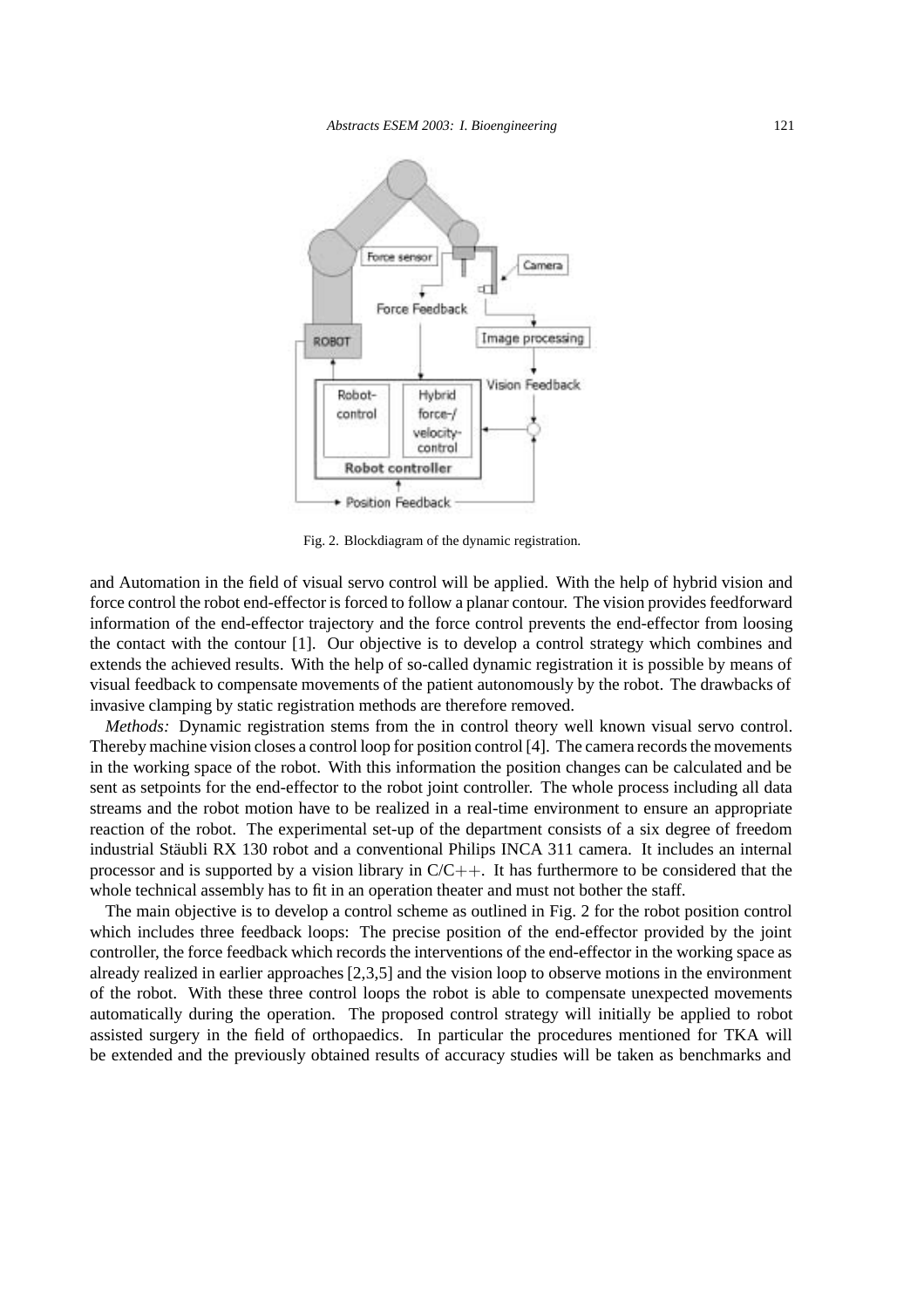Fig. 2. Blockdiagram of the dynamic registration.

and Automation in the field of visual servo control will be applied. With the help of hybrid vision and force control the robot end-effector is forced to follow a planar contour. The vision provides feedforward information of the end-effector trajectory and the force control prevents the end-effector from loosing the contact with the contour [1]. Our objective is to develop a control strategy which combines and extends the achieved results. With the help of so-called dynamic registration it is possible by means of visual feedback to compensate movements of the patient autonomously by the robot. The drawbacks of invasive clamping by static registration methods are therefore removed.

*Methods:* Dynamic registration stems from the in control theory well known visual servo control. Thereby machine vision closes a control loop for position control [4]. The camera records the movements in the working space of the robot. With this information the position changes can be calculated and be sent as setpoints for the end-effector to the robot joint controller. The whole process including all data streams and the robot motion have to be realized in a real-time environment to ensure an appropriate reaction of the robot. The experimental set-up of the department consists of a six degree of freedom industrial Stäubli RX 130 robot and a conventional Philips INCA 311 camera. It includes an internal processor and is supported by a vision library in C/C++. It has furthermore to be considered that the whole technical assembly has to fit in an operation theater and must not bother the staff.

The main objective is to develop a control scheme as outlined in Fig. 2 for the robot position control which includes three feedback loops: The precise position of the end-effector provided by the joint controller, the force feedback which records the interventions of the end-effector in the working space as already realized in earlier approaches [2,3,5] and the vision loop to observe motions in the environment of the robot. With these three control loops the robot is able to compensate unexpected movements automatically during the operation. The proposed control strategy will initially be applied to robot assisted surgery in the field of orthopaedics. In particular the procedures mentioned for TKA will be extended and the previously obtained results of accuracy studies will be taken as benchmarks and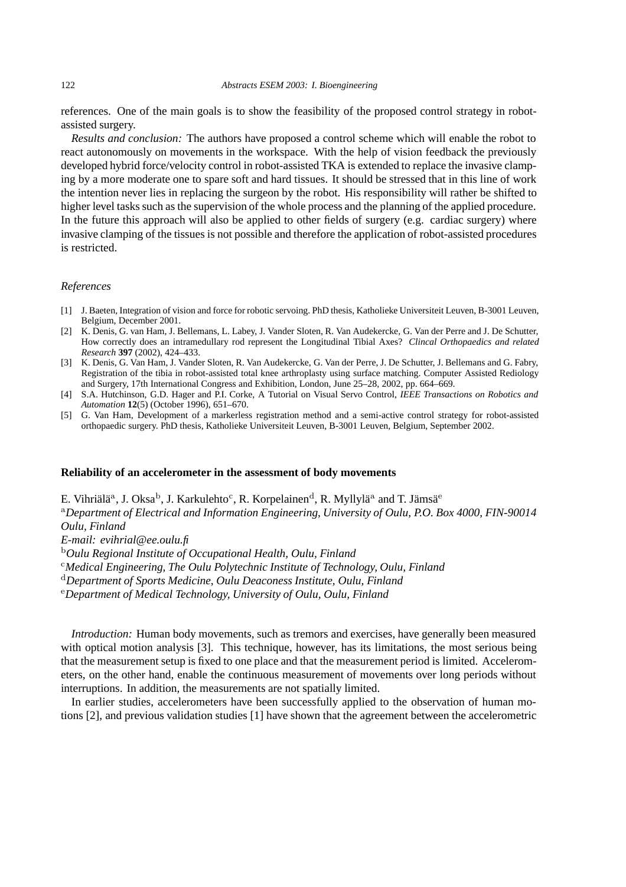references. One of the main goals is to show the feasibility of the proposed control strategy in robot-assisted surgery.

*Results and conclusion:* The authors have proposed a control scheme which will enable the robot to react autonomously on movements in the workspace. With the help of vision feedback the previously developed hybrid force/velocity control in robot-assisted TKA is extended to replace the invasive clamping by a more moderate one to spare soft and hard tissues. It should be stressed that in this line of work the intention never lies in replacing the surgeon by the robot. His responsibility will rather be shifted to higher level tasks such as the supervision of the whole process and the planning of the applied procedure. In the future this approach will also be applied to other fields of surgery (e.g. cardiac surgery) where invasive clamping of the tissues is not possible and therefore the application of robot-assisted procedures is restricted.

*References*

[1] J. Baeten, Integration of vision and force for robotic servoing. PhD thesis, Katholieke Universiteit Leuven, B-3001 Leuven, Belgium, December 2001.

[2] K. Denis, G. van Ham, J. Bellemans, L. Labey, J. Vander Sloten, R. Van Audekercke, G. Van der Perre and J. De Schutter, How correctly does an intramedullary rod represent the Longitudinal Tibial Axes? *Clincal Orthopaedics and related Research* **397** (2002), 424–433.

[3] K. Denis, G. Van Ham, J. Vander Sloten, R. Van Audekercke, G. Van der Perre, J. De Schutter, J. Bellemans and G. Fabry, Registration of the tibia in robot-assisted total knee arthroplasty using surface matching. Computer Assisted Rediology and Surgery, 17th International Congress and Exhibition, London, June 25–28, 2002, pp. 664–669.

[4] S.A. Hutchinson, G.D. Hager and P.I. Corke, A Tutorial on Visual Servo Control, *IEEE Transactions on Robotics and Automation* **12**(5) (October 1996), 651–670.

[5] G. Van Ham, Development of a markerless registration method and a semi-active control strategy for robot-assisted orthopaedic surgery. PhD thesis, Katholieke Universiteit Leuven, B-3001 Leuven, Belgium, September 2002.

### Reliability of an accelerometer in the assessment of body movements

E. Vihriälä[a], J. Oksa[b], J. Karkulehto[c], R. Korpelainen[d], R. Myllylä[a] and T. Jämsä[e]

[a]*Department of Electrical and Information Engineering, University of Oulu, P.O. Box 4000, FIN-90014 Oulu, Finland*
*E-mail: evihrial@ee.oulu.fi*
[b]*Oulu Regional Institute of Occupational Health, Oulu, Finland*
[c]*Medical Engineering, The Oulu Polytechnic Institute of Technology, Oulu, Finland*
[d]*Department of Sports Medicine, Oulu Deaconess Institute, Oulu, Finland*
[e]*Department of Medical Technology, University of Oulu, Oulu, Finland*

*Introduction:* Human body movements, such as tremors and exercises, have generally been measured with optical motion analysis [3]. This technique, however, has its limitations, the most serious being that the measurement setup is fixed to one place and that the measurement period is limited. Accelerometers, on the other hand, enable the continuous measurement of movements over long periods without interruptions. In addition, the measurements are not spatially limited.

In earlier studies, accelerometers have been successfully applied to the observation of human motions [2], and previous validation studies [1] have shown that the agreement between the accelerometric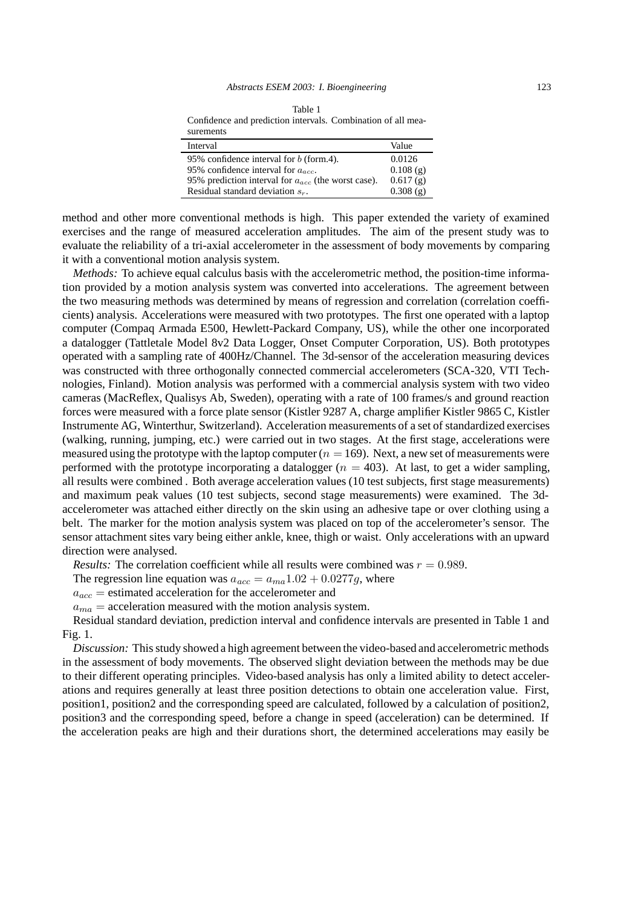Table 1
Confidence and prediction intervals. Combination of all measurements

| Interval | Value |
|---|---|
| 95% confidence interval for $b$ (form.4). | 0.0126 |
| 95% confidence interval for $a_{acc}$. | 0.108 (g) |
| 95% prediction interval for $a_{acc}$ (the worst case). | 0.617 (g) |
| Residual standard deviation $s_r$. | 0.308 (g) |

method and other more conventional methods is high. This paper extended the variety of examined exercises and the range of measured acceleration amplitudes. The aim of the present study was to evaluate the reliability of a tri-axial accelerometer in the assessment of body movements by comparing it with a conventional motion analysis system.

*Methods:* To achieve equal calculus basis with the accelerometric method, the position-time information provided by a motion analysis system was converted into accelerations. The agreement between the two measuring methods was determined by means of regression and correlation (correlation coefficients) analysis. Accelerations were measured with two prototypes. The first one operated with a laptop computer (Compaq Armada E500, Hewlett-Packard Company, US), while the other one incorporated a datalogger (Tattletale Model 8v2 Data Logger, Onset Computer Corporation, US). Both prototypes operated with a sampling rate of 400Hz/Channel. The 3d-sensor of the acceleration measuring devices was constructed with three orthogonally connected commercial accelerometers (SCA-320, VTI Technologies, Finland). Motion analysis was performed with a commercial analysis system with two video cameras (MacReflex, Qualisys Ab, Sweden), operating with a rate of 100 frames/s and ground reaction forces were measured with a force plate sensor (Kistler 9287 A, charge amplifier Kistler 9865 C, Kistler Instrumente AG, Winterthur, Switzerland). Acceleration measurements of a set of standardized exercises (walking, running, jumping, etc.) were carried out in two stages. At the first stage, accelerations were measured using the prototype with the laptop computer ($n = 169$). Next, a new set of measurements were performed with the prototype incorporating a datalogger ($n = 403$). At last, to get a wider sampling, all results were combined . Both average acceleration values (10 test subjects, first stage measurements) and maximum peak values (10 test subjects, second stage measurements) were examined. The 3d-accelerometer was attached either directly on the skin using an adhesive tape or over clothing using a belt. The marker for the motion analysis system was placed on top of the accelerometer's sensor. The sensor attachment sites vary being either ankle, knee, thigh or waist. Only accelerations with an upward direction were analysed.

*Results:* The correlation coefficient while all results were combined was $r = 0.989$.

The regression line equation was $a_{acc} = a_{ma}1.02 + 0.0277g$, where

$a_{acc}$ = estimated acceleration for the accelerometer and

$a_{ma}$ = acceleration measured with the motion analysis system.

Residual standard deviation, prediction interval and confidence intervals are presented in Table 1 and Fig. 1.

*Discussion:* This study showed a high agreement between the video-based and accelerometric methods in the assessment of body movements. The observed slight deviation between the methods may be due to their different operating principles. Video-based analysis has only a limited ability to detect accelerations and requires generally at least three position detections to obtain one acceleration value. First, position1, position2 and the corresponding speed are calculated, followed by a calculation of position2, position3 and the corresponding speed, before a change in speed (acceleration) can be determined. If the acceleration peaks are high and their durations short, the determined accelerations may easily be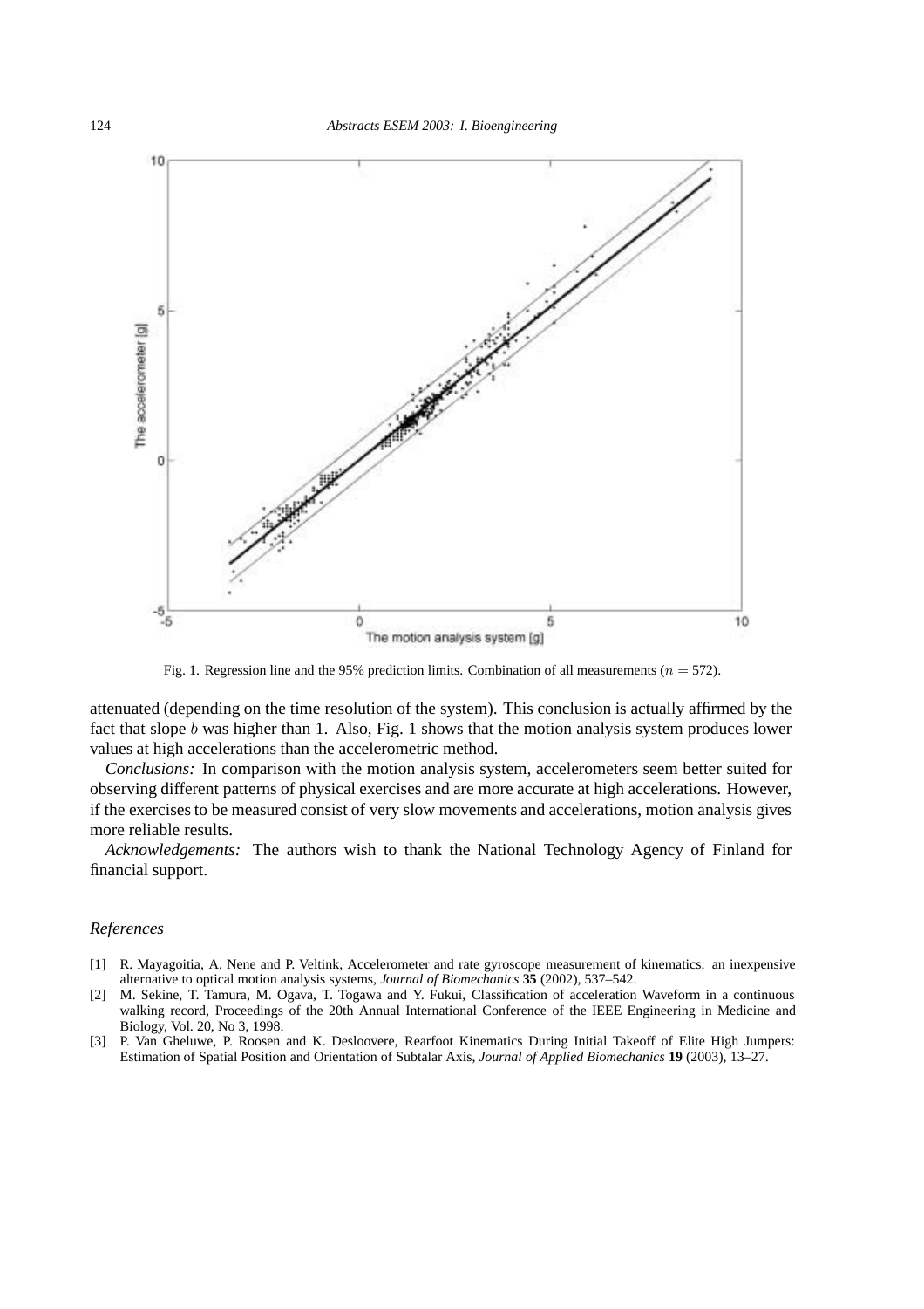Fig. 1. Regression line and the 95% prediction limits. Combination of all measurements ($n = 572$).

attenuated (depending on the time resolution of the system). This conclusion is actually affirmed by the fact that slope $b$ was higher than 1. Also, Fig. 1 shows that the motion analysis system produces lower values at high accelerations than the accelerometric method.

*Conclusions:* In comparison with the motion analysis system, accelerometers seem better suited for observing different patterns of physical exercises and are more accurate at high accelerations. However, if the exercises to be measured consist of very slow movements and accelerations, motion analysis gives more reliable results.

*Acknowledgements:* The authors wish to thank the National Technology Agency of Finland for financial support.

### *References*

[1] R. Mayagoitia, A. Nene and P. Veltink, Accelerometer and rate gyroscope measurement of kinematics: an inexpensive alternative to optical motion analysis systems, *Journal of Biomechanics* **35** (2002), 537–542.

[2] M. Sekine, T. Tamura, M. Ogava, T. Togawa and Y. Fukui, Classification of acceleration Waveform in a continuous walking record, Proceedings of the 20th Annual International Conference of the IEEE Engineering in Medicine and Biology, Vol. 20, No 3, 1998.

[3] P. Van Gheluwe, P. Roosen and K. Desloovere, Rearfoot Kinematics During Initial Takeoff of Elite High Jumpers: Estimation of Spatial Position and Orientation of Subtalar Axis, *Journal of Applied Biomechanics* **19** (2003), 13–27.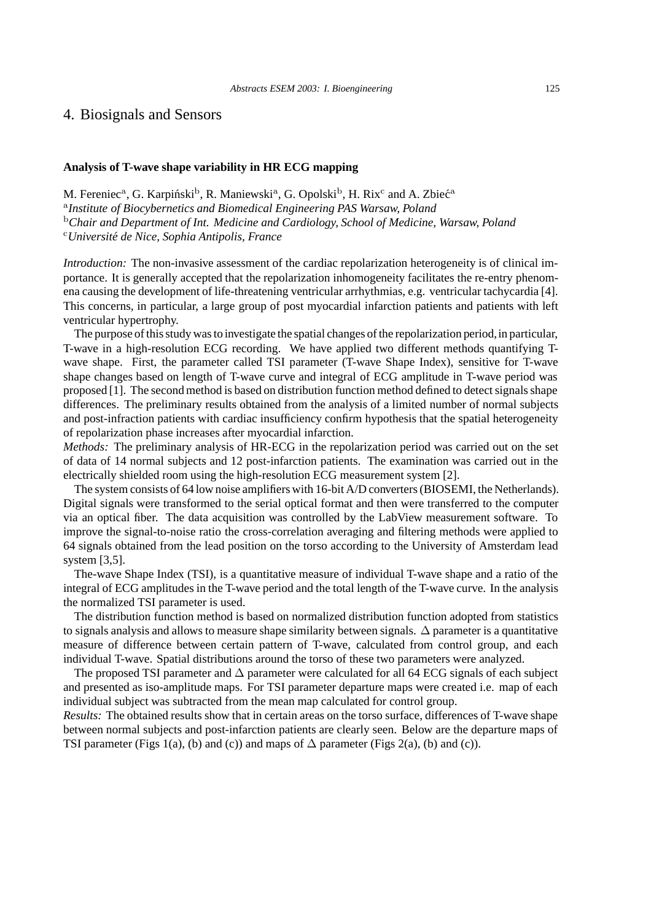## 4. Biosignals and Sensors

### Analysis of T-wave shape variability in HR ECG mapping

M. Fereniec[a], G. Karpiński[b], R. Maniewski[a], G. Opolski[b], H. Rix[c] and A. Zbieć[a]

[a]*Institute of Biocybernetics and Biomedical Engineering PAS Warsaw, Poland*
[b]*Chair and Department of Int. Medicine and Cardiology, School of Medicine, Warsaw, Poland*
[c]*Université de Nice, Sophia Antipolis, France*

*Introduction:* The non-invasive assessment of the cardiac repolarization heterogeneity is of clinical importance. It is generally accepted that the repolarization inhomogeneity facilitates the re-entry phenomena causing the development of life-threatening ventricular arrhythmias, e.g. ventricular tachycardia [4]. This concerns, in particular, a large group of post myocardial infarction patients and patients with left ventricular hypertrophy.

The purpose of this study was to investigate the spatial changes of the repolarization period, in particular, T-wave in a high-resolution ECG recording. We have applied two different methods quantifying T-wave shape. First, the parameter called TSI parameter (T-wave Shape Index), sensitive for T-wave shape changes based on length of T-wave curve and integral of ECG amplitude in T-wave period was proposed [1]. The second method is based on distribution function method defined to detect signals shape differences. The preliminary results obtained from the analysis of a limited number of normal subjects and post-infraction patients with cardiac insufficiency confirm hypothesis that the spatial heterogeneity of repolarization phase increases after myocardial infarction.

*Methods:* The preliminary analysis of HR-ECG in the repolarization period was carried out on the set of data of 14 normal subjects and 12 post-infarction patients. The examination was carried out in the electrically shielded room using the high-resolution ECG measurement system [2].

The system consists of 64 low noise amplifiers with 16-bit A/D converters (BIOSEMI, the Netherlands). Digital signals were transformed to the serial optical format and then were transferred to the computer via an optical fiber. The data acquisition was controlled by the LabView measurement software. To improve the signal-to-noise ratio the cross-correlation averaging and filtering methods were applied to 64 signals obtained from the lead position on the torso according to the University of Amsterdam lead system [3,5].

The-wave Shape Index (TSI), is a quantitative measure of individual T-wave shape and a ratio of the integral of ECG amplitudes in the T-wave period and the total length of the T-wave curve. In the analysis the normalized TSI parameter is used.

The distribution function method is based on normalized distribution function adopted from statistics to signals analysis and allows to measure shape similarity between signals. $\Delta$ parameter is a quantitative measure of difference between certain pattern of T-wave, calculated from control group, and each individual T-wave. Spatial distributions around the torso of these two parameters were analyzed.

The proposed TSI parameter and $\Delta$ parameter were calculated for all 64 ECG signals of each subject and presented as iso-amplitude maps. For TSI parameter departure maps were created i.e. map of each individual subject was subtracted from the mean map calculated for control group.

*Results:* The obtained results show that in certain areas on the torso surface, differences of T-wave shape between normal subjects and post-infarction patients are clearly seen. Below are the departure maps of TSI parameter (Figs 1(a), (b) and (c)) and maps of $\Delta$ parameter (Figs 2(a), (b) and (c)).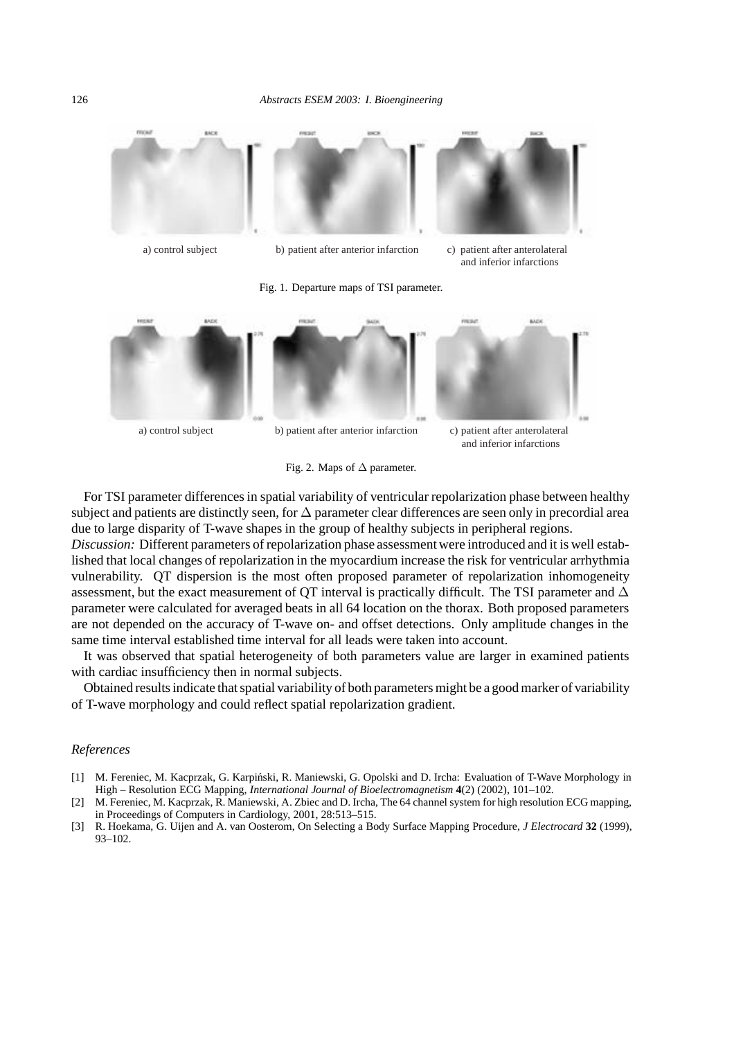a) control subject b) patient after anterior infarction c) patient after anterolateral and inferior infarctions

Fig. 1. Departure maps of TSI parameter.

a) control subject b) patient after anterior infarction c) patient after anterolateral and inferior infarctions

Fig. 2. Maps of $\Delta$ parameter.

For TSI parameter differences in spatial variability of ventricular repolarization phase between healthy subject and patients are distinctly seen, for $\Delta$ parameter clear differences are seen only in precordial area due to large disparity of T-wave shapes in the group of healthy subjects in peripheral regions.

*Discussion:* Different parameters of repolarization phase assessment were introduced and it is well established that local changes of repolarization in the myocardium increase the risk for ventricular arrhythmia vulnerability. QT dispersion is the most often proposed parameter of repolarization inhomogeneity assessment, but the exact measurement of QT interval is practically difficult. The TSI parameter and $\Delta$ parameter were calculated for averaged beats in all 64 location on the thorax. Both proposed parameters are not depended on the accuracy of T-wave on- and offset detections. Only amplitude changes in the same time interval established time interval for all leads were taken into account.

It was observed that spatial heterogeneity of both parameters value are larger in examined patients with cardiac insufficiency then in normal subjects.

Obtained results indicate that spatial variability of both parameters might be a good marker of variability of T-wave morphology and could reflect spatial repolarization gradient.

*References*

[1] M. Fereniec, M. Kacprzak, G. Karpiński, R. Maniewski, G. Opolski and D. Ircha: Evaluation of T-Wave Morphology in High – Resolution ECG Mapping, *International Journal of Bioelectromagnetism* **4**(2) (2002), 101–102.

[2] M. Fereniec, M. Kacprzak, R. Maniewski, A. Zbiec and D. Ircha, The 64 channel system for high resolution ECG mapping, in Proceedings of Computers in Cardiology, 2001, 28:513–515.

[3] R. Hoekama, G. Uijen and A. van Oosterom, On Selecting a Body Surface Mapping Procedure, *J Electrocard* **32** (1999), 93–102.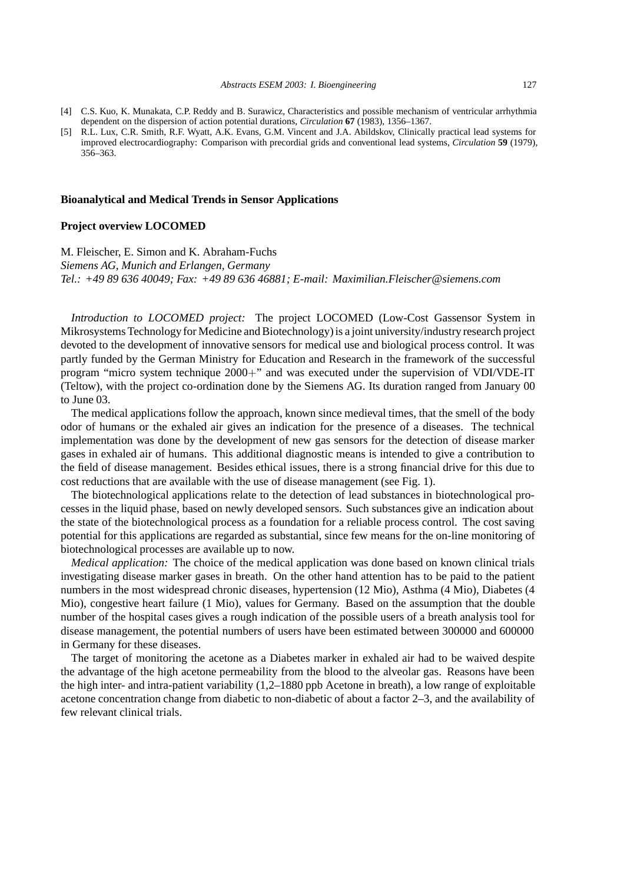[4] C.S. Kuo, K. Munakata, C.P. Reddy and B. Surawicz, Characteristics and possible mechanism of ventricular arrhythmia dependent on the dispersion of action potential durations, *Circulation* **67** (1983), 1356–1367.

[5] R.L. Lux, C.R. Smith, R.F. Wyatt, A.K. Evans, G.M. Vincent and J.A. Abildskov, Clinically practical lead systems for improved electrocardiography: Comparison with precordial grids and conventional lead systems, *Circulation* **59** (1979), 356–363.

## Bioanalytical and Medical Trends in Sensor Applications

### Project overview LOCOMED

M. Fleischer, E. Simon and K. Abraham-Fuchs

*Siemens AG, Munich and Erlangen, Germany*

*Tel.: +49 89 636 40049; Fax: +49 89 636 46881; E-mail: Maximilian.Fleischer@siemens.com*

*Introduction to LOCOMED project:* The project LOCOMED (Low-Cost Gassensor System in Mikrosystems Technology for Medicine and Biotechnology) is a joint university/industry research project devoted to the development of innovative sensors for medical use and biological process control. It was partly funded by the German Ministry for Education and Research in the framework of the successful program "micro system technique 2000+" and was executed under the supervision of VDI/VDE-IT (Teltow), with the project co-ordination done by the Siemens AG. Its duration ranged from January 00 to June 03.

The medical applications follow the approach, known since medieval times, that the smell of the body odor of humans or the exhaled air gives an indication for the presence of a diseases. The technical implementation was done by the development of new gas sensors for the detection of disease marker gases in exhaled air of humans. This additional diagnostic means is intended to give a contribution to the field of disease management. Besides ethical issues, there is a strong financial drive for this due to cost reductions that are available with the use of disease management (see Fig. 1).

The biotechnological applications relate to the detection of lead substances in biotechnological processes in the liquid phase, based on newly developed sensors. Such substances give an indication about the state of the biotechnological process as a foundation for a reliable process control. The cost saving potential for this applications are regarded as substantial, since few means for the on-line monitoring of biotechnological processes are available up to now.

*Medical application:* The choice of the medical application was done based on known clinical trials investigating disease marker gases in breath. On the other hand attention has to be paid to the patient numbers in the most widespread chronic diseases, hypertension (12 Mio), Asthma (4 Mio), Diabetes (4 Mio), congestive heart failure (1 Mio), values for Germany. Based on the assumption that the double number of the hospital cases gives a rough indication of the possible users of a breath analysis tool for disease management, the potential numbers of users have been estimated between 300000 and 600000 in Germany for these diseases.

The target of monitoring the acetone as a Diabetes marker in exhaled air had to be waived despite the advantage of the high acetone permeability from the blood to the alveolar gas. Reasons have been the high inter- and intra-patient variability (1,2–1880 ppb Acetone in breath), a low range of exploitable acetone concentration change from diabetic to non-diabetic of about a factor 2–3, and the availability of few relevant clinical trials.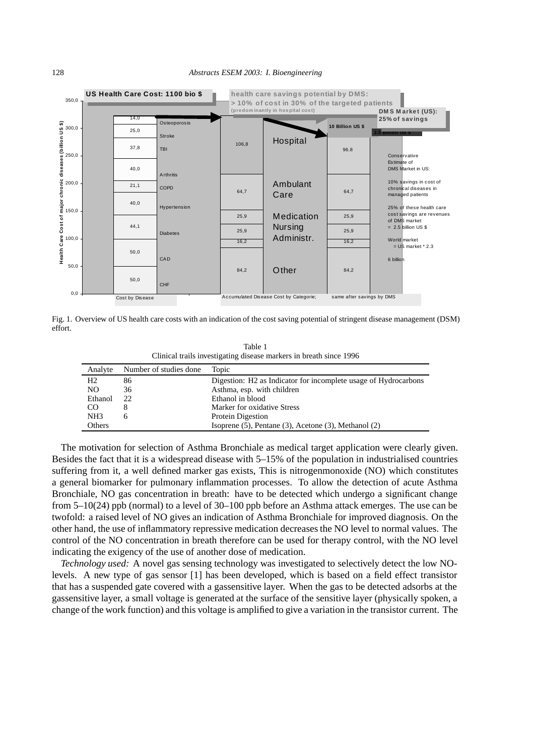Fig. 1. Overview of US health care costs with an indication of the cost saving potential of stringent disease management (DSM) effort.

Table 1
Clinical trails investigating disease markers in breath since 1996

| Analyte | Number of studies done | Topic |
|---|---|---|
| H2 | 86 | Digestion: H2 as Indicator for incomplete usage of Hydrocarbons |
| NO | 36 | Asthma, esp. with children |
| Ethanol | 22 | Ethanol in blood |
| CO | 8 | Marker for oxidative Stress |
| NH3 | 6 | Protein Digestion |
| Others | | Isoprene (5), Pentane (3), Acetone (3), Methanol (2) |

The motivation for selection of Asthma Bronchiale as medical target application were clearly given. Besides the fact that it is a widespread disease with 5–15% of the population in industrialised countries suffering from it, a well defined marker gas exists, This is nitrogenmonoxide (NO) which constitutes a general biomarker for pulmonary inflammation processes. To allow the detection of acute Asthma Bronchiale, NO gas concentration in breath: have to be detected which undergo a significant change from 5–10(24) ppb (normal) to a level of 30–100 ppb before an Asthma attack emerges. The use can be twofold: a raised level of NO gives an indication of Asthma Bronchiale for improved diagnosis. On the other hand, the use of inflammatory repressive medication decreases the NO level to normal values. The control of the NO concentration in breath therefore can be used for therapy control, with the NO level indicating the exigency of the use of another dose of medication.

*Technology used:* A novel gas sensing technology was investigated to selectively detect the low NO-levels. A new type of gas sensor [1] has been developed, which is based on a field effect transistor that has a suspended gate covered with a gassensitive layer. When the gas to be detected adsorbs at the gassensitive layer, a small voltage is generated at the surface of the sensitive layer (physically spoken, a change of the work function) and this voltage is amplified to give a variation in the transistor current. The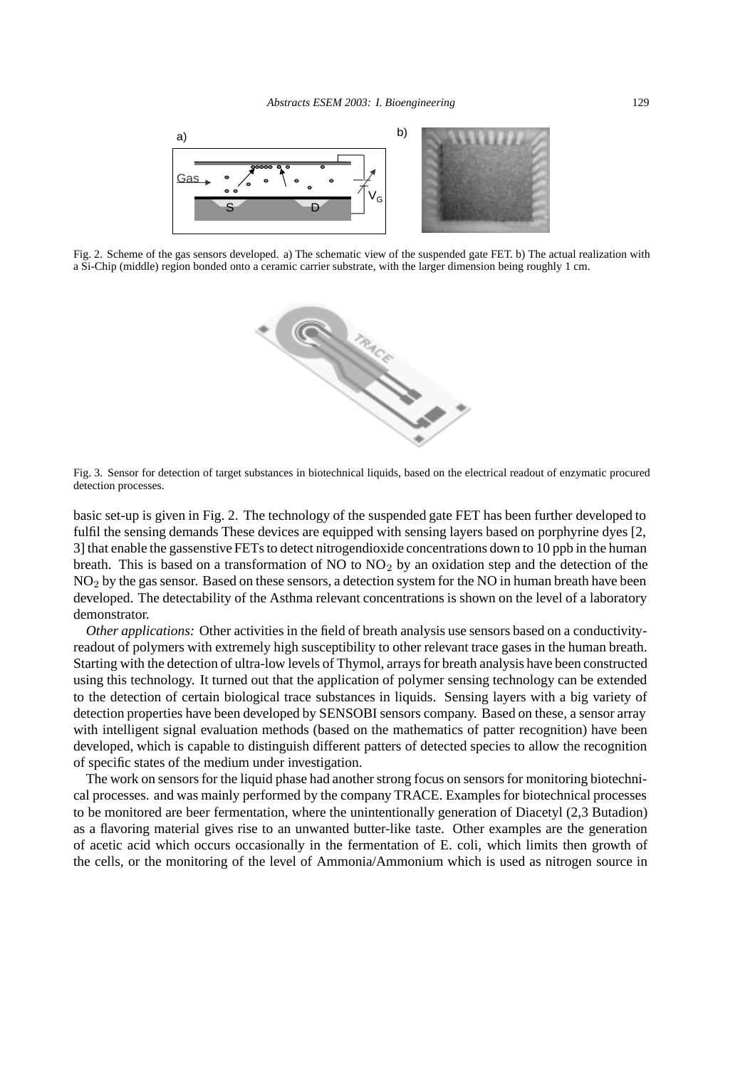Fig. 2. Scheme of the gas sensors developed. a) The schematic view of the suspended gate FET. b) The actual realization with a Si-Chip (middle) region bonded onto a ceramic carrier substrate, with the larger dimension being roughly 1 cm.

Fig. 3. Sensor for detection of target substances in biotechnical liquids, based on the electrical readout of enzymatic procured detection processes.

basic set-up is given in Fig. 2. The technology of the suspended gate FET has been further developed to fulfil the sensing demands These devices are equipped with sensing layers based on porphyrine dyes [2, 3] that enable the gassenstive FETs to detect nitrogendioxide concentrations down to 10 ppb in the human breath. This is based on a transformation of NO to $NO_2$ by an oxidation step and the detection of the $NO_2$ by the gas sensor. Based on these sensors, a detection system for the NO in human breath have been developed. The detectability of the Asthma relevant concentrations is shown on the level of a laboratory demonstrator.

*Other applications:* Other activities in the field of breath analysis use sensors based on a conductivity-readout of polymers with extremely high susceptibility to other relevant trace gases in the human breath. Starting with the detection of ultra-low levels of Thymol, arrays for breath analysis have been constructed using this technology. It turned out that the application of polymer sensing technology can be extended to the detection of certain biological trace substances in liquids. Sensing layers with a big variety of detection properties have been developed by SENSOBI sensors company. Based on these, a sensor array with intelligent signal evaluation methods (based on the mathematics of patter recognition) have been developed, which is capable to distinguish different patters of detected species to allow the recognition of specific states of the medium under investigation.

The work on sensors for the liquid phase had another strong focus on sensors for monitoring biotechnical processes. and was mainly performed by the company TRACE. Examples for biotechnical processes to be monitored are beer fermentation, where the unintentionally generation of Diacetyl (2,3 Butadion) as a flavoring material gives rise to an unwanted butter-like taste. Other examples are the generation of acetic acid which occurs occasionally in the fermentation of E. coli, which limits then growth of the cells, or the monitoring of the level of Ammonia/Ammonium which is used as nitrogen source in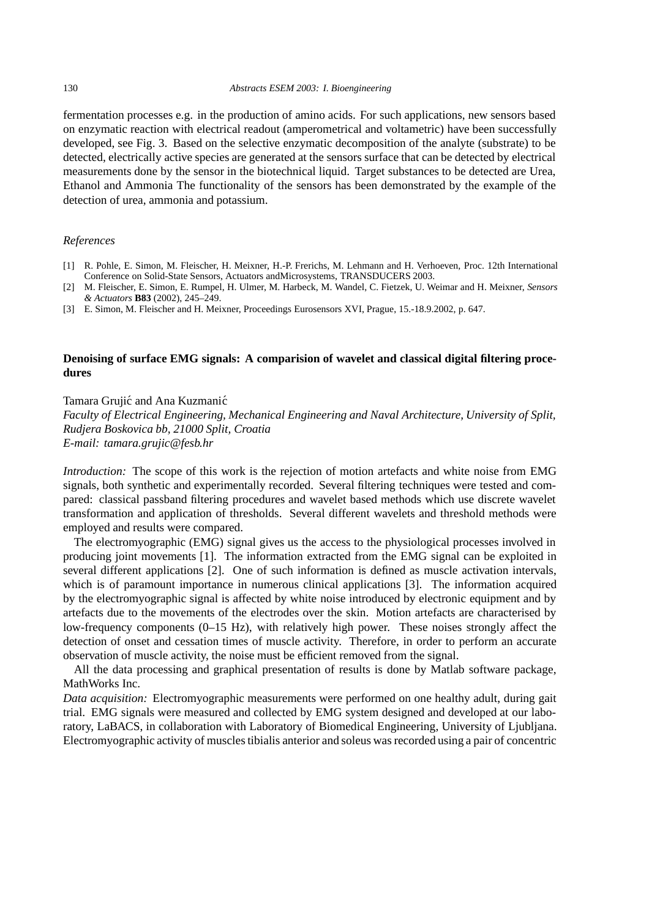fermentation processes e.g. in the production of amino acids. For such applications, new sensors based on enzymatic reaction with electrical readout (amperometrical and voltametric) have been successfully developed, see Fig. 3. Based on the selective enzymatic decomposition of the analyte (substrate) to be detected, electrically active species are generated at the sensors surface that can be detected by electrical measurements done by the sensor in the biotechnical liquid. Target substances to be detected are Urea, Ethanol and Ammonia The functionality of the sensors has been demonstrated by the example of the detection of urea, ammonia and potassium.

*References*

[1] R. Pohle, E. Simon, M. Fleischer, H. Meixner, H.-P. Frerichs, M. Lehmann and H. Verhoeven, Proc. 12th International Conference on Solid-State Sensors, Actuators andMicrosystems, TRANSDUCERS 2003.

[2] M. Fleischer, E. Simon, E. Rumpel, H. Ulmer, M. Harbeck, M. Wandel, C. Fietzek, U. Weimar and H. Meixner, *Sensors & Actuators* **B83** (2002), 245–249.

[3] E. Simon, M. Fleischer and H. Meixner, Proceedings Eurosensors XVI, Prague, 15.-18.9.2002, p. 647.

## Denoising of surface EMG signals: A comparision of wavelet and classical digital filtering procedures

Tamara Grujić and Ana Kuzmanić

*Faculty of Electrical Engineering, Mechanical Engineering and Naval Architecture, University of Split, Rudjera Boskovica bb, 21000 Split, Croatia*
*E-mail: tamara.grujic@fesb.hr*

*Introduction:* The scope of this work is the rejection of motion artefacts and white noise from EMG signals, both synthetic and experimentally recorded. Several filtering techniques were tested and compared: classical passband filtering procedures and wavelet based methods which use discrete wavelet transformation and application of thresholds. Several different wavelets and threshold methods were employed and results were compared.

The electromyographic (EMG) signal gives us the access to the physiological processes involved in producing joint movements [1]. The information extracted from the EMG signal can be exploited in several different applications [2]. One of such information is defined as muscle activation intervals, which is of paramount importance in numerous clinical applications [3]. The information acquired by the electromyographic signal is affected by white noise introduced by electronic equipment and by artefacts due to the movements of the electrodes over the skin. Motion artefacts are characterised by low-frequency components (0–15 Hz), with relatively high power. These noises strongly affect the detection of onset and cessation times of muscle activity. Therefore, in order to perform an accurate observation of muscle activity, the noise must be efficient removed from the signal.

All the data processing and graphical presentation of results is done by Matlab software package, MathWorks Inc.

*Data acquisition:* Electromyographic measurements were performed on one healthy adult, during gait trial. EMG signals were measured and collected by EMG system designed and developed at our laboratory, LaBACS, in collaboration with Laboratory of Biomedical Engineering, University of Ljubljana. Electromyographic activity of muscles tibialis anterior and soleus was recorded using a pair of concentric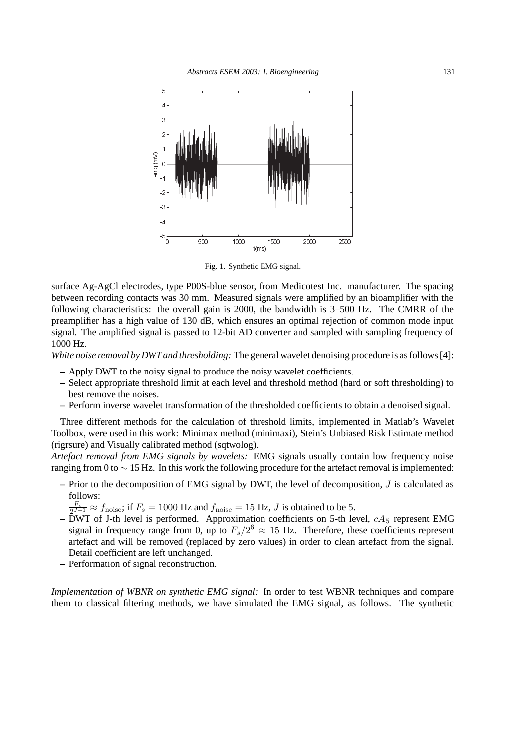Fig. 1. Synthetic EMG signal.

surface Ag-AgCl electrodes, type P00S-blue sensor, from Medicotest Inc. manufacturer. The spacing between recording contacts was 30 mm. Measured signals were amplified by an bioamplifier with the following characteristics: the overall gain is 2000, the bandwidth is 3–500 Hz. The CMRR of the preamplifier has a high value of 130 dB, which ensures an optimal rejection of common mode input signal. The amplified signal is passed to 12-bit AD converter and sampled with sampling frequency of 1000 Hz.

*White noise removal by DWT and thresholding:* The general wavelet denoising procedure is as follows [4]:

- Apply DWT to the noisy signal to produce the noisy wavelet coefficients.
- Select appropriate threshold limit at each level and threshold method (hard or soft thresholding) to best remove the noises.
- Perform inverse wavelet transformation of the thresholded coefficients to obtain a denoised signal.

Three different methods for the calculation of threshold limits, implemented in Matlab's Wavelet Toolbox, were used in this work: Minimax method (minimaxi), Stein's Unbiased Risk Estimate method (rigrsure) and Visually calibrated method (sqtwolog).

*Artefact removal from EMG signals by wavelets:* EMG signals usually contain low frequency noise ranging from 0 to $\sim 15$ Hz. In this work the following procedure for the artefact removal is implemented:

- Prior to the decomposition of EMG signal by DWT, the level of decomposition, $J$ is calculated as follows:
  $\frac{F_s}{2^{J+1}} \approx f_{\text{noise}}$; if $F_s = 1000$ Hz and $f_{\text{noise}} = 15$ Hz, $J$ is obtained to be 5.
- DWT of J-th level is performed. Approximation coefficients on 5-th level, $cA_5$ represent EMG signal in frequency range from 0, up to $F_s/2^6 \approx 15$ Hz. Therefore, these coefficients represent artefact and will be removed (replaced by zero values) in order to clean artefact from the signal. Detail coefficient are left unchanged.
- Performation of signal reconstruction.

*Implementation of WBNR on synthetic EMG signal:* In order to test WBNR techniques and compare them to classical filtering methods, we have simulated the EMG signal, as follows. The synthetic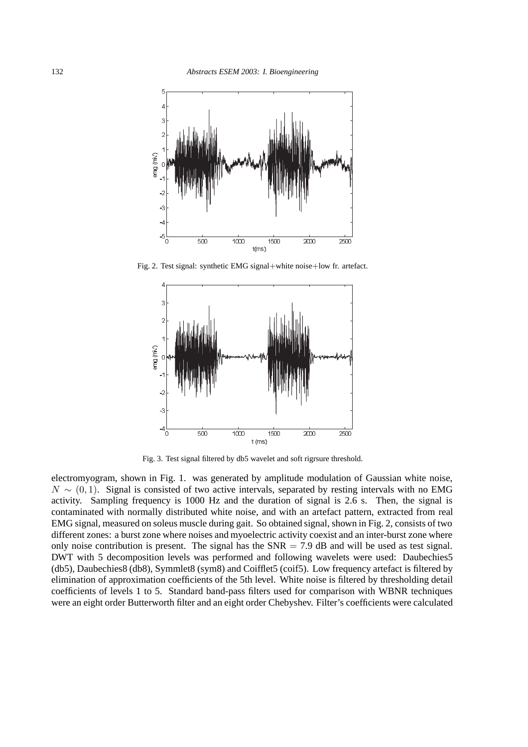Fig. 2. Test signal: synthetic EMG signal+white noise+low fr. artefact.

Fig. 3. Test signal filtered by db5 wavelet and soft rigrsure threshold.

electromyogram, shown in Fig. 1. was generated by amplitude modulation of Gaussian white noise, $N \sim (0, 1)$. Signal is consisted of two active intervals, separated by resting intervals with no EMG activity. Sampling frequency is 1000 Hz and the duration of signal is 2.6 s. Then, the signal is contaminated with normally distributed white noise, and with an artefact pattern, extracted from real EMG signal, measured on soleus muscle during gait. So obtained signal, shown in Fig. 2, consists of two different zones: a burst zone where noises and myoelectric activity coexist and an inter-burst zone where only noise contribution is present. The signal has the SNR = 7.9 dB and will be used as test signal. DWT with 5 decomposition levels was performed and following wavelets were used: Daubechies5 (db5), Daubechies8 (db8), Symmlet8 (sym8) and Coifflet5 (coif5). Low frequency artefact is filtered by elimination of approximation coefficients of the 5th level. White noise is filtered by thresholding detail coefficients of levels 1 to 5. Standard band-pass filters used for comparison with WBNR techniques were an eight order Butterworth filter and an eight order Chebyshev. Filter's coefficients were calculated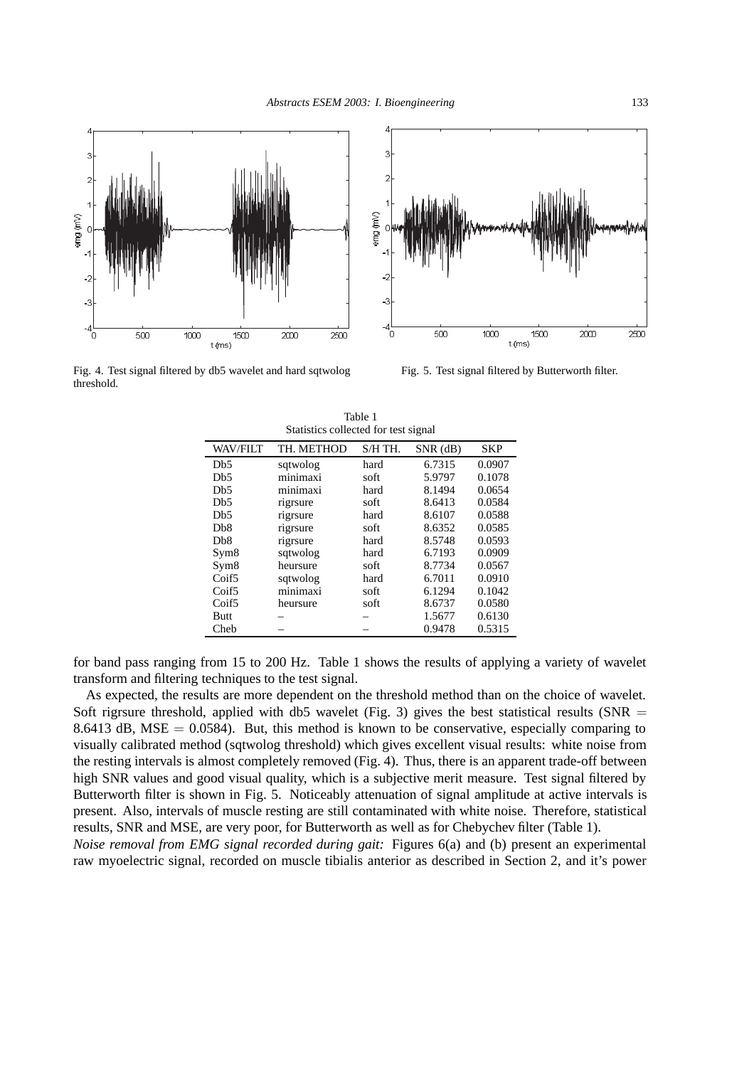Fig. 4. Test signal filtered by db5 wavelet and hard sqtwolog threshold.

Fig. 5. Test signal filtered by Butterworth filter.

Table 1
Statistics collected for test signal

| WAV/FILT | TH. METHOD | S/H TH. | SNR (dB) | SKP |
|---|---|---|---|---|
| Db5 | sqtwolog | hard | 6.7315 | 0.0907 |
| Db5 | minimaxi | soft | 5.9797 | 0.1078 |
| Db5 | minimaxi | hard | 8.1494 | 0.0654 |
| Db5 | rigrsure | soft | 8.6413 | 0.0584 |
| Db5 | rigrsure | hard | 8.6107 | 0.0588 |
| Db8 | rigrsure | soft | 8.6352 | 0.0585 |
| Db8 | rigrsure | hard | 8.5748 | 0.0593 |
| Sym8 | sqtwolog | hard | 6.7193 | 0.0909 |
| Sym8 | heursure | soft | 8.7734 | 0.0567 |
| Coif5 | sqtwolog | hard | 6.7011 | 0.0910 |
| Coif5 | minimaxi | soft | 6.1294 | 0.1042 |
| Coif5 | heursure | soft | 8.6737 | 0.0580 |
| Butt | – | – | 1.5677 | 0.6130 |
| Cheb | – | – | 0.9478 | 0.5315 |

for band pass ranging from 15 to 200 Hz. Table 1 shows the results of applying a variety of wavelet transform and filtering techniques to the test signal.

As expected, the results are more dependent on the threshold method than on the choice of wavelet. Soft rigrsure threshold, applied with db5 wavelet (Fig. 3) gives the best statistical results (SNR $=$ 8.6413 dB, MSE $= 0.0584$). But, this method is known to be conservative, especially comparing to visually calibrated method (sqtwolog threshold) which gives excellent visual results: white noise from the resting intervals is almost completely removed (Fig. 4). Thus, there is an apparent trade-off between high SNR values and good visual quality, which is a subjective merit measure. Test signal filtered by Butterworth filter is shown in Fig. 5. Noticeably attenuation of signal amplitude at active intervals is present. Also, intervals of muscle resting are still contaminated with white noise. Therefore, statistical results, SNR and MSE, are very poor, for Butterworth as well as for Chebychev filter (Table 1).

*Noise removal from EMG signal recorded during gait:* Figures 6(a) and (b) present an experimental raw myoelectric signal, recorded on muscle tibialis anterior as described in Section 2, and it's power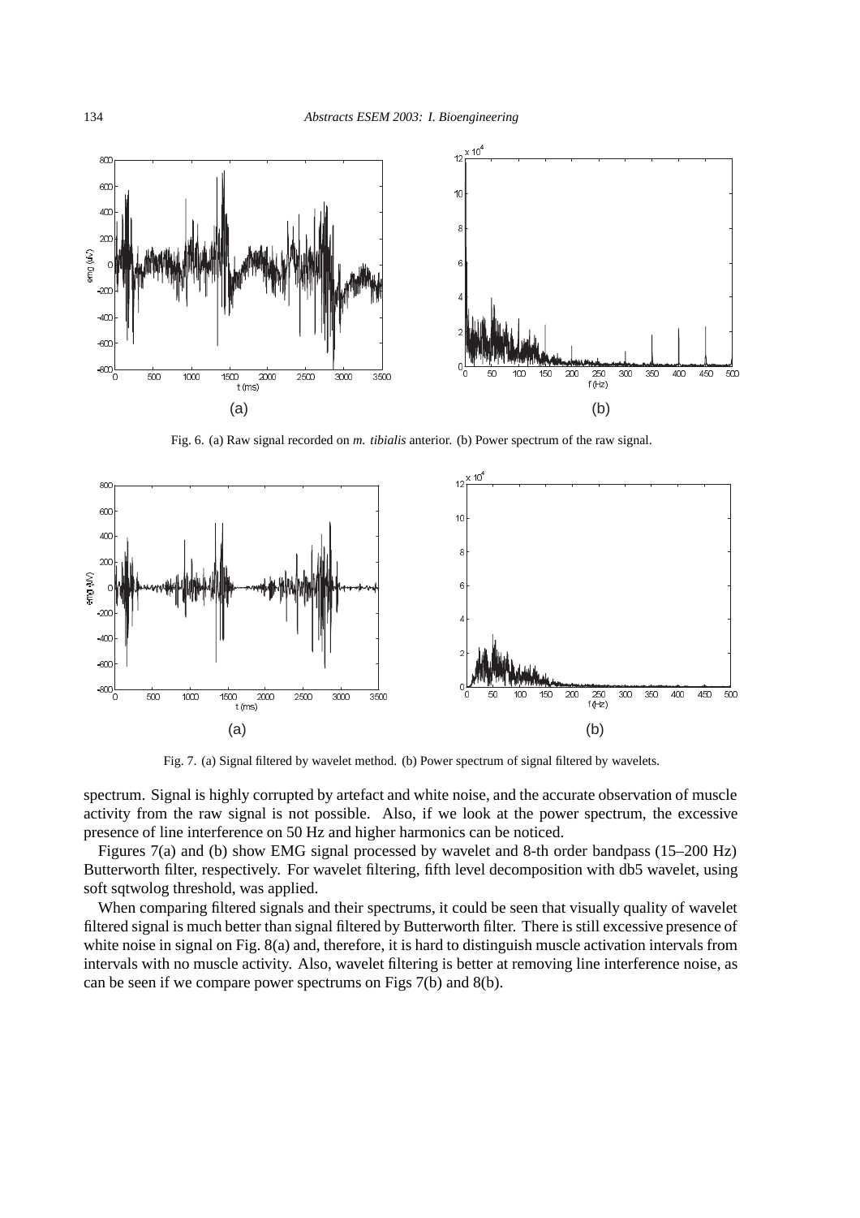Fig. 6. (a) Raw signal recorded on *m. tibialis* anterior. (b) Power spectrum of the raw signal.

Fig. 7. (a) Signal filtered by wavelet method. (b) Power spectrum of signal filtered by wavelets.

spectrum. Signal is highly corrupted by artefact and white noise, and the accurate observation of muscle activity from the raw signal is not possible. Also, if we look at the power spectrum, the excessive presence of line interference on 50 Hz and higher harmonics can be noticed.

Figures 7(a) and (b) show EMG signal processed by wavelet and 8-th order bandpass (15–200 Hz) Butterworth filter, respectively. For wavelet filtering, fifth level decomposition with db5 wavelet, using soft sqtwolog threshold, was applied.

When comparing filtered signals and their spectrums, it could be seen that visually quality of wavelet filtered signal is much better than signal filtered by Butterworth filter. There is still excessive presence of white noise in signal on Fig. 8(a) and, therefore, it is hard to distinguish muscle activation intervals from intervals with no muscle activity. Also, wavelet filtering is better at removing line interference noise, as can be seen if we compare power spectrums on Figs 7(b) and 8(b).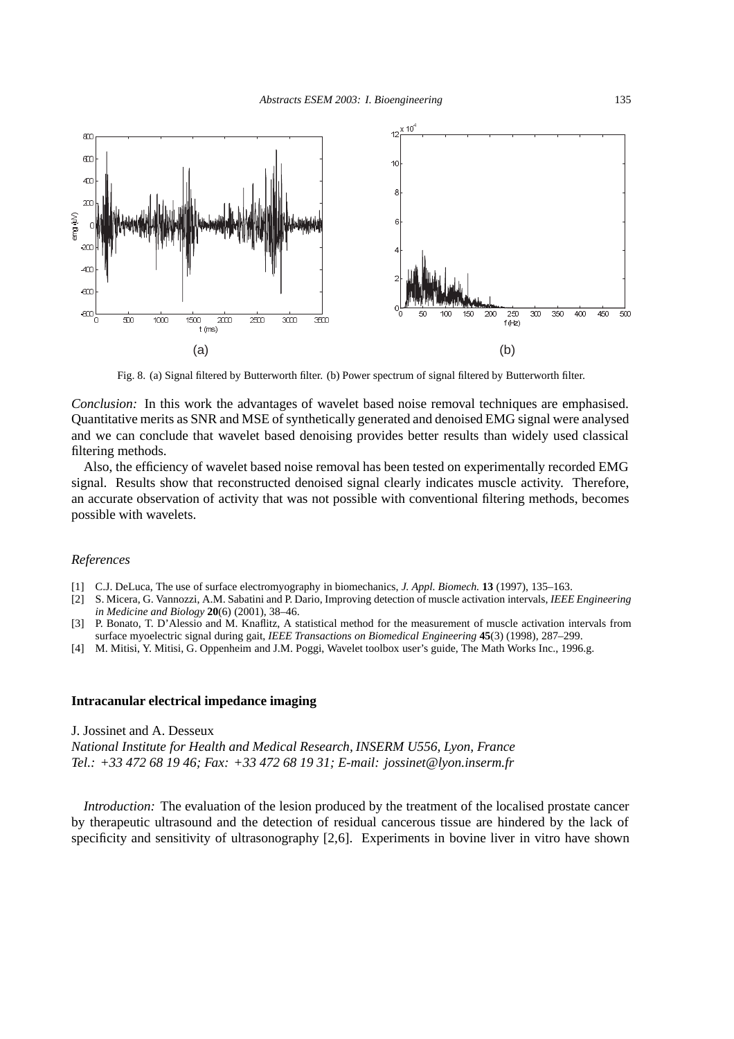Fig. 8. (a) Signal filtered by Butterworth filter. (b) Power spectrum of signal filtered by Butterworth filter.

*Conclusion:* In this work the advantages of wavelet based noise removal techniques are emphasised. Quantitative merits as SNR and MSE of synthetically generated and denoised EMG signal were analysed and we can conclude that wavelet based denoising provides better results than widely used classical filtering methods.

Also, the efficiency of wavelet based noise removal has been tested on experimentally recorded EMG signal. Results show that reconstructed denoised signal clearly indicates muscle activity. Therefore, an accurate observation of activity that was not possible with conventional filtering methods, becomes possible with wavelets.

*References*

[1] C.J. DeLuca, The use of surface electromyography in biomechanics, *J. Appl. Biomech.* **13** (1997), 135–163.
[2] S. Micera, G. Vannozzi, A.M. Sabatini and P. Dario, Improving detection of muscle activation intervals, *IEEE Engineering in Medicine and Biology* **20**(6) (2001), 38–46.
[3] P. Bonato, T. D'Alessio and M. Knaflitz, A statistical method for the measurement of muscle activation intervals from surface myoelectric signal during gait, *IEEE Transactions on Biomedical Engineering* **45**(3) (1998), 287–299.
[4] M. Mitisi, Y. Mitisi, G. Oppenheim and J.M. Poggi, Wavelet toolbox user's guide, The Math Works Inc., 1996.g.

## Intracanular electrical impedance imaging

J. Jossinet and A. Desseux
*National Institute for Health and Medical Research, INSERM U556, Lyon, France*
*Tel.: +33 472 68 19 46; Fax: +33 472 68 19 31; E-mail: jossinet@lyon.inserm.fr*

*Introduction:* The evaluation of the lesion produced by the treatment of the localised prostate cancer by therapeutic ultrasound and the detection of residual cancerous tissue are hindered by the lack of specificity and sensitivity of ultrasonography [2,6]. Experiments in bovine liver in vitro have shown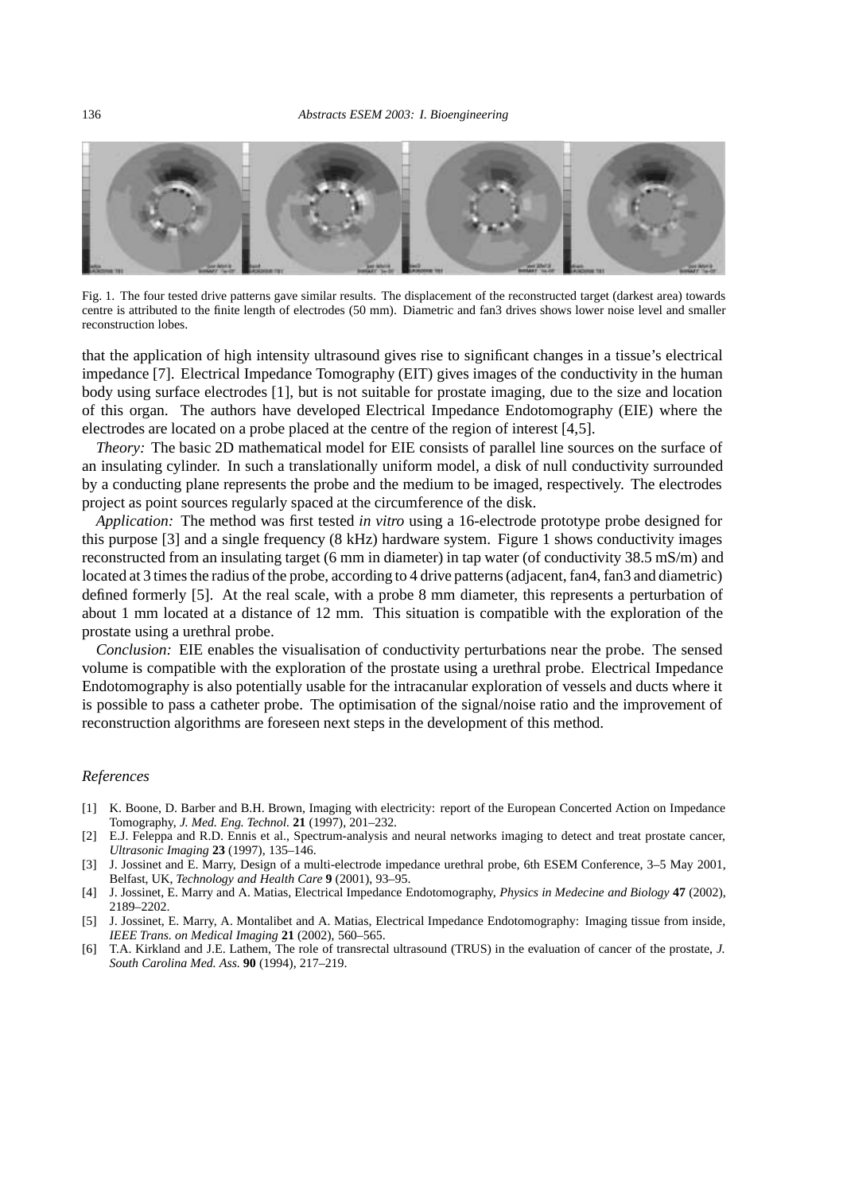Fig. 1. The four tested drive patterns gave similar results. The displacement of the reconstructed target (darkest area) towards centre is attributed to the finite length of electrodes (50 mm). Diametric and fan3 drives shows lower noise level and smaller reconstruction lobes.

that the application of high intensity ultrasound gives rise to significant changes in a tissue's electrical impedance [7]. Electrical Impedance Tomography (EIT) gives images of the conductivity in the human body using surface electrodes [1], but is not suitable for prostate imaging, due to the size and location of this organ. The authors have developed Electrical Impedance Endotomography (EIE) where the electrodes are located on a probe placed at the centre of the region of interest [4,5].

*Theory:* The basic 2D mathematical model for EIE consists of parallel line sources on the surface of an insulating cylinder. In such a translationally uniform model, a disk of null conductivity surrounded by a conducting plane represents the probe and the medium to be imaged, respectively. The electrodes project as point sources regularly spaced at the circumference of the disk.

*Application:* The method was first tested *in vitro* using a 16-electrode prototype probe designed for this purpose [3] and a single frequency (8 kHz) hardware system. Figure 1 shows conductivity images reconstructed from an insulating target (6 mm in diameter) in tap water (of conductivity 38.5 mS/m) and located at 3 times the radius of the probe, according to 4 drive patterns (adjacent, fan4, fan3 and diametric) defined formerly [5]. At the real scale, with a probe 8 mm diameter, this represents a perturbation of about 1 mm located at a distance of 12 mm. This situation is compatible with the exploration of the prostate using a urethral probe.

*Conclusion:* EIE enables the visualisation of conductivity perturbations near the probe. The sensed volume is compatible with the exploration of the prostate using a urethral probe. Electrical Impedance Endotomography is also potentially usable for the intracanular exploration of vessels and ducts where it is possible to pass a catheter probe. The optimisation of the signal/noise ratio and the improvement of reconstruction algorithms are foreseen next steps in the development of this method.

### *References*

[1] K. Boone, D. Barber and B.H. Brown, Imaging with electricity: report of the European Concerted Action on Impedance Tomography, *J. Med. Eng. Technol.* **21** (1997), 201–232.

[2] E.J. Feleppa and R.D. Ennis et al., Spectrum-analysis and neural networks imaging to detect and treat prostate cancer, *Ultrasonic Imaging* **23** (1997), 135–146.

[3] J. Jossinet and E. Marry, Design of a multi-electrode impedance urethral probe, 6th ESEM Conference, 3–5 May 2001, Belfast, UK, *Technology and Health Care* **9** (2001), 93–95.

[4] J. Jossinet, E. Marry and A. Matias, Electrical Impedance Endotomography, *Physics in Medecine and Biology* **47** (2002), 2189–2202.

[5] J. Jossinet, E. Marry, A. Montalibet and A. Matias, Electrical Impedance Endotomography: Imaging tissue from inside, *IEEE Trans. on Medical Imaging* **21** (2002), 560–565.

[6] T.A. Kirkland and J.E. Lathem, The role of transrectal ultrasound (TRUS) in the evaluation of cancer of the prostate, *J. South Carolina Med. Ass.* **90** (1994), 217–219.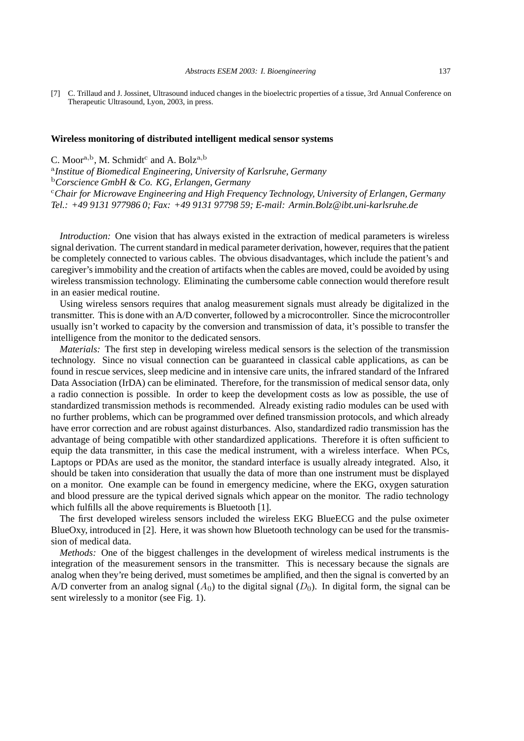[7] C. Trillaud and J. Jossinet, Ultrasound induced changes in the bioelectric properties of a tissue, 3rd Annual Conference on Therapeutic Ultrasound, Lyon, 2003, in press.

### Wireless monitoring of distributed intelligent medical sensor systems

C. Moor[a,b], M. Schmidt[c] and A. Bolz[a,b]

[a] *Institue of Biomedical Engineering, University of Karlsruhe, Germany*
[b] *Corscience GmbH & Co. KG, Erlangen, Germany*
[c] *Chair for Microwave Engineering and High Frequency Technology, University of Erlangen, Germany*
*Tel.: +49 9131 977986 0; Fax: +49 9131 97798 59; E-mail: Armin.Bolz@ibt.uni-karlsruhe.de*

*Introduction:* One vision that has always existed in the extraction of medical parameters is wireless signal derivation. The current standard in medical parameter derivation, however, requires that the patient be completely connected to various cables. The obvious disadvantages, which include the patient's and caregiver's immobility and the creation of artifacts when the cables are moved, could be avoided by using wireless transmission technology. Eliminating the cumbersome cable connection would therefore result in an easier medical routine.

Using wireless sensors requires that analog measurement signals must already be digitalized in the transmitter. This is done with an A/D converter, followed by a microcontroller. Since the microcontroller usually isn't worked to capacity by the conversion and transmission of data, it's possible to transfer the intelligence from the monitor to the dedicated sensors.

*Materials:* The first step in developing wireless medical sensors is the selection of the transmission technology. Since no visual connection can be guaranteed in classical cable applications, as can be found in rescue services, sleep medicine and in intensive care units, the infrared standard of the Infrared Data Association (IrDA) can be eliminated. Therefore, for the transmission of medical sensor data, only a radio connection is possible. In order to keep the development costs as low as possible, the use of standardized transmission methods is recommended. Already existing radio modules can be used with no further problems, which can be programmed over defined transmission protocols, and which already have error correction and are robust against disturbances. Also, standardized radio transmission has the advantage of being compatible with other standardized applications. Therefore it is often sufficient to equip the data transmitter, in this case the medical instrument, with a wireless interface. When PCs, Laptops or PDAs are used as the monitor, the standard interface is usually already integrated. Also, it should be taken into consideration that usually the data of more than one instrument must be displayed on a monitor. One example can be found in emergency medicine, where the EKG, oxygen saturation and blood pressure are the typical derived signals which appear on the monitor. The radio technology which fulfills all the above requirements is Bluetooth [1].

The first developed wireless sensors included the wireless EKG BlueECG and the pulse oximeter BlueOxy, introduced in [2]. Here, it was shown how Bluetooth technology can be used for the transmission of medical data.

*Methods:* One of the biggest challenges in the development of wireless medical instruments is the integration of the measurement sensors in the transmitter. This is necessary because the signals are analog when they're being derived, must sometimes be amplified, and then the signal is converted by an A/D converter from an analog signal ($A_0$) to the digital signal ($D_0$). In digital form, the signal can be sent wirelessly to a monitor (see Fig. 1).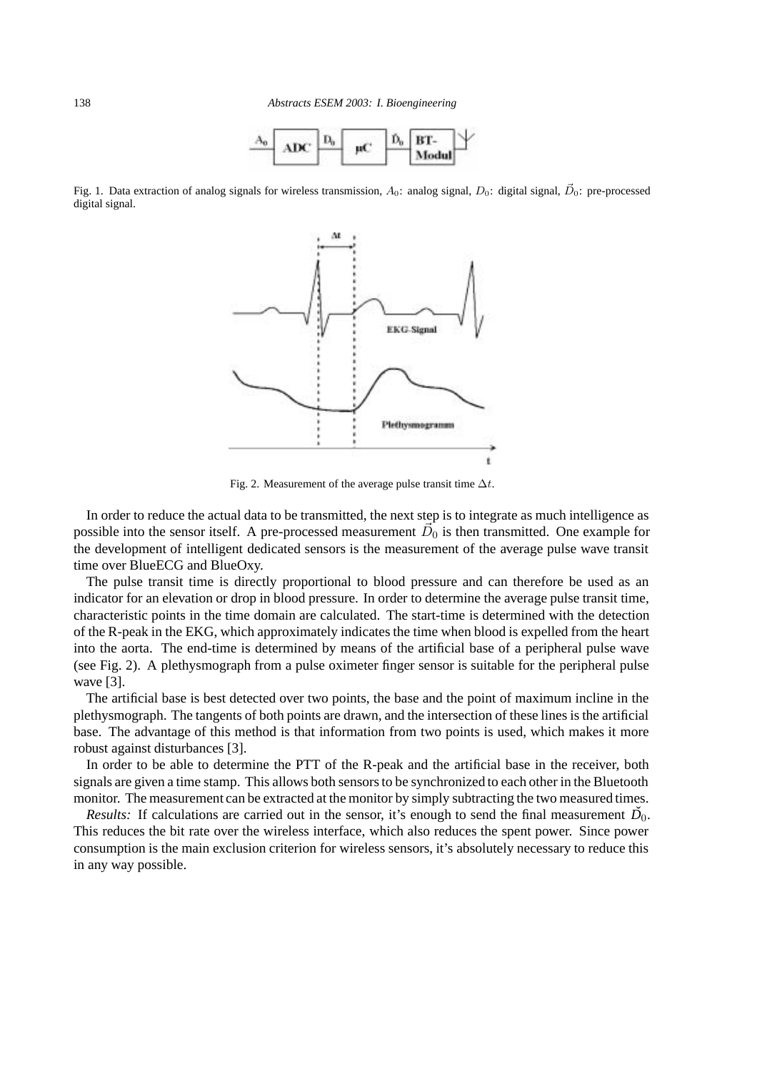Fig. 1. Data extraction of analog signals for wireless transmission, $A_0$: analog signal, $D_0$: digital signal, $\vec{D}_0$: pre-processed digital signal.

Fig. 2. Measurement of the average pulse transit time $\Delta t$.

In order to reduce the actual data to be transmitted, the next step is to integrate as much intelligence as possible into the sensor itself. A pre-processed measurement $\vec{D}_0$ is then transmitted. One example for the development of intelligent dedicated sensors is the measurement of the average pulse wave transit time over BlueECG and BlueOxy.

The pulse transit time is directly proportional to blood pressure and can therefore be used as an indicator for an elevation or drop in blood pressure. In order to determine the average pulse transit time, characteristic points in the time domain are calculated. The start-time is determined with the detection of the R-peak in the EKG, which approximately indicates the time when blood is expelled from the heart into the aorta. The end-time is determined by means of the artificial base of a peripheral pulse wave (see Fig. 2). A plethysmograph from a pulse oximeter finger sensor is suitable for the peripheral pulse wave [3].

The artificial base is best detected over two points, the base and the point of maximum incline in the plethysmograph. The tangents of both points are drawn, and the intersection of these lines is the artificial base. The advantage of this method is that information from two points is used, which makes it more robust against disturbances [3].

In order to be able to determine the PTT of the R-peak and the artificial base in the receiver, both signals are given a time stamp. This allows both sensors to be synchronized to each other in the Bluetooth monitor. The measurement can be extracted at the monitor by simply subtracting the two measured times.

*Results:* If calculations are carried out in the sensor, it's enough to send the final measurement $\check{D}_0$. This reduces the bit rate over the wireless interface, which also reduces the spent power. Since power consumption is the main exclusion criterion for wireless sensors, it's absolutely necessary to reduce this in any way possible.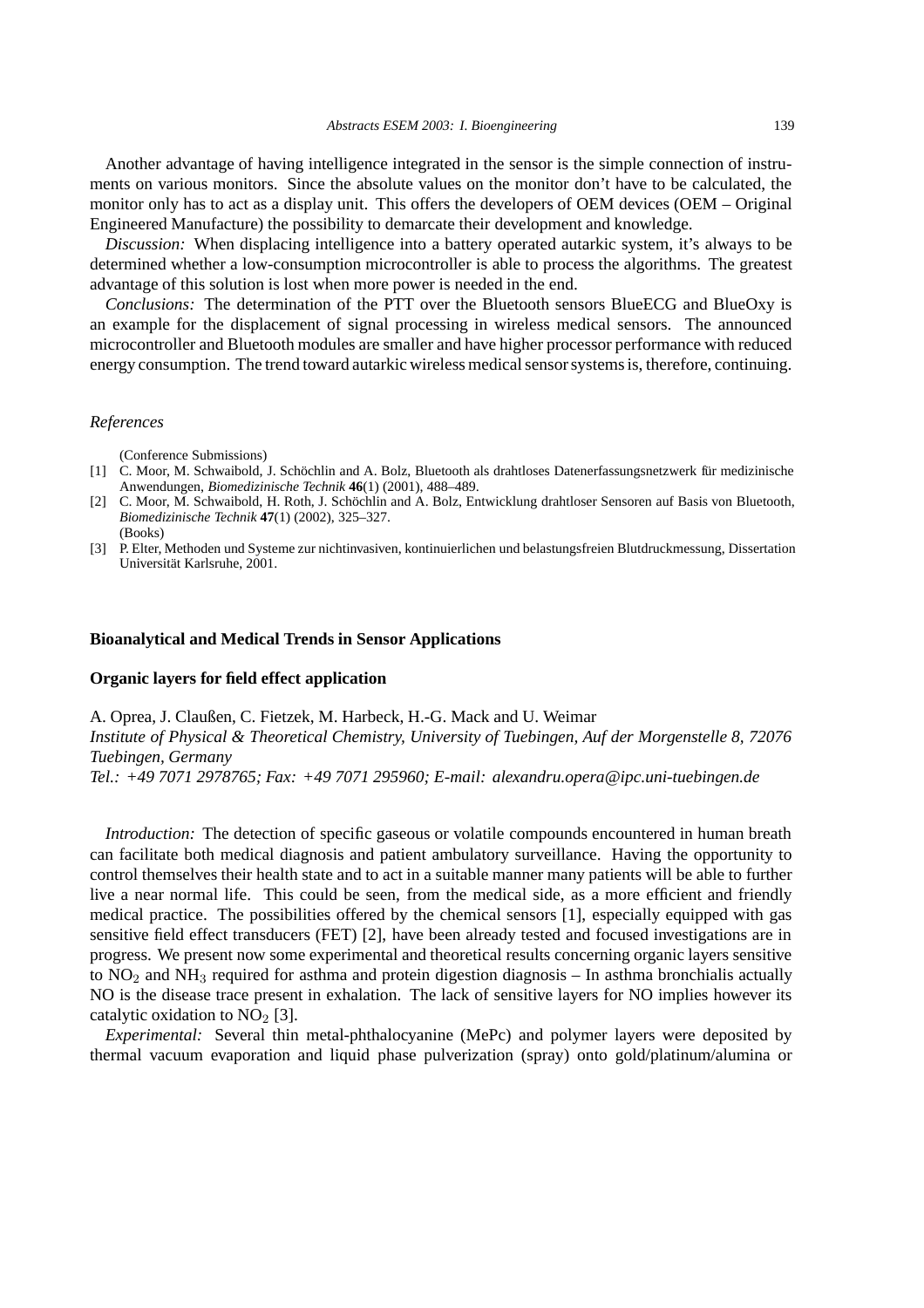Another advantage of having intelligence integrated in the sensor is the simple connection of instruments on various monitors. Since the absolute values on the monitor don't have to be calculated, the monitor only has to act as a display unit. This offers the developers of OEM devices (OEM – Original Engineered Manufacture) the possibility to demarcate their development and knowledge.

*Discussion:* When displacing intelligence into a battery operated autarkic system, it's always to be determined whether a low-consumption microcontroller is able to process the algorithms. The greatest advantage of this solution is lost when more power is needed in the end.

*Conclusions:* The determination of the PTT over the Bluetooth sensors BlueECG and BlueOxy is an example for the displacement of signal processing in wireless medical sensors. The announced microcontroller and Bluetooth modules are smaller and have higher processor performance with reduced energy consumption. The trend toward autarkic wireless medical sensor systems is, therefore, continuing.

### *References*

(Conference Submissions)

[1] C. Moor, M. Schwaibold, J. Schöchlin and A. Bolz, Bluetooth als drahtloses Datenerfassungsnetzwerk für medizinische Anwendungen, *Biomedizinische Technik* **46**(1) (2001), 488–489.

[2] C. Moor, M. Schwaibold, H. Roth, J. Schöchlin and A. Bolz, Entwicklung drahtloser Sensoren auf Basis von Bluetooth, *Biomedizinische Technik* **47**(1) (2002), 325–327.

(Books)

[3] P. Elter, Methoden und Systeme zur nichtinvasiven, kontinuierlichen und belastungsfreien Blutdruckmessung, Dissertation Universität Karlsruhe, 2001.

## Bioanalytical and Medical Trends in Sensor Applications

### Organic layers for field effect application

A. Oprea, J. Claußen, C. Fietzek, M. Harbeck, H.-G. Mack and U. Weimar

*Institute of Physical & Theoretical Chemistry, University of Tuebingen, Auf der Morgenstelle 8, 72076 Tuebingen, Germany*

*Tel.: +49 7071 2978765; Fax: +49 7071 295960; E-mail: alexandru.opera@ipc.uni-tuebingen.de*

*Introduction:* The detection of specific gaseous or volatile compounds encountered in human breath can facilitate both medical diagnosis and patient ambulatory surveillance. Having the opportunity to control themselves their health state and to act in a suitable manner many patients will be able to further live a near normal life. This could be seen, from the medical side, as a more efficient and friendly medical practice. The possibilities offered by the chemical sensors [1], especially equipped with gas sensitive field effect transducers (FET) [2], have been already tested and focused investigations are in progress. We present now some experimental and theoretical results concerning organic layers sensitive to $NO_2$ and $NH_3$ required for asthma and protein digestion diagnosis – In asthma bronchialis actually NO is the disease trace present in exhalation. The lack of sensitive layers for NO implies however its catalytic oxidation to $NO_2$ [3].

*Experimental:* Several thin metal-phthalocyanine (MePc) and polymer layers were deposited by thermal vacuum evaporation and liquid phase pulverization (spray) onto gold/platinum/alumina or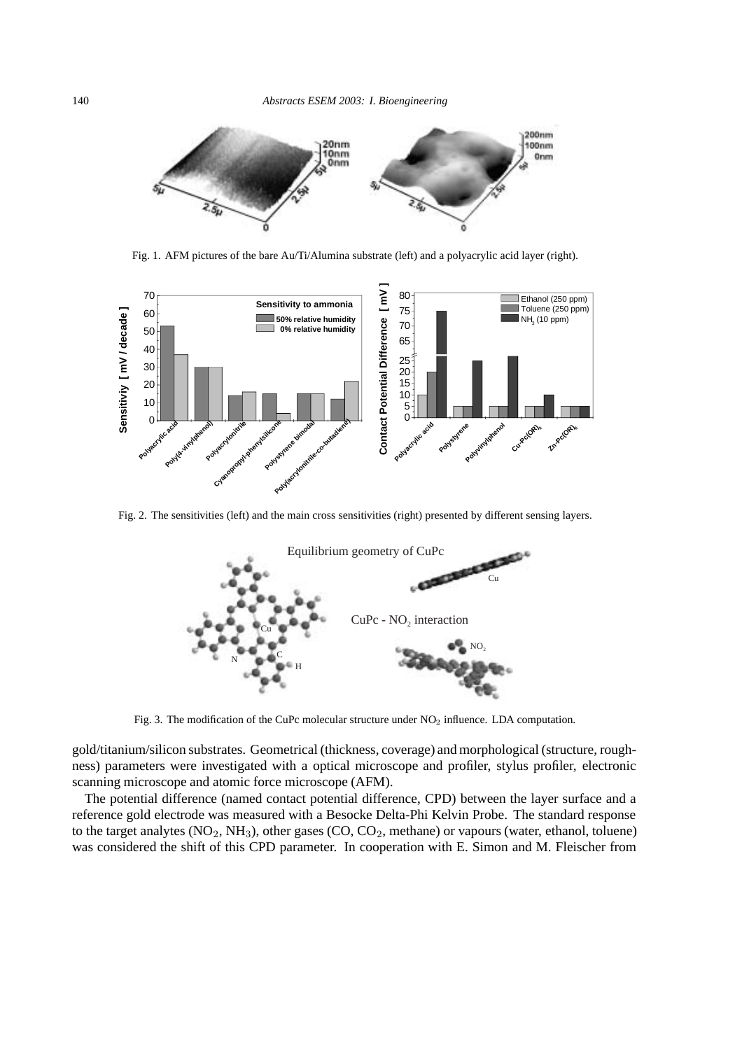Fig. 1. AFM pictures of the bare Au/Ti/Alumina substrate (left) and a polyacrylic acid layer (right).

Fig. 2. The sensitivities (left) and the main cross sensitivities (right) presented by different sensing layers.

Fig. 3. The modification of the CuPc molecular structure under $NO_2$ influence. LDA computation.

gold/titanium/silicon substrates. Geometrical (thickness, coverage) and morphological (structure, roughness) parameters were investigated with a optical microscope and profiler, stylus profiler, electronic scanning microscope and atomic force microscope (AFM).

The potential difference (named contact potential difference, CPD) between the layer surface and a reference gold electrode was measured with a Besocke Delta-Phi Kelvin Probe. The standard response to the target analytes ($NO_2$, $NH_3$), other gases (CO, $CO_2$, methane) or vapours (water, ethanol, toluene) was considered the shift of this CPD parameter. In cooperation with E. Simon and M. Fleischer from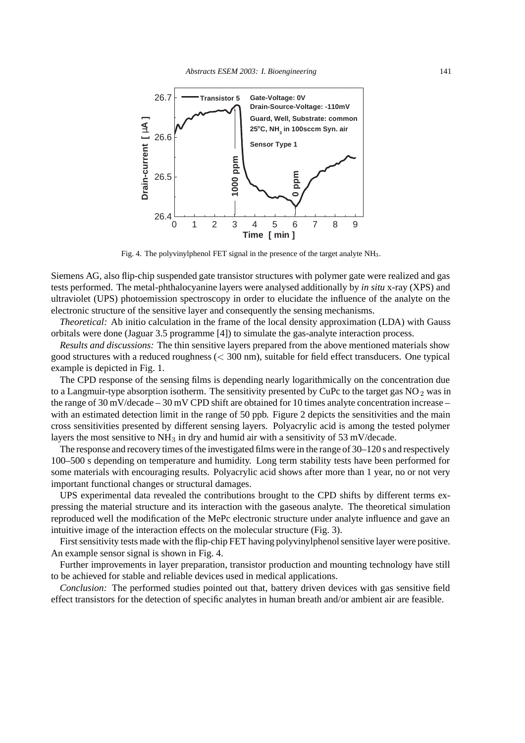Fig. 4. The polyvinylphenol FET signal in the presence of the target analyte $NH_3$.

Siemens AG, also flip-chip suspended gate transistor structures with polymer gate were realized and gas tests performed. The metal-phthalocyanine layers were analysed additionally by *in situ* x-ray (XPS) and ultraviolet (UPS) photoemission spectroscopy in order to elucidate the influence of the analyte on the electronic structure of the sensitive layer and consequently the sensing mechanisms.

*Theoretical:* Ab initio calculation in the frame of the local density approximation (LDA) with Gauss orbitals were done (Jaguar 3.5 programme [4]) to simulate the gas-analyte interaction process.

*Results and discussions:* The thin sensitive layers prepared from the above mentioned materials show good structures with a reduced roughness ($< 300$ nm), suitable for field effect transducers. One typical example is depicted in Fig. 1.

The CPD response of the sensing films is depending nearly logarithmically on the concentration due to a Langmuir-type absorption isotherm. The sensitivity presented by CuPc to the target gas $NO_2$ was in the range of 30 mV/decade – 30 mV CPD shift are obtained for 10 times analyte concentration increase – with an estimated detection limit in the range of 50 ppb. Figure 2 depicts the sensitivities and the main cross sensitivities presented by different sensing layers. Polyacrylic acid is among the tested polymer layers the most sensitive to $NH_3$ in dry and humid air with a sensitivity of 53 mV/decade.

The response and recovery times of the investigated films were in the range of 30–120 s and respectively 100–500 s depending on temperature and humidity. Long term stability tests have been performed for some materials with encouraging results. Polyacrylic acid shows after more than 1 year, no or not very important functional changes or structural damages.

UPS experimental data revealed the contributions brought to the CPD shifts by different terms expressing the material structure and its interaction with the gaseous analyte. The theoretical simulation reproduced well the modification of the MePc electronic structure under analyte influence and gave an intuitive image of the interaction effects on the molecular structure (Fig. 3).

First sensitivity tests made with the flip-chip FET having polyvinylphenol sensitive layer were positive. An example sensor signal is shown in Fig. 4.

Further improvements in layer preparation, transistor production and mounting technology have still to be achieved for stable and reliable devices used in medical applications.

*Conclusion:* The performed studies pointed out that, battery driven devices with gas sensitive field effect transistors for the detection of specific analytes in human breath and/or ambient air are feasible.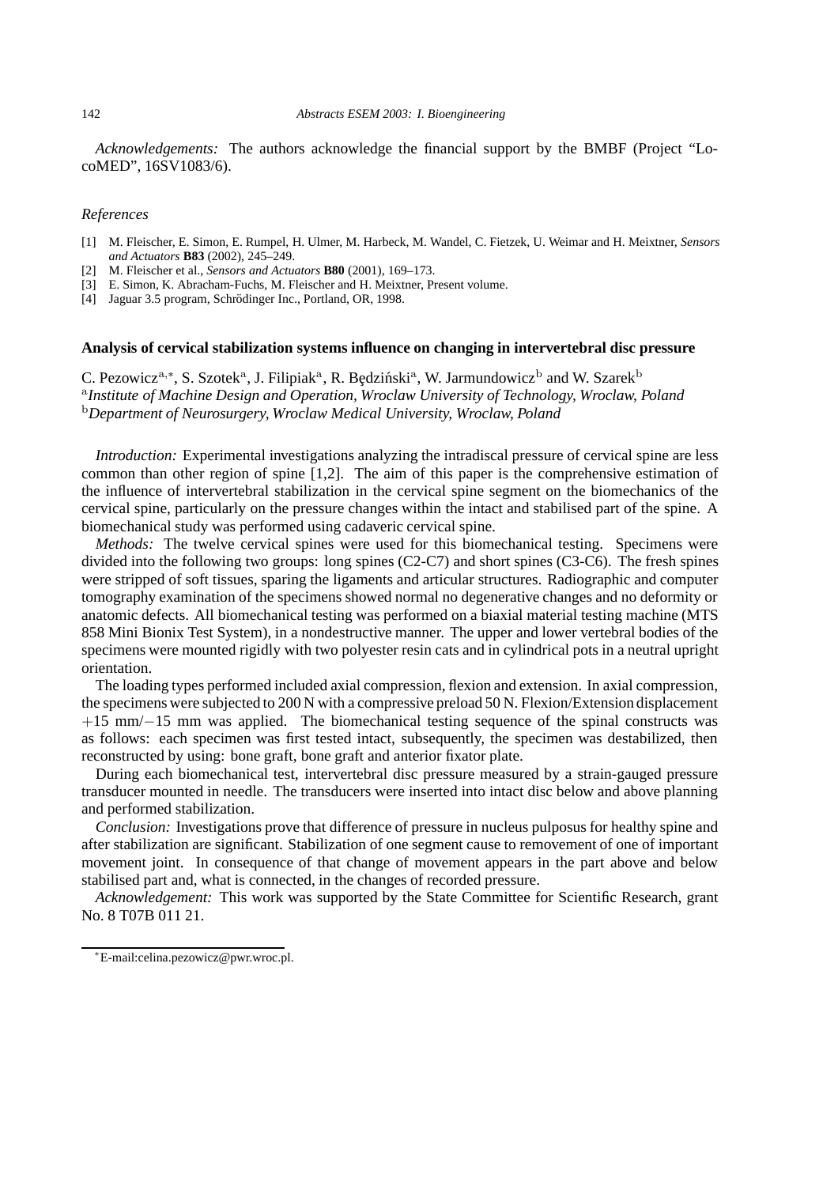*Acknowledgements:* The authors acknowledge the financial support by the BMBF (Project "LocoMED", 16SV1083/6).

*References*

[1] M. Fleischer, E. Simon, E. Rumpel, H. Ulmer, M. Harbeck, M. Wandel, C. Fietzek, U. Weimar and H. Meixtner, *Sensors and Actuators* **B83** (2002), 245–249.
[2] M. Fleischer et al., *Sensors and Actuators* **B80** (2001), 169–173.
[3] E. Simon, K. Abracham-Fuchs, M. Fleischer and H. Meixtner, Present volume.
[4] Jaguar 3.5 program, Schrödinger Inc., Portland, OR, 1998.

## Analysis of cervical stabilization systems influence on changing in intervertebral disc pressure

C. Pezowicz[a,*], S. Szotek[a], J. Filipiak[a], R. Będziński[a], W. Jarmundowicz[b] and W. Szarek[b]
[a]*Institute of Machine Design and Operation, Wroclaw University of Technology, Wroclaw, Poland*
[b]*Department of Neurosurgery, Wroclaw Medical University, Wroclaw, Poland*

*Introduction:* Experimental investigations analyzing the intradiscal pressure of cervical spine are less common than other region of spine [1,2]. The aim of this paper is the comprehensive estimation of the influence of intervertebral stabilization in the cervical spine segment on the biomechanics of the cervical spine, particularly on the pressure changes within the intact and stabilised part of the spine. A biomechanical study was performed using cadaveric cervical spine.

*Methods:* The twelve cervical spines were used for this biomechanical testing. Specimens were divided into the following two groups: long spines (C2-C7) and short spines (C3-C6). The fresh spines were stripped of soft tissues, sparing the ligaments and articular structures. Radiographic and computer tomography examination of the specimens showed normal no degenerative changes and no deformity or anatomic defects. All biomechanical testing was performed on a biaxial material testing machine (MTS 858 Mini Bionix Test System), in a nondestructive manner. The upper and lower vertebral bodies of the specimens were mounted rigidly with two polyester resin cats and in cylindrical pots in a neutral upright orientation.

The loading types performed included axial compression, flexion and extension. In axial compression, the specimens were subjected to 200 N with a compressive preload 50 N. Flexion/Extension displacement $+15$ mm/$-15$ mm was applied. The biomechanical testing sequence of the spinal constructs was as follows: each specimen was first tested intact, subsequently, the specimen was destabilized, then reconstructed by using: bone graft, bone graft and anterior fixator plate.

During each biomechanical test, intervertebral disc pressure measured by a strain-gauged pressure transducer mounted in needle. The transducers were inserted into intact disc below and above planning and performed stabilization.

*Conclusion:* Investigations prove that difference of pressure in nucleus pulposus for healthy spine and after stabilization are significant. Stabilization of one segment cause to removement of one of important movement joint. In consequence of that change of movement appears in the part above and below stabilised part and, what is connected, in the changes of recorded pressure.

*Acknowledgement:* This work was supported by the State Committee for Scientific Research, grant No. 8 T07B 011 21.

*E-mail:celina.pezowicz@pwr.wroc.pl.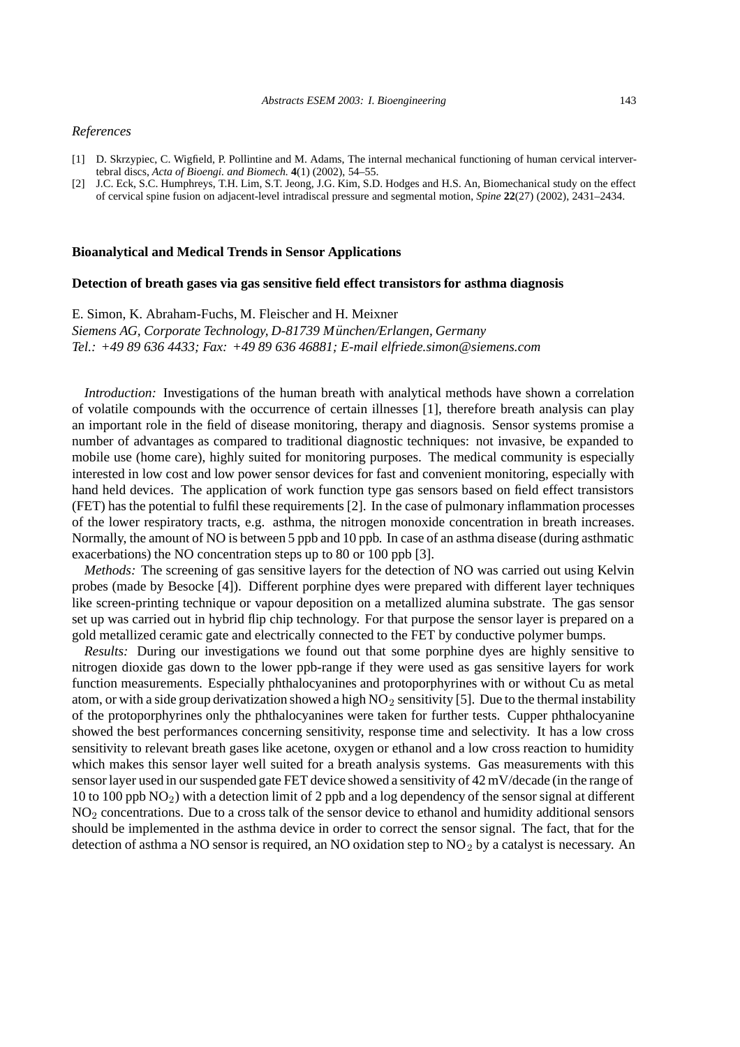*References*

[1] D. Skrzypiec, C. Wigfield, P. Pollintine and M. Adams, The internal mechanical functioning of human cervical intervertebral discs, *Acta of Bioengi. and Biomech.* **4**(1) (2002), 54–55.

[2] J.C. Eck, S.C. Humphreys, T.H. Lim, S.T. Jeong, J.G. Kim, S.D. Hodges and H.S. An, Biomechanical study on the effect of cervical spine fusion on adjacent-level intradiscal pressure and segmental motion, *Spine* **22**(27) (2002), 2431–2434.

## Bioanalytical and Medical Trends in Sensor Applications

### Detection of breath gases via gas sensitive field effect transistors for asthma diagnosis

E. Simon, K. Abraham-Fuchs, M. Fleischer and H. Meixner

*Siemens AG, Corporate Technology, D-81739 München/Erlangen, Germany*

*Tel.: +49 89 636 4433; Fax: +49 89 636 46881; E-mail elfriede.simon@siemens.com*

*Introduction:* Investigations of the human breath with analytical methods have shown a correlation of volatile compounds with the occurrence of certain illnesses [1], therefore breath analysis can play an important role in the field of disease monitoring, therapy and diagnosis. Sensor systems promise a number of advantages as compared to traditional diagnostic techniques: not invasive, be expanded to mobile use (home care), highly suited for monitoring purposes. The medical community is especially interested in low cost and low power sensor devices for fast and convenient monitoring, especially with hand held devices. The application of work function type gas sensors based on field effect transistors (FET) has the potential to fulfil these requirements [2]. In the case of pulmonary inflammation processes of the lower respiratory tracts, e.g. asthma, the nitrogen monoxide concentration in breath increases. Normally, the amount of NO is between 5 ppb and 10 ppb. In case of an asthma disease (during asthmatic exacerbations) the NO concentration steps up to 80 or 100 ppb [3].

*Methods:* The screening of gas sensitive layers for the detection of NO was carried out using Kelvin probes (made by Besocke [4]). Different porphine dyes were prepared with different layer techniques like screen-printing technique or vapour deposition on a metallized alumina substrate. The gas sensor set up was carried out in hybrid flip chip technology. For that purpose the sensor layer is prepared on a gold metallized ceramic gate and electrically connected to the FET by conductive polymer bumps.

*Results:* During our investigations we found out that some porphine dyes are highly sensitive to nitrogen dioxide gas down to the lower ppb-range if they were used as gas sensitive layers for work function measurements. Especially phthalocyanines and protoporphyrines with or without Cu as metal atom, or with a side group derivatization showed a high $NO_2$ sensitivity [5]. Due to the thermal instability of the protoporphyrines only the phthalocyanines were taken for further tests. Cupper phthalocyanine showed the best performances concerning sensitivity, response time and selectivity. It has a low cross sensitivity to relevant breath gases like acetone, oxygen or ethanol and a low cross reaction to humidity which makes this sensor layer well suited for a breath analysis systems. Gas measurements with this sensor layer used in our suspended gate FET device showed a sensitivity of 42 mV/decade (in the range of 10 to 100 ppb $NO_2$) with a detection limit of 2 ppb and a log dependency of the sensor signal at different $NO_2$ concentrations. Due to a cross talk of the sensor device to ethanol and humidity additional sensors should be implemented in the asthma device in order to correct the sensor signal. The fact, that for the detection of asthma a NO sensor is required, an NO oxidation step to $NO_2$ by a catalyst is necessary. An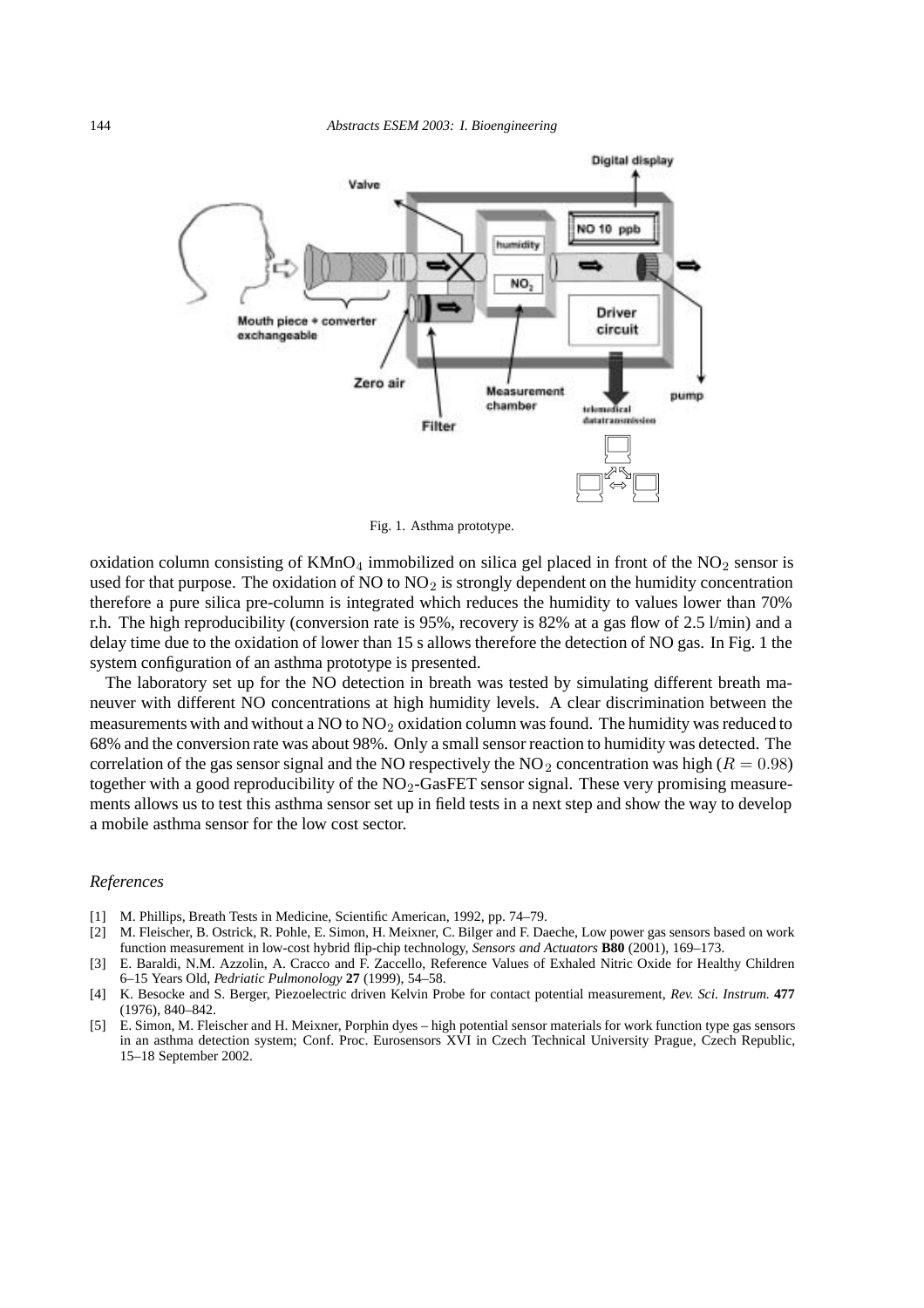Fig. 1. Asthma prototype.

oxidation column consisting of $KMnO_4$ immobilized on silica gel placed in front of the $NO_2$ sensor is used for that purpose. The oxidation of NO to $NO_2$ is strongly dependent on the humidity concentration therefore a pure silica pre-column is integrated which reduces the humidity to values lower than 70% r.h. The high reproducibility (conversion rate is 95%, recovery is 82% at a gas flow of 2.5 l/min) and a delay time due to the oxidation of lower than 15 s allows therefore the detection of NO gas. In Fig. 1 the system configuration of an asthma prototype is presented.

The laboratory set up for the NO detection in breath was tested by simulating different breath maneuver with different NO concentrations at high humidity levels. A clear discrimination between the measurements with and without a NO to $NO_2$ oxidation column was found. The humidity was reduced to 68% and the conversion rate was about 98%. Only a small sensor reaction to humidity was detected. The correlation of the gas sensor signal and the NO respectively the $NO_2$ concentration was high ($R = 0.98$) together with a good reproducibility of the $NO_2$-GasFET sensor signal. These very promising measurements allows us to test this asthma sensor set up in field tests in a next step and show the way to develop a mobile asthma sensor for the low cost sector.

*References*

[1] M. Phillips, Breath Tests in Medicine, Scientific American, 1992, pp. 74–79.

[2] M. Fleischer, B. Ostrick, R. Pohle, E. Simon, H. Meixner, C. Bilger and F. Daeche, Low power gas sensors based on work function measurement in low-cost hybrid flip-chip technology, *Sensors and Actuators* **B80** (2001), 169–173.

[3] E. Baraldi, N.M. Azzolin, A. Cracco and F. Zaccello, Reference Values of Exhaled Nitric Oxide for Healthy Children 6–15 Years Old, *Pedriatic Pulmonology* **27** (1999), 54–58.

[4] K. Besocke and S. Berger, Piezoelectric driven Kelvin Probe for contact potential measurement, *Rev. Sci. Instrum.* **477** (1976), 840–842.

[5] E. Simon, M. Fleischer and H. Meixner, Porphin dyes – high potential sensor materials for work function type gas sensors in an asthma detection system; Conf. Proc. Eurosensors XVI in Czech Technical University Prague, Czech Republic, 15–18 September 2002.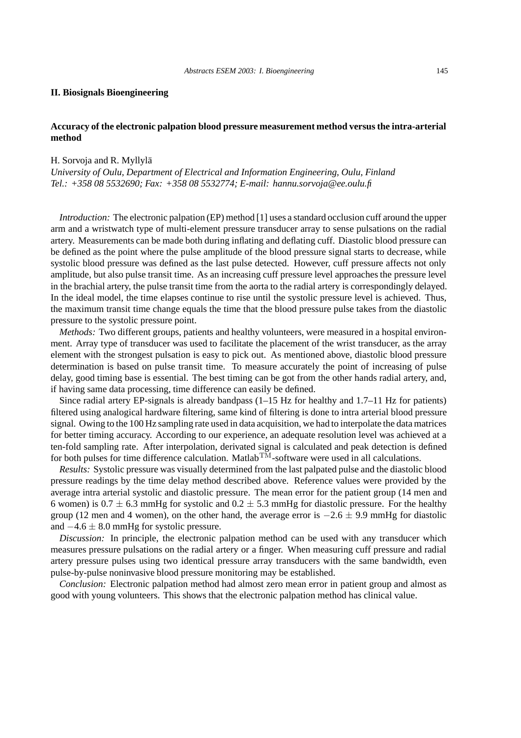## II. Biosignals Bioengineering

### Accuracy of the electronic palpation blood pressure measurement method versus the intra-arterial method

H. Sorvoja and R. Myllylä

*University of Oulu, Department of Electrical and Information Engineering, Oulu, Finland*
*Tel.: +358 08 5532690; Fax: +358 08 5532774; E-mail: hannu.sorvoja@ee.oulu.fi*

*Introduction:* The electronic palpation (EP) method [1] uses a standard occlusion cuff around the upper arm and a wristwatch type of multi-element pressure transducer array to sense pulsations on the radial artery. Measurements can be made both during inflating and deflating cuff. Diastolic blood pressure can be defined as the point where the pulse amplitude of the blood pressure signal starts to decrease, while systolic blood pressure was defined as the last pulse detected. However, cuff pressure affects not only amplitude, but also pulse transit time. As an increasing cuff pressure level approaches the pressure level in the brachial artery, the pulse transit time from the aorta to the radial artery is correspondingly delayed. In the ideal model, the time elapses continue to rise until the systolic pressure level is achieved. Thus, the maximum transit time change equals the time that the blood pressure pulse takes from the diastolic pressure to the systolic pressure point.

*Methods:* Two different groups, patients and healthy volunteers, were measured in a hospital environment. Array type of transducer was used to facilitate the placement of the wrist transducer, as the array element with the strongest pulsation is easy to pick out. As mentioned above, diastolic blood pressure determination is based on pulse transit time. To measure accurately the point of increasing of pulse delay, good timing base is essential. The best timing can be got from the other hands radial artery, and, if having same data processing, time difference can easily be defined.

Since radial artery EP-signals is already bandpass (1–15 Hz for healthy and 1.7–11 Hz for patients) filtered using analogical hardware filtering, same kind of filtering is done to intra arterial blood pressure signal. Owing to the 100 Hz sampling rate used in data acquisition, we had to interpolate the data matrices for better timing accuracy. According to our experience, an adequate resolution level was achieved at a ten-fold sampling rate. After interpolation, derivated signal is calculated and peak detection is defined for both pulses for time difference calculation. Matlab$^{\mathrm{TM}}$-software were used in all calculations.

*Results:* Systolic pressure was visually determined from the last palpated pulse and the diastolic blood pressure readings by the time delay method described above. Reference values were provided by the average intra arterial systolic and diastolic pressure. The mean error for the patient group (14 men and 6 women) is $0.7 \pm 6.3$ mmHg for systolic and $0.2 \pm 5.3$ mmHg for diastolic pressure. For the healthy group (12 men and 4 women), on the other hand, the average error is $-2.6 \pm 9.9$ mmHg for diastolic and $-4.6 \pm 8.0$ mmHg for systolic pressure.

*Discussion:* In principle, the electronic palpation method can be used with any transducer which measures pressure pulsations on the radial artery or a finger. When measuring cuff pressure and radial artery pressure pulses using two identical pressure array transducers with the same bandwidth, even pulse-by-pulse noninvasive blood pressure monitoring may be established.

*Conclusion:* Electronic palpation method had almost zero mean error in patient group and almost as good with young volunteers. This shows that the electronic palpation method has clinical value.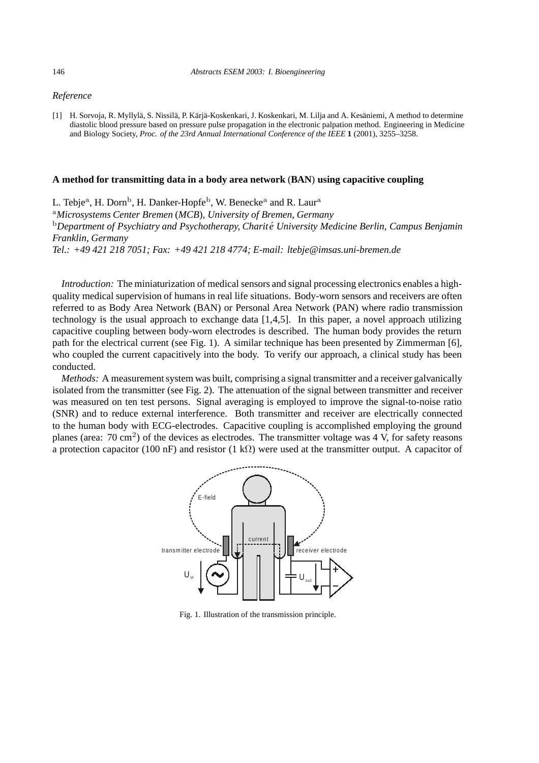*Reference*

[1] H. Sorvoja, R. Myllylä, S. Nissilä, P. Kärjä-Koskenkari, J. Koskenkari, M. Lilja and A. Kesäniemi, A method to determine diastolic blood pressure based on pressure pulse propagation in the electronic palpation method. Engineering in Medicine and Biology Society, *Proc. of the 23rd Annual International Conference of the IEEE* **1** (2001), 3255–3258.

## A method for transmitting data in a body area network (BAN) using capacitive coupling

L. Tebje[a], H. Dorn[b], H. Danker-Hopfe[b], W. Benecke[a] and R. Laur[a]

[a]*Microsystems Center Bremen (MCB), University of Bremen, Germany*

[b]*Department of Psychiatry and Psychotherapy, Charité University Medicine Berlin, Campus Benjamin Franklin, Germany*

*Tel.: +49 421 218 7051; Fax: +49 421 218 4774; E-mail: ltebje@imsas.uni-bremen.de*

*Introduction:* The miniaturization of medical sensors and signal processing electronics enables a high-quality medical supervision of humans in real life situations. Body-worn sensors and receivers are often referred to as Body Area Network (BAN) or Personal Area Network (PAN) where radio transmission technology is the usual approach to exchange data [1,4,5]. In this paper, a novel approach utilizing capacitive coupling between body-worn electrodes is described. The human body provides the return path for the electrical current (see Fig. 1). A similar technique has been presented by Zimmerman [6], who coupled the current capacitively into the body. To verify our approach, a clinical study has been conducted.

*Methods:* A measurement system was built, comprising a signal transmitter and a receiver galvanically isolated from the transmitter (see Fig. 2). The attenuation of the signal between transmitter and receiver was measured on ten test persons. Signal averaging is employed to improve the signal-to-noise ratio (SNR) and to reduce external interference. Both transmitter and receiver are electrically connected to the human body with ECG-electrodes. Capacitive coupling is accomplished employing the ground planes (area: 70 $cm^2$) of the devices as electrodes. The transmitter voltage was 4 V, for safety reasons a protection capacitor (100 nF) and resistor (1 kΩ) were used at the transmitter output. A capacitor of

Fig. 1. Illustration of the transmission principle.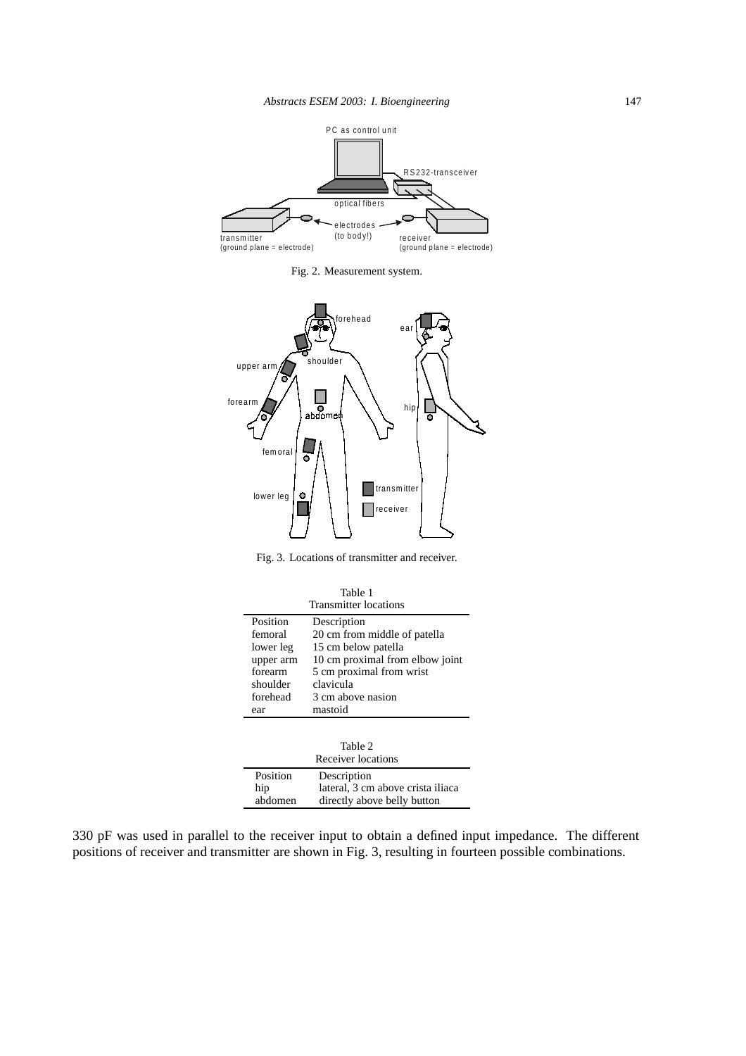Fig. 2. Measurement system.

Fig. 3. Locations of transmitter and receiver.

Table 1
Transmitter locations

| Position | Description |
|---|---|
| femoral | 20 cm from middle of patella |
| lower leg | 15 cm below patella |
| upper arm | 10 cm proximal from elbow joint |
| forearm | 5 cm proximal from wrist |
| shoulder | clavicula |
| forehead | 3 cm above nasion |
| ear | mastoid |

Table 2
Receiver locations

| Position | Description |
|---|---|
| hip | lateral, 3 cm above crista iliaca |
| abdomen | directly above belly button |

330 pF was used in parallel to the receiver input to obtain a defined input impedance. The different positions of receiver and transmitter are shown in Fig. 3, resulting in fourteen possible combinations.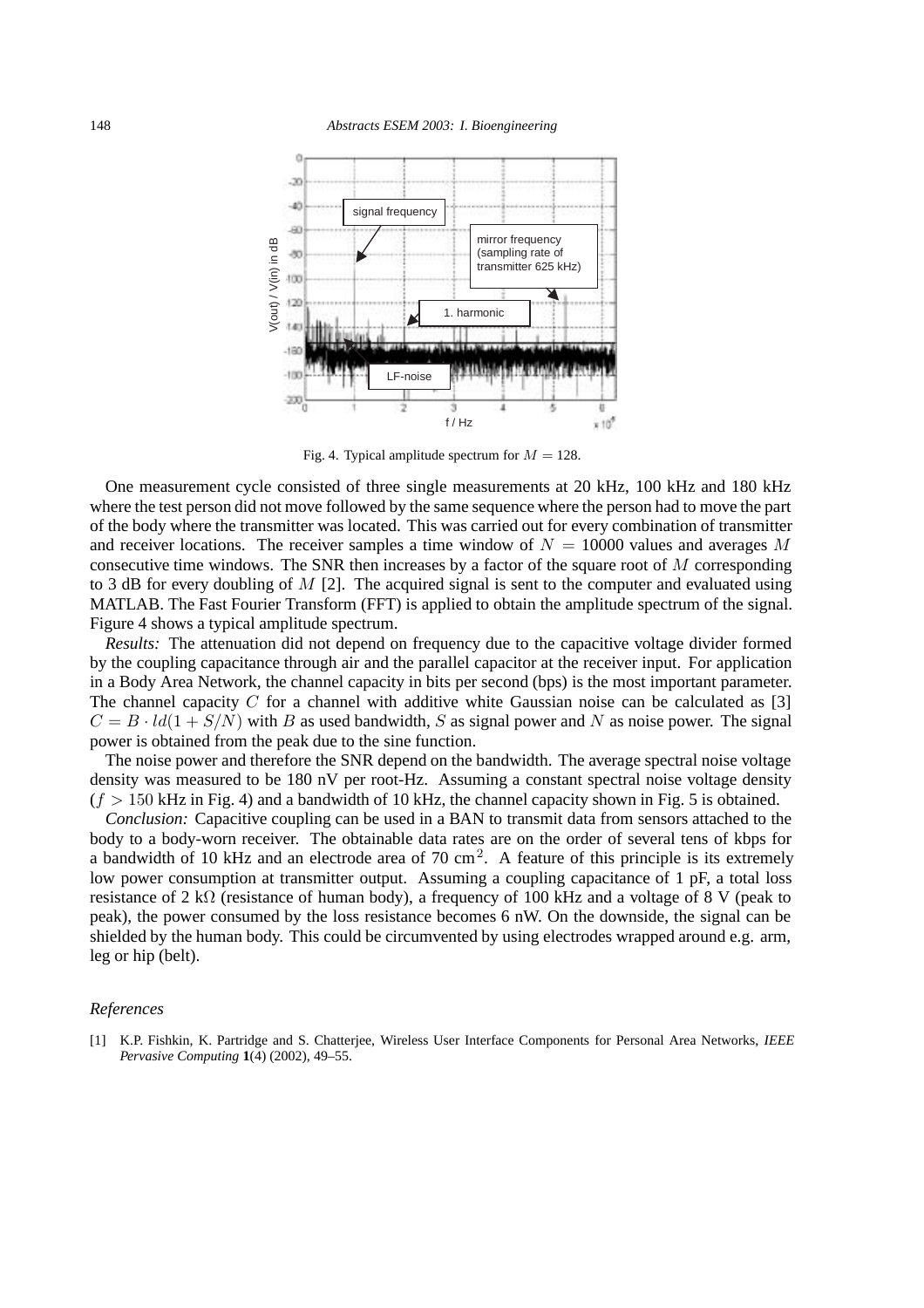Fig. 4. Typical amplitude spectrum for $M = 128$.

One measurement cycle consisted of three single measurements at 20 kHz, 100 kHz and 180 kHz where the test person did not move followed by the same sequence where the person had to move the part of the body where the transmitter was located. This was carried out for every combination of transmitter and receiver locations. The receiver samples a time window of $N = 10000$ values and averages $M$ consecutive time windows. The SNR then increases by a factor of the square root of $M$ corresponding to 3 dB for every doubling of $M$ [2]. The acquired signal is sent to the computer and evaluated using MATLAB. The Fast Fourier Transform (FFT) is applied to obtain the amplitude spectrum of the signal. Figure 4 shows a typical amplitude spectrum.

*Results:* The attenuation did not depend on frequency due to the capacitive voltage divider formed by the coupling capacitance through air and the parallel capacitor at the receiver input. For application in a Body Area Network, the channel capacity in bits per second (bps) is the most important parameter. The channel capacity $C$ for a channel with additive white Gaussian noise can be calculated as [3] $C = B \cdot ld(1 + S/N)$ with $B$ as used bandwidth, $S$ as signal power and $N$ as noise power. The signal power is obtained from the peak due to the sine function.

The noise power and therefore the SNR depend on the bandwidth. The average spectral noise voltage density was measured to be 180 nV per root-Hz. Assuming a constant spectral noise voltage density ($f > 150$ kHz in Fig. 4) and a bandwidth of 10 kHz, the channel capacity shown in Fig. 5 is obtained.

*Conclusion:* Capacitive coupling can be used in a BAN to transmit data from sensors attached to the body to a body-worn receiver. The obtainable data rates are on the order of several tens of kbps for a bandwidth of 10 kHz and an electrode area of 70 cm$^2$. A feature of this principle is its extremely low power consumption at transmitter output. Assuming a coupling capacitance of 1 pF, a total loss resistance of 2 k$\Omega$ (resistance of human body), a frequency of 100 kHz and a voltage of 8 V (peak to peak), the power consumed by the loss resistance becomes 6 nW. On the downside, the signal can be shielded by the human body. This could be circumvented by using electrodes wrapped around e.g. arm, leg or hip (belt).

## References

[1] K.P. Fishkin, K. Partridge and S. Chatterjee, Wireless User Interface Components for Personal Area Networks, *IEEE Pervasive Computing* **1**(4) (2002), 49–55.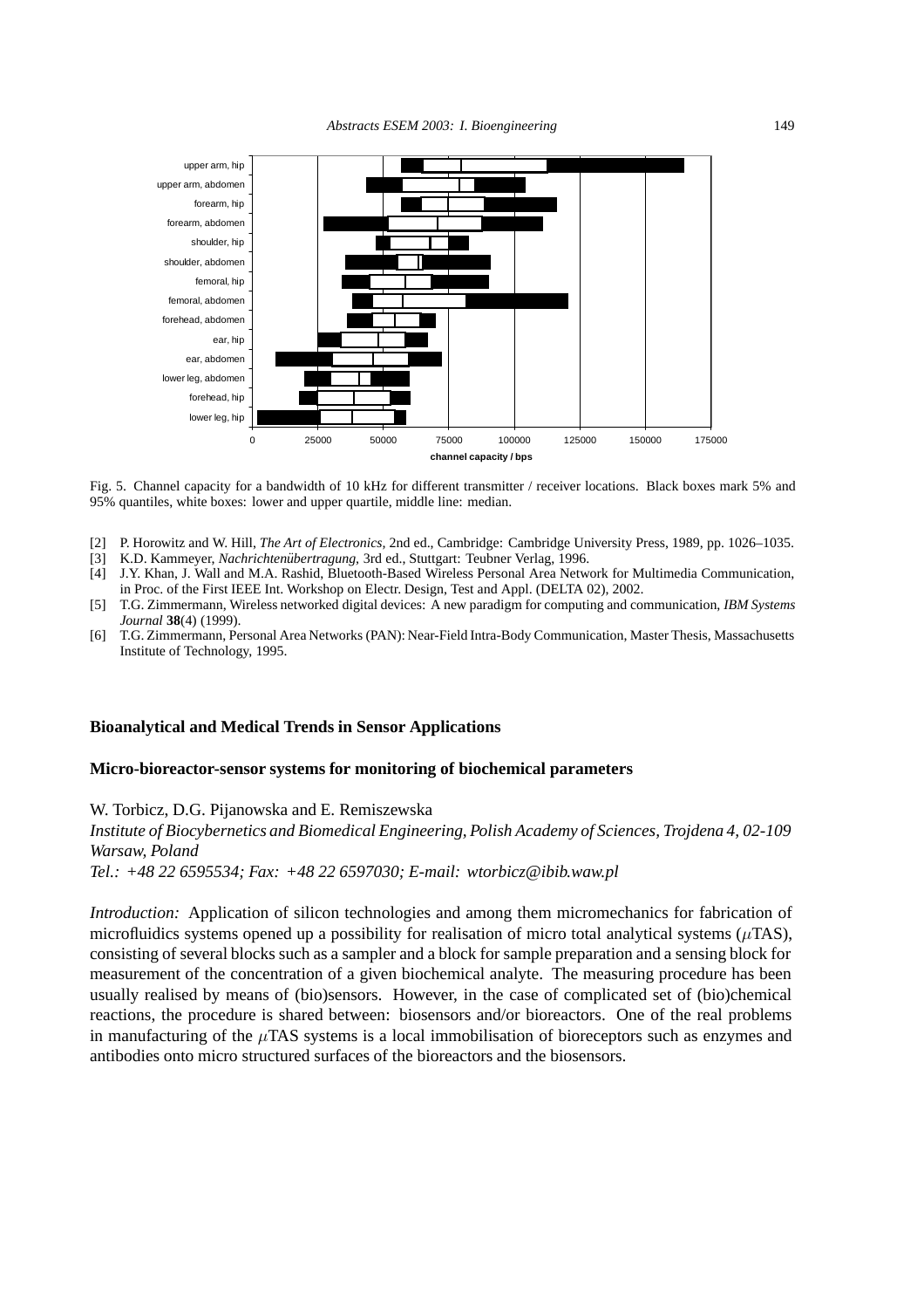Fig. 5. Channel capacity for a bandwidth of 10 kHz for different transmitter / receiver locations. Black boxes mark 5% and 95% quantiles, white boxes: lower and upper quartile, middle line: median.

[2] P. Horowitz and W. Hill, *The Art of Electronics*, 2nd ed., Cambridge: Cambridge University Press, 1989, pp. 1026–1035.

[3] K.D. Kammeyer, *Nachrichtenübertragung*, 3rd ed., Stuttgart: Teubner Verlag, 1996.

[4] J.Y. Khan, J. Wall and M.A. Rashid, Bluetooth-Based Wireless Personal Area Network for Multimedia Communication, in Proc. of the First IEEE Int. Workshop on Electr. Design, Test and Appl. (DELTA 02), 2002.

[5] T.G. Zimmermann, Wireless networked digital devices: A new paradigm for computing and communication, *IBM Systems Journal* **38**(4) (1999).

[6] T.G. Zimmermann, Personal Area Networks (PAN): Near-Field Intra-Body Communication, Master Thesis, Massachusetts Institute of Technology, 1995.

## Bioanalytical and Medical Trends in Sensor Applications

### Micro-bioreactor-sensor systems for monitoring of biochemical parameters

W. Torbicz, D.G. Pijanowska and E. Remiszewska

*Institute of Biocybernetics and Biomedical Engineering, Polish Academy of Sciences, Trojdena 4, 02-109 Warsaw, Poland*

*Tel.: +48 22 6595534; Fax: +48 22 6597030; E-mail: wtorbicz@ibib.waw.pl*

*Introduction:* Application of silicon technologies and among them micromechanics for fabrication of microfluidics systems opened up a possibility for realisation of micro total analytical systems ($\mu$TAS), consisting of several blocks such as a sampler and a block for sample preparation and a sensing block for measurement of the concentration of a given biochemical analyte. The measuring procedure has been usually realised by means of (bio)sensors. However, in the case of complicated set of (bio)chemical reactions, the procedure is shared between: biosensors and/or bioreactors. One of the real problems in manufacturing of the $\mu$TAS systems is a local immobilisation of bioreceptors such as enzymes and antibodies onto micro structured surfaces of the bioreactors and the biosensors.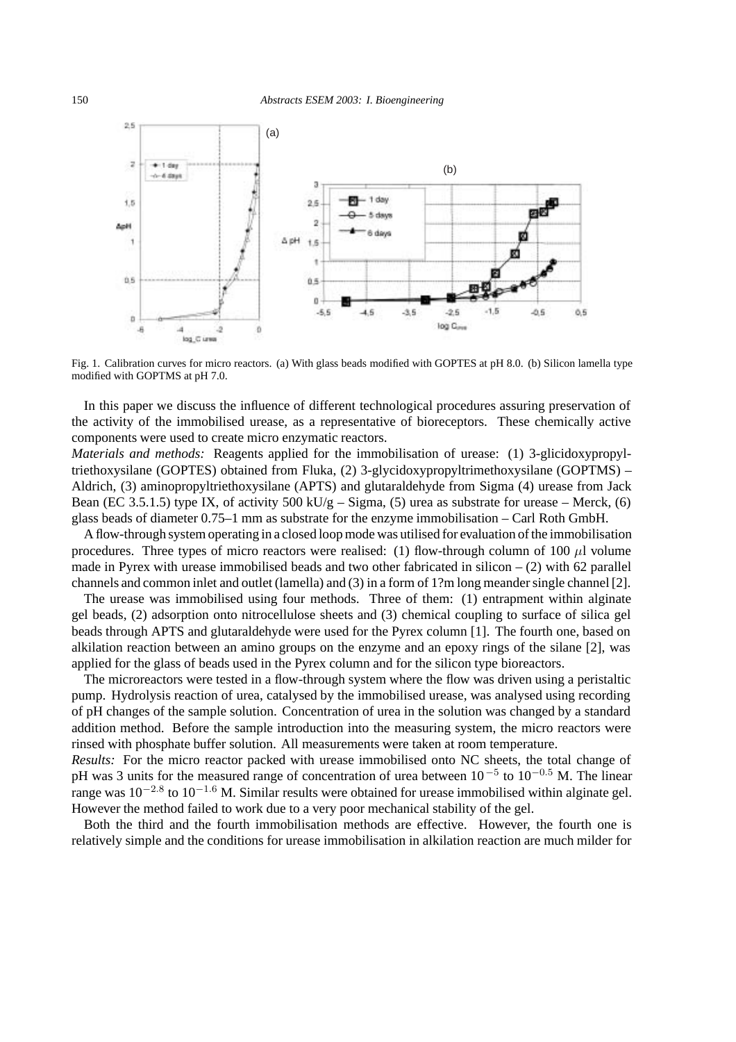Fig. 1. Calibration curves for micro reactors. (a) With glass beads modified with GOPTES at pH 8.0. (b) Silicon lamella type modified with GOPTMS at pH 7.0.

In this paper we discuss the influence of different technological procedures assuring preservation of the activity of the immobilised urease, as a representative of bioreceptors. These chemically active components were used to create micro enzymatic reactors.

*Materials and methods:* Reagents applied for the immobilisation of urease: (1) 3-glicidoxypropyltriethoxysilane (GOPTES) obtained from Fluka, (2) 3-glycidoxypropyltrimethoxysilane (GOPTMS) – Aldrich, (3) aminopropyltriethoxysilane (APTS) and glutaraldehyde from Sigma (4) urease from Jack Bean (EC 3.5.1.5) type IX, of activity 500 kU/g – Sigma, (5) urea as substrate for urease – Merck, (6) glass beads of diameter 0.75–1 mm as substrate for the enzyme immobilisation – Carl Roth GmbH.

A flow-through system operating in a closed loop mode was utilised for evaluation of the immobilisation procedures. Three types of micro reactors were realised: (1) flow-through column of 100 $\mu$l volume made in Pyrex with urease immobilised beads and two other fabricated in silicon – (2) with 62 parallel channels and common inlet and outlet (lamella) and (3) in a form of 1?m long meander single channel [2].

The urease was immobilised using four methods. Three of them: (1) entrapment within alginate gel beads, (2) adsorption onto nitrocellulose sheets and (3) chemical coupling to surface of silica gel beads through APTS and glutaraldehyde were used for the Pyrex column [1]. The fourth one, based on alkilation reaction between an amino groups on the enzyme and an epoxy rings of the silane [2], was applied for the glass of beads used in the Pyrex column and for the silicon type bioreactors.

The microreactors were tested in a flow-through system where the flow was driven using a peristaltic pump. Hydrolysis reaction of urea, catalysed by the immobilised urease, was analysed using recording of pH changes of the sample solution. Concentration of urea in the solution was changed by a standard addition method. Before the sample introduction into the measuring system, the micro reactors were rinsed with phosphate buffer solution. All measurements were taken at room temperature.

*Results:* For the micro reactor packed with urease immobilised onto NC sheets, the total change of pH was 3 units for the measured range of concentration of urea between $10^{-5}$ to $10^{-0.5}$ M. The linear range was $10^{-2.8}$ to $10^{-1.6}$ M. Similar results were obtained for urease immobilised within alginate gel. However the method failed to work due to a very poor mechanical stability of the gel.

Both the third and the fourth immobilisation methods are effective. However, the fourth one is relatively simple and the conditions for urease immobilisation in alkilation reaction are much milder for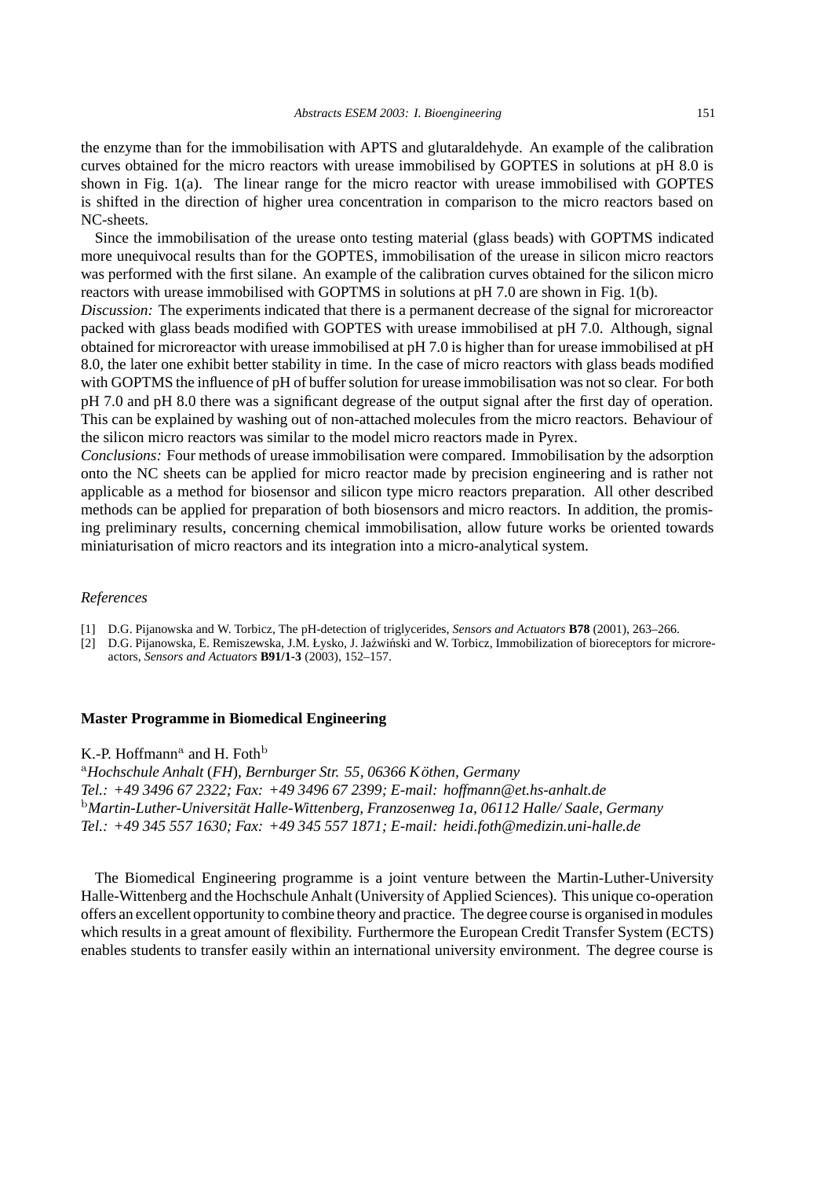the enzyme than for the immobilisation with APTS and glutaraldehyde. An example of the calibration curves obtained for the micro reactors with urease immobilised by GOPTES in solutions at pH 8.0 is shown in Fig. 1(a). The linear range for the micro reactor with urease immobilised with GOPTES is shifted in the direction of higher urea concentration in comparison to the micro reactors based on NC-sheets.

Since the immobilisation of the urease onto testing material (glass beads) with GOPTMS indicated more unequivocal results than for the GOPTES, immobilisation of the urease in silicon micro reactors was performed with the first silane. An example of the calibration curves obtained for the silicon micro reactors with urease immobilised with GOPTMS in solutions at pH 7.0 are shown in Fig. 1(b).

*Discussion:* The experiments indicated that there is a permanent decrease of the signal for microreactor packed with glass beads modified with GOPTES with urease immobilised at pH 7.0. Although, signal obtained for microreactor with urease immobilised at pH 7.0 is higher than for urease immobilised at pH 8.0, the later one exhibit better stability in time. In the case of micro reactors with glass beads modified with GOPTMS the influence of pH of buffer solution for urease immobilisation was not so clear. For both pH 7.0 and pH 8.0 there was a significant degrease of the output signal after the first day of operation. This can be explained by washing out of non-attached molecules from the micro reactors. Behaviour of the silicon micro reactors was similar to the model micro reactors made in Pyrex.

*Conclusions:* Four methods of urease immobilisation were compared. Immobilisation by the adsorption onto the NC sheets can be applied for micro reactor made by precision engineering and is rather not applicable as a method for biosensor and silicon type micro reactors preparation. All other described methods can be applied for preparation of both biosensors and micro reactors. In addition, the promising preliminary results, concerning chemical immobilisation, allow future works be oriented towards miniaturisation of micro reactors and its integration into a micro-analytical system.

*References*

[1] D.G. Pijanowska and W. Torbicz, The pH-detection of triglycerides, *Sensors and Actuators* **B78** (2001), 263–266.

[2] D.G. Pijanowska, E. Remiszewska, J.M. Łysko, J. Jaźwiński and W. Torbicz, Immobilization of bioreceptors for microreactors, *Sensors and Actuators* **B91/1-3** (2003), 152–157.

## Master Programme in Biomedical Engineering

K.-P. Hoffmann[a] and H. Foth[b]

[a] *Hochschule Anhalt (FH), Bernburger Str. 55, 06366 Köthen, Germany*
*Tel.: +49 3496 67 2322; Fax: +49 3496 67 2399; E-mail: hoffmann@et.hs-anhalt.de*
[b] *Martin-Luther-Universität Halle-Wittenberg, Franzosenweg 1a, 06112 Halle/ Saale, Germany*
*Tel.: +49 345 557 1630; Fax: +49 345 557 1871; E-mail: heidi.foth@medizin.uni-halle.de*

The Biomedical Engineering programme is a joint venture between the Martin-Luther-University Halle-Wittenberg and the Hochschule Anhalt (University of Applied Sciences). This unique co-operation offers an excellent opportunity to combine theory and practice. The degree course is organised in modules which results in a great amount of flexibility. Furthermore the European Credit Transfer System (ECTS) enables students to transfer easily within an international university environment. The degree course is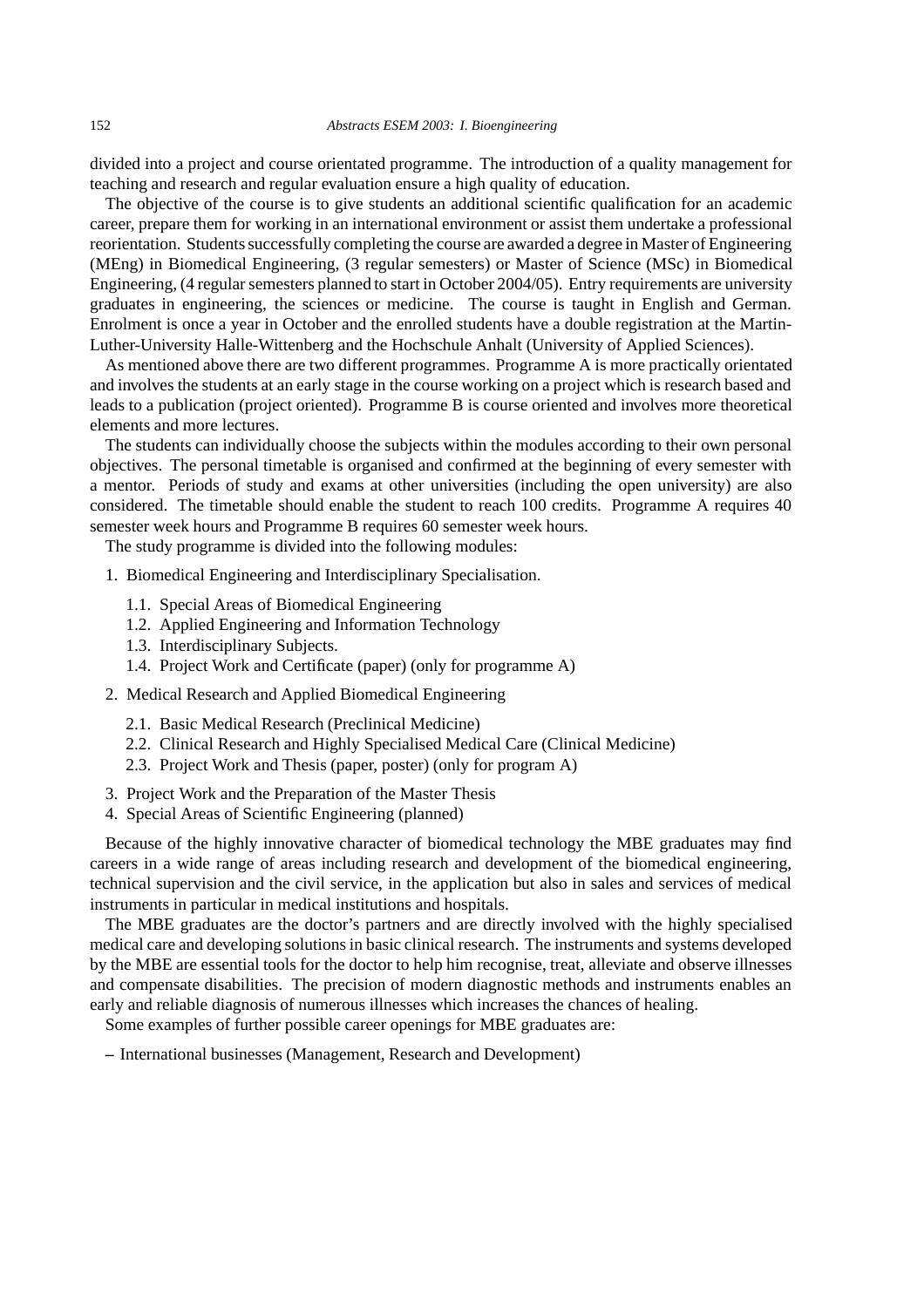divided into a project and course orientated programme. The introduction of a quality management for teaching and research and regular evaluation ensure a high quality of education.

The objective of the course is to give students an additional scientific qualification for an academic career, prepare them for working in an international environment or assist them undertake a professional reorientation. Students successfully completing the course are awarded a degree in Master of Engineering (MEng) in Biomedical Engineering, (3 regular semesters) or Master of Science (MSc) in Biomedical Engineering, (4 regular semesters planned to start in October 2004/05). Entry requirements are university graduates in engineering, the sciences or medicine. The course is taught in English and German. Enrolment is once a year in October and the enrolled students have a double registration at the Martin-Luther-University Halle-Wittenberg and the Hochschule Anhalt (University of Applied Sciences).

As mentioned above there are two different programmes. Programme A is more practically orientated and involves the students at an early stage in the course working on a project which is research based and leads to a publication (project oriented). Programme B is course oriented and involves more theoretical elements and more lectures.

The students can individually choose the subjects within the modules according to their own personal objectives. The personal timetable is organised and confirmed at the beginning of every semester with a mentor. Periods of study and exams at other universities (including the open university) are also considered. The timetable should enable the student to reach 100 credits. Programme A requires 40 semester week hours and Programme B requires 60 semester week hours.

The study programme is divided into the following modules:

1. Biomedical Engineering and Interdisciplinary Specialisation.
   - 1.1. Special Areas of Biomedical Engineering
   - 1.2. Applied Engineering and Information Technology
   - 1.3. Interdisciplinary Subjects.
   - 1.4. Project Work and Certificate (paper) (only for programme A)
2. Medical Research and Applied Biomedical Engineering
   - 2.1. Basic Medical Research (Preclinical Medicine)
   - 2.2. Clinical Research and Highly Specialised Medical Care (Clinical Medicine)
   - 2.3. Project Work and Thesis (paper, poster) (only for program A)
3. Project Work and the Preparation of the Master Thesis
4. Special Areas of Scientific Engineering (planned)

Because of the highly innovative character of biomedical technology the MBE graduates may find careers in a wide range of areas including research and development of the biomedical engineering, technical supervision and the civil service, in the application but also in sales and services of medical instruments in particular in medical institutions and hospitals.

The MBE graduates are the doctor's partners and are directly involved with the highly specialised medical care and developing solutions in basic clinical research. The instruments and systems developed by the MBE are essential tools for the doctor to help him recognise, treat, alleviate and observe illnesses and compensate disabilities. The precision of modern diagnostic methods and instruments enables an early and reliable diagnosis of numerous illnesses which increases the chances of healing.

Some examples of further possible career openings for MBE graduates are:

– International businesses (Management, Research and Development)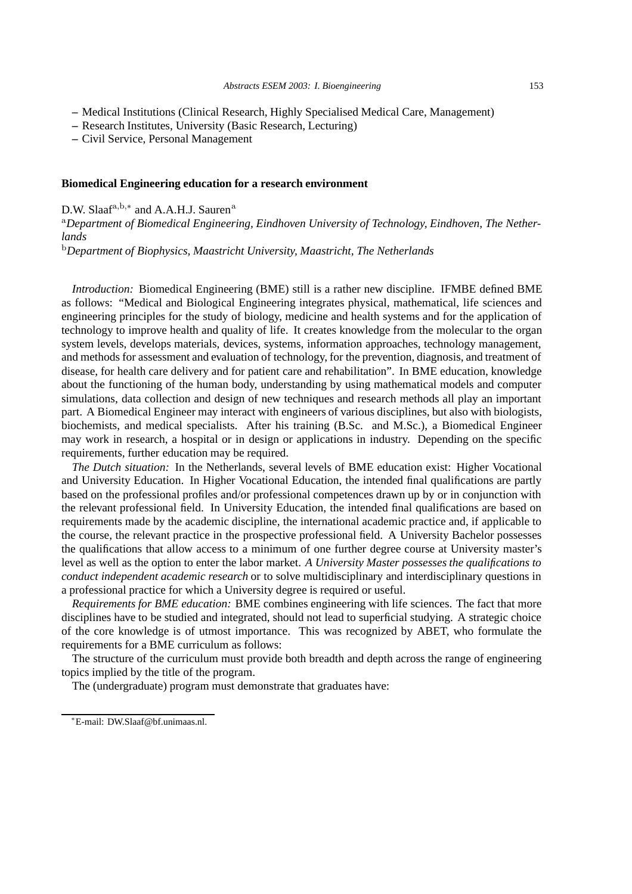- Medical Institutions (Clinical Research, Highly Specialised Medical Care, Management)
- Research Institutes, University (Basic Research, Lecturing)
- Civil Service, Personal Management

### Biomedical Engineering education for a research environment

D.W. Slaaf[a,b,*] and A.A.H.J. Sauren[a]

[a]*Department of Biomedical Engineering, Eindhoven University of Technology, Eindhoven, The Netherlands*

[b]*Department of Biophysics, Maastricht University, Maastricht, The Netherlands*

*Introduction:* Biomedical Engineering (BME) still is a rather new discipline. IFMBE defined BME as follows: "Medical and Biological Engineering integrates physical, mathematical, life sciences and engineering principles for the study of biology, medicine and health systems and for the application of technology to improve health and quality of life. It creates knowledge from the molecular to the organ system levels, develops materials, devices, systems, information approaches, technology management, and methods for assessment and evaluation of technology, for the prevention, diagnosis, and treatment of disease, for health care delivery and for patient care and rehabilitation". In BME education, knowledge about the functioning of the human body, understanding by using mathematical models and computer simulations, data collection and design of new techniques and research methods all play an important part. A Biomedical Engineer may interact with engineers of various disciplines, but also with biologists, biochemists, and medical specialists. After his training (B.Sc. and M.Sc.), a Biomedical Engineer may work in research, a hospital or in design or applications in industry. Depending on the specific requirements, further education may be required.

*The Dutch situation:* In the Netherlands, several levels of BME education exist: Higher Vocational and University Education. In Higher Vocational Education, the intended final qualifications are partly based on the professional profiles and/or professional competences drawn up by or in conjunction with the relevant professional field. In University Education, the intended final qualifications are based on requirements made by the academic discipline, the international academic practice and, if applicable to the course, the relevant practice in the prospective professional field. A University Bachelor possesses the qualifications that allow access to a minimum of one further degree course at University master's level as well as the option to enter the labor market. *A University Master possesses the qualifications to conduct independent academic research* or to solve multidisciplinary and interdisciplinary questions in a professional practice for which a University degree is required or useful.

*Requirements for BME education:* BME combines engineering with life sciences. The fact that more disciplines have to be studied and integrated, should not lead to superficial studying. A strategic choice of the core knowledge is of utmost importance. This was recognized by ABET, who formulate the requirements for a BME curriculum as follows:

The structure of the curriculum must provide both breadth and depth across the range of engineering topics implied by the title of the program.

The (undergraduate) program must demonstrate that graduates have:

[*]E-mail: DW.Slaaf@bf.unimaas.nl.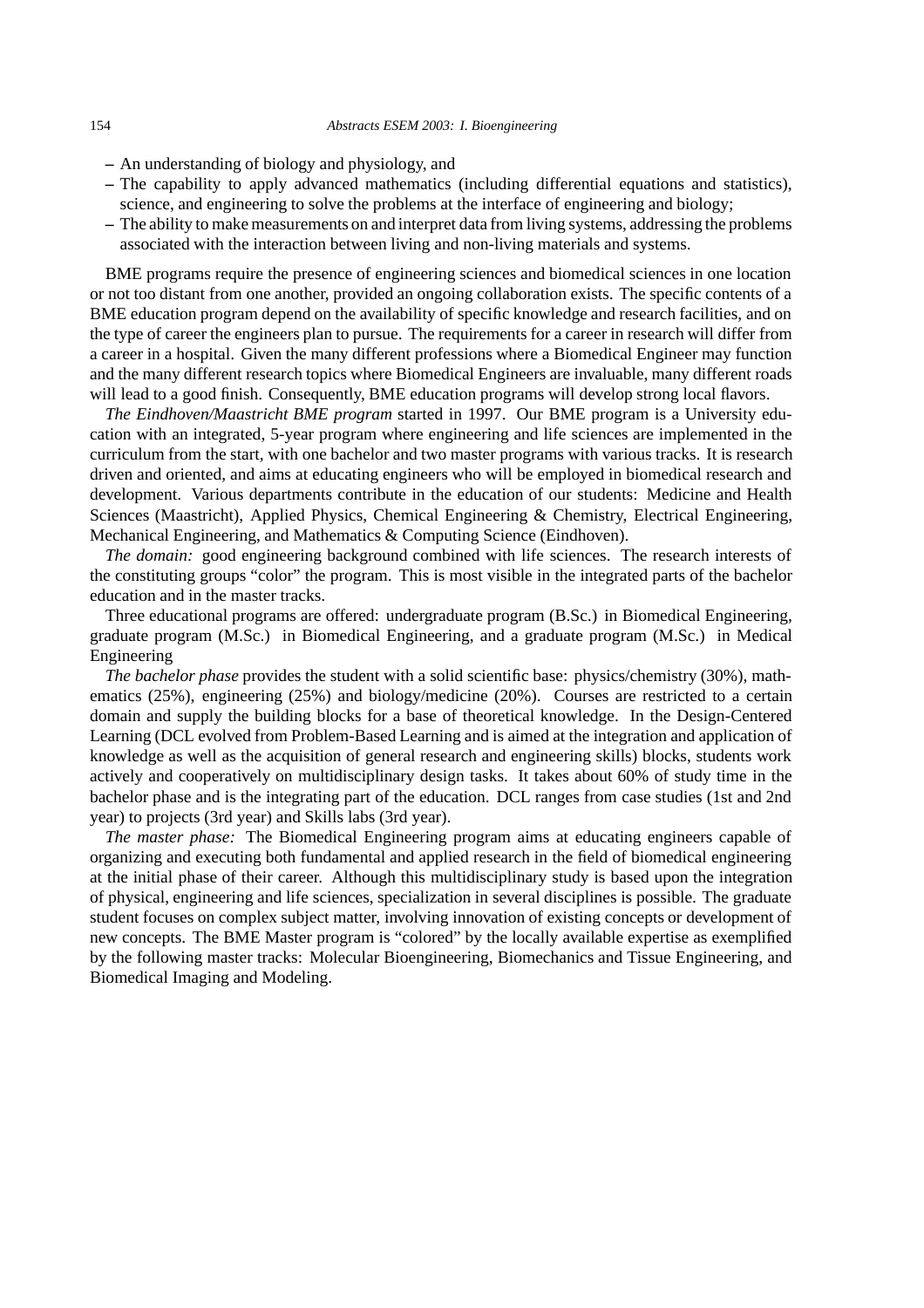- An understanding of biology and physiology, and
- The capability to apply advanced mathematics (including differential equations and statistics), science, and engineering to solve the problems at the interface of engineering and biology;
- The ability to make measurements on and interpret data from living systems, addressing the problems associated with the interaction between living and non-living materials and systems.

BME programs require the presence of engineering sciences and biomedical sciences in one location or not too distant from one another, provided an ongoing collaboration exists. The specific contents of a BME education program depend on the availability of specific knowledge and research facilities, and on the type of career the engineers plan to pursue. The requirements for a career in research will differ from a career in a hospital. Given the many different professions where a Biomedical Engineer may function and the many different research topics where Biomedical Engineers are invaluable, many different roads will lead to a good finish. Consequently, BME education programs will develop strong local flavors.

*The Eindhoven/Maastricht BME program* started in 1997. Our BME program is a University education with an integrated, 5-year program where engineering and life sciences are implemented in the curriculum from the start, with one bachelor and two master programs with various tracks. It is research driven and oriented, and aims at educating engineers who will be employed in biomedical research and development. Various departments contribute in the education of our students: Medicine and Health Sciences (Maastricht), Applied Physics, Chemical Engineering & Chemistry, Electrical Engineering, Mechanical Engineering, and Mathematics & Computing Science (Eindhoven).

*The domain:* good engineering background combined with life sciences. The research interests of the constituting groups "color" the program. This is most visible in the integrated parts of the bachelor education and in the master tracks.

Three educational programs are offered: undergraduate program (B.Sc.) in Biomedical Engineering, graduate program (M.Sc.) in Biomedical Engineering, and a graduate program (M.Sc.) in Medical Engineering

*The bachelor phase* provides the student with a solid scientific base: physics/chemistry (30%), mathematics (25%), engineering (25%) and biology/medicine (20%). Courses are restricted to a certain domain and supply the building blocks for a base of theoretical knowledge. In the Design-Centered Learning (DCL evolved from Problem-Based Learning and is aimed at the integration and application of knowledge as well as the acquisition of general research and engineering skills) blocks, students work actively and cooperatively on multidisciplinary design tasks. It takes about 60% of study time in the bachelor phase and is the integrating part of the education. DCL ranges from case studies (1st and 2nd year) to projects (3rd year) and Skills labs (3rd year).

*The master phase:* The Biomedical Engineering program aims at educating engineers capable of organizing and executing both fundamental and applied research in the field of biomedical engineering at the initial phase of their career. Although this multidisciplinary study is based upon the integration of physical, engineering and life sciences, specialization in several disciplines is possible. The graduate student focuses on complex subject matter, involving innovation of existing concepts or development of new concepts. The BME Master program is "colored" by the locally available expertise as exemplified by the following master tracks: Molecular Bioengineering, Biomechanics and Tissue Engineering, and Biomedical Imaging and Modeling.